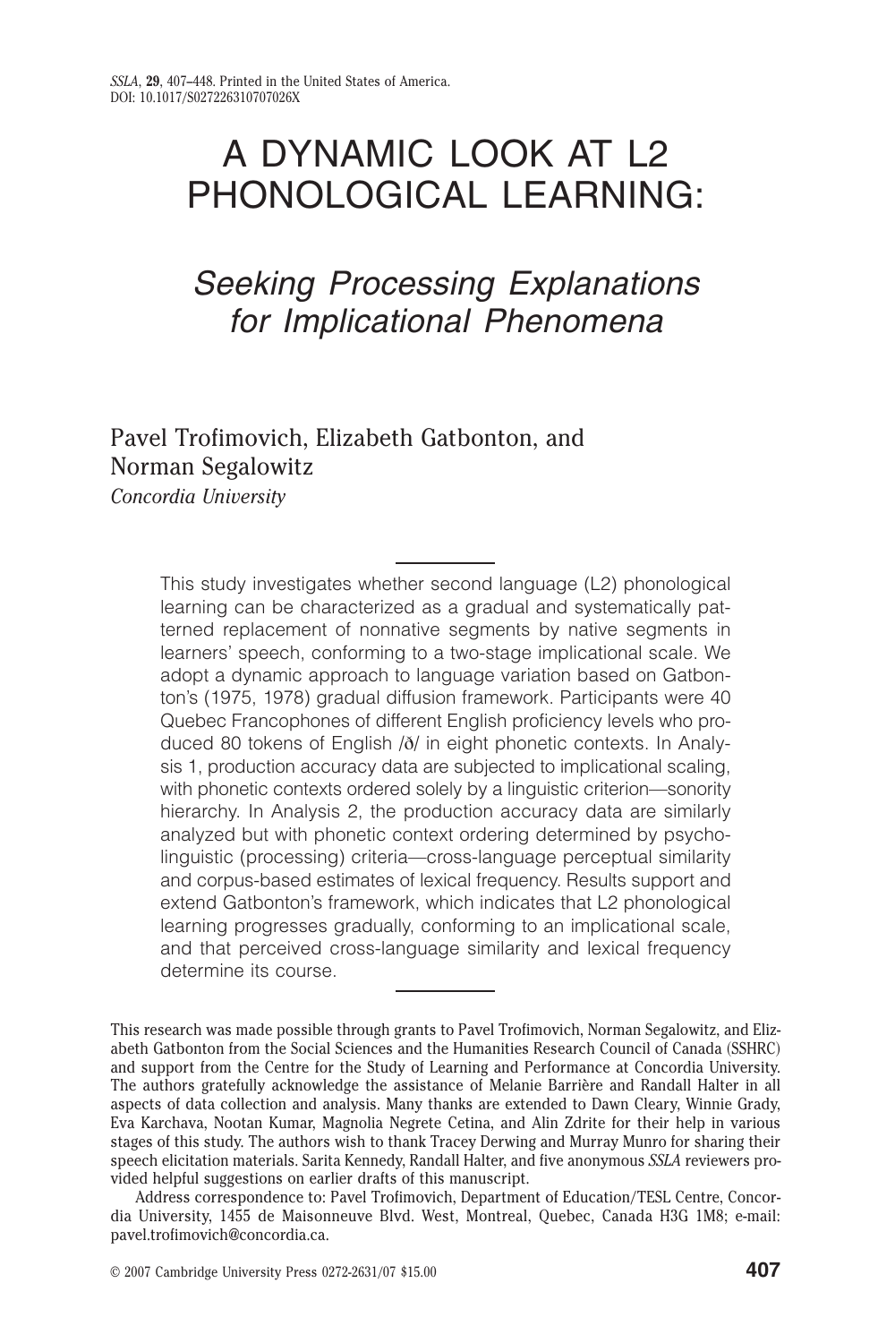# A DYNAMIC LOOK AT L2 PHONOLOGICAL LEARNING:

## *Seeking Processing Explanations for Implicational Phenomena*

Pavel Trofimovich, Elizabeth Gatbonton, and Norman Segalowitz
*Concordia University*

This study investigates whether second language (L2) phonological learning can be characterized as a gradual and systematically patterned replacement of nonnative segments by native segments in learners' speech, conforming to a two-stage implicational scale. We adopt a dynamic approach to language variation based on Gatbonton's (1975, 1978) gradual diffusion framework. Participants were 40 Quebec Francophones of different English proficiency levels who produced 80 tokens of English /ð/ in eight phonetic contexts. In Analysis 1, production accuracy data are subjected to implicational scaling, with phonetic contexts ordered solely by a linguistic criterion—sonority hierarchy. In Analysis 2, the production accuracy data are similarly analyzed but with phonetic context ordering determined by psycholinguistic (processing) criteria—cross-language perceptual similarity and corpus-based estimates of lexical frequency. Results support and extend Gatbonton's framework, which indicates that L2 phonological learning progresses gradually, conforming to an implicational scale, and that perceived cross-language similarity and lexical frequency determine its course.

This research was made possible through grants to Pavel Trofimovich, Norman Segalowitz, and Elizabeth Gatbonton from the Social Sciences and the Humanities Research Council of Canada (SSHRC) and support from the Centre for the Study of Learning and Performance at Concordia University. The authors gratefully acknowledge the assistance of Melanie Barrière and Randall Halter in all aspects of data collection and analysis. Many thanks are extended to Dawn Cleary, Winnie Grady, Eva Karchava, Nootan Kumar, Magnolia Negrete Cetina, and Alin Zdrite for their help in various stages of this study. The authors wish to thank Tracey Derwing and Murray Munro for sharing their speech elicitation materials. Sarita Kennedy, Randall Halter, and five anonymous *SSLA* reviewers provided helpful suggestions on earlier drafts of this manuscript.

Address correspondence to: Pavel Trofimovich, Department of Education/TESL Centre, Concordia University, 1455 de Maisonneuve Blvd. West, Montreal, Quebec, Canada H3G 1M8; e-mail: pavel.trofimovich@concordia.ca.

© 2007 Cambridge University Press 0272-2631/07 $15.00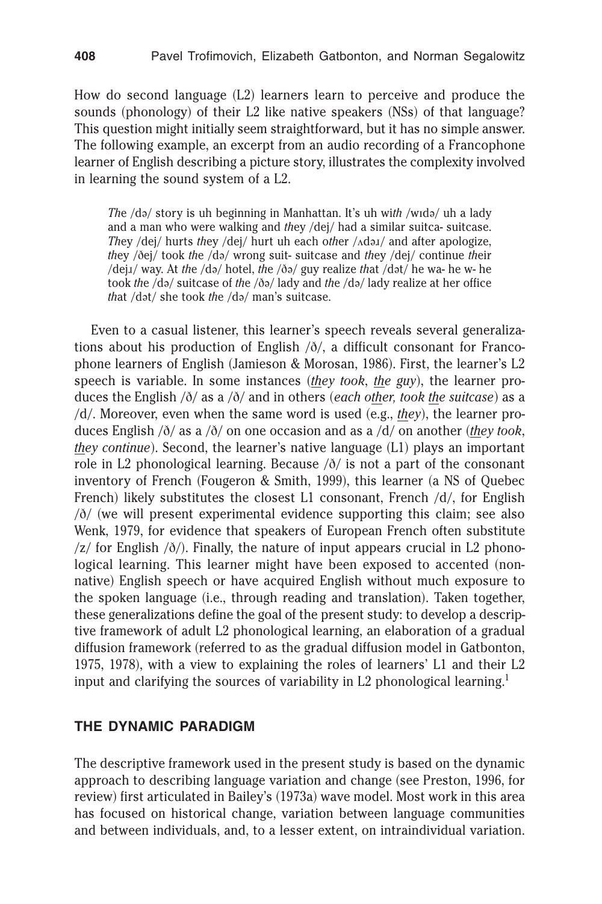How do second language (L2) learners learn to perceive and produce the sounds (phonology) of their L2 like native speakers (NSs) of that language? This question might initially seem straightforward, but it has no simple answer. The following example, an excerpt from an audio recording of a Francophone learner of English describing a picture story, illustrates the complexity involved in learning the sound system of a L2.

> *Th*e /də/ story is uh beginning in Manhattan. It's uh wi*th* /wɪdə/ uh a lady and a man who were walking and *th*ey /dej/ had a similar suitca- suitcase. *Th*ey /dej/ hurts *th*ey /dej/ hurt uh each o*th*er /ʌdəɹ/ and after apologize, *th*ey /ðej/ took *th*e /də/ wrong suit- suitcase and *th*ey /dej/ continue *th*eir /dejɹ/ way. At *th*e /də/ hotel, *th*e /ðə/ guy realize *th*at /dət/ he wa- he w- he took *th*e /də/ suitcase of *th*e /ðə/ lady and *th*e /də/ lady realize at her office *th*at /dət/ she took *th*e /də/ man's suitcase.

Even to a casual listener, this learner's speech reveals several generalizations about his production of English /ð/, a difficult consonant for Francophone learners of English (Jamieson & Morosan, 1986). First, the learner's L2 speech is variable. In some instances (*<u>th</u>ey took*, *<u>th</u>e guy*), the learner produces the English /ð/ as a /ð/ and in others (*each o<u>th</u>er, took <u>th</u>e suitcase*) as a /d/. Moreover, even when the same word is used (e.g., *<u>th</u>ey*), the learner produces English /ð/ as a /ð/ on one occasion and as a /d/ on another (*<u>th</u>ey took*, *<u>th</u>ey continue*). Second, the learner's native language (L1) plays an important role in L2 phonological learning. Because /ð/ is not a part of the consonant inventory of French (Fougeron & Smith, 1999), this learner (a NS of Quebec French) likely substitutes the closest L1 consonant, French /d/, for English /ð/ (we will present experimental evidence supporting this claim; see also Wenk, 1979, for evidence that speakers of European French often substitute /z/ for English /ð/). Finally, the nature of input appears crucial in L2 phonological learning. This learner might have been exposed to accented (nonnative) English speech or have acquired English without much exposure to the spoken language (i.e., through reading and translation). Taken together, these generalizations define the goal of the present study: to develop a descriptive framework of adult L2 phonological learning, an elaboration of a gradual diffusion framework (referred to as the gradual diffusion model in Gatbonton, 1975, 1978), with a view to explaining the roles of learners' L1 and their L2 input and clarifying the sources of variability in L2 phonological learning.[1]

## THE DYNAMIC PARADIGM

The descriptive framework used in the present study is based on the dynamic approach to describing language variation and change (see Preston, 1996, for review) first articulated in Bailey's (1973a) wave model. Most work in this area has focused on historical change, variation between language communities and between individuals, and, to a lesser extent, on intraindividual variation.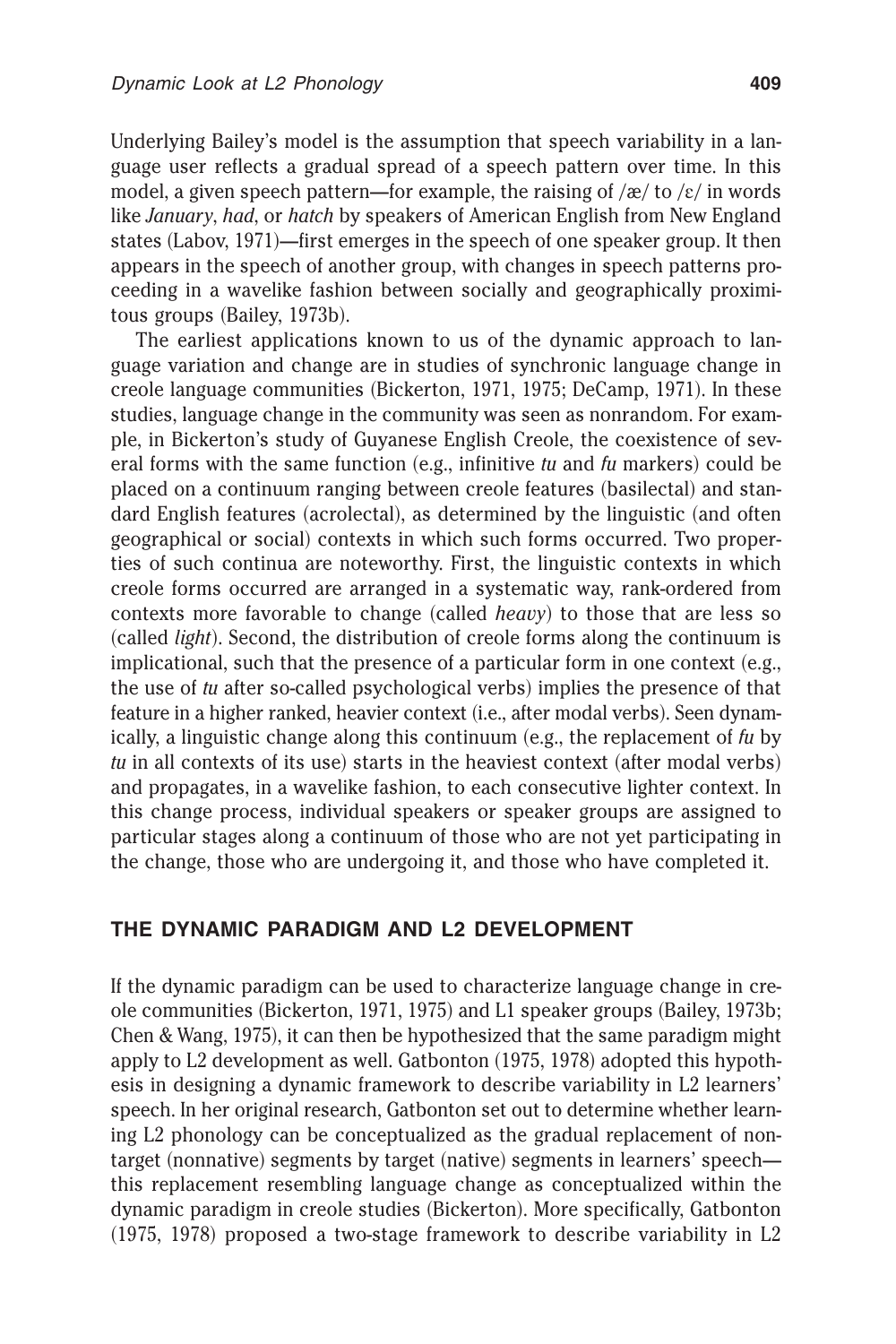Underlying Bailey's model is the assumption that speech variability in a language user reflects a gradual spread of a speech pattern over time. In this model, a given speech pattern—for example, the raising of /æ/ to /ɛ/ in words like *January*, *had*, or *hatch* by speakers of American English from New England states (Labov, 1971)—first emerges in the speech of one speaker group. It then appears in the speech of another group, with changes in speech patterns proceeding in a wavelike fashion between socially and geographically proximitous groups (Bailey, 1973b).

The earliest applications known to us of the dynamic approach to language variation and change are in studies of synchronic language change in creole language communities (Bickerton, 1971, 1975; DeCamp, 1971). In these studies, language change in the community was seen as nonrandom. For example, in Bickerton's study of Guyanese English Creole, the coexistence of several forms with the same function (e.g., infinitive *tu* and *fu* markers) could be placed on a continuum ranging between creole features (basilectal) and standard English features (acrolectal), as determined by the linguistic (and often geographical or social) contexts in which such forms occurred. Two properties of such continua are noteworthy. First, the linguistic contexts in which creole forms occurred are arranged in a systematic way, rank-ordered from contexts more favorable to change (called *heavy*) to those that are less so (called *light*). Second, the distribution of creole forms along the continuum is implicational, such that the presence of a particular form in one context (e.g., the use of *tu* after so-called psychological verbs) implies the presence of that feature in a higher ranked, heavier context (i.e., after modal verbs). Seen dynamically, a linguistic change along this continuum (e.g., the replacement of *fu* by *tu* in all contexts of its use) starts in the heaviest context (after modal verbs) and propagates, in a wavelike fashion, to each consecutive lighter context. In this change process, individual speakers or speaker groups are assigned to particular stages along a continuum of those who are not yet participating in the change, those who are undergoing it, and those who have completed it.

## THE DYNAMIC PARADIGM AND L2 DEVELOPMENT

If the dynamic paradigm can be used to characterize language change in creole communities (Bickerton, 1971, 1975) and L1 speaker groups (Bailey, 1973b; Chen & Wang, 1975), it can then be hypothesized that the same paradigm might apply to L2 development as well. Gatbonton (1975, 1978) adopted this hypothesis in designing a dynamic framework to describe variability in L2 learners' speech. In her original research, Gatbonton set out to determine whether learning L2 phonology can be conceptualized as the gradual replacement of nontarget (nonnative) segments by target (native) segments in learners' speech—this replacement resembling language change as conceptualized within the dynamic paradigm in creole studies (Bickerton). More specifically, Gatbonton (1975, 1978) proposed a two-stage framework to describe variability in L2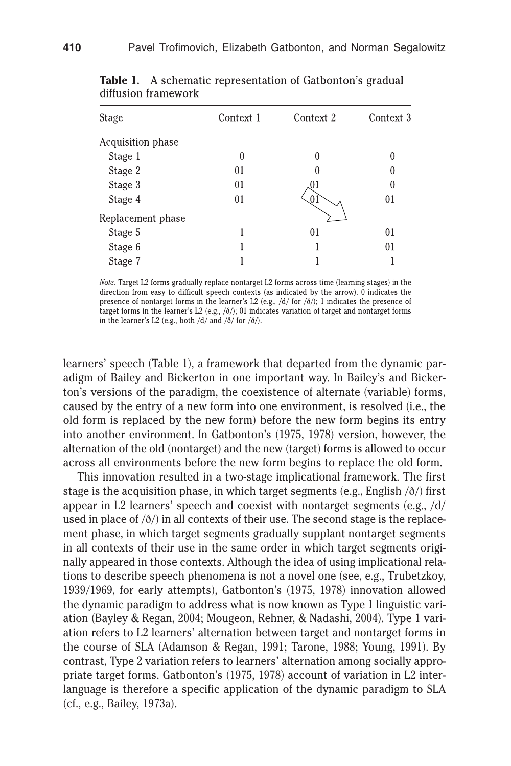**Table 1.** A schematic representation of Gatbonton's gradual diffusion framework

| Stage | Context 1 | Context 2 | Context 3 |
|---|---|---|---|
| Acquisition phase | | | |
| Stage 1 | 0 | 0 | 0 |
| Stage 2 | 01 | 0 | 0 |
| Stage 3 | 01 | 01 | 0 |
| Stage 4 | 01 | 01 | 01 |
| Replacement phase | | | |
| Stage 5 | 1 | 01 | 01 |
| Stage 6 | 1 | 1 | 01 |
| Stage 7 | 1 | 1 | 1 |

*Note*. Target L2 forms gradually replace nontarget L2 forms across time (learning stages) in the direction from easy to difficult speech contexts (as indicated by the arrow). 0 indicates the presence of nontarget forms in the learner's L2 (e.g., /d/ for /ð/); 1 indicates the presence of target forms in the learner's L2 (e.g., /ð/); 01 indicates variation of target and nontarget forms in the learner's L2 (e.g., both /d/ and /ð/ for /ð/).

learners' speech (Table 1), a framework that departed from the dynamic paradigm of Bailey and Bickerton in one important way. In Bailey's and Bickerton's versions of the paradigm, the coexistence of alternate (variable) forms, caused by the entry of a new form into one environment, is resolved (i.e., the old form is replaced by the new form) before the new form begins its entry into another environment. In Gatbonton's (1975, 1978) version, however, the alternation of the old (nontarget) and the new (target) forms is allowed to occur across all environments before the new form begins to replace the old form.

This innovation resulted in a two-stage implicational framework. The first stage is the acquisition phase, in which target segments (e.g., English /ð/) first appear in L2 learners' speech and coexist with nontarget segments (e.g., /d/ used in place of /ð/) in all contexts of their use. The second stage is the replacement phase, in which target segments gradually supplant nontarget segments in all contexts of their use in the same order in which target segments originally appeared in those contexts. Although the idea of using implicational relations to describe speech phenomena is not a novel one (see, e.g., Trubetzkoy, 1939/1969, for early attempts), Gatbonton's (1975, 1978) innovation allowed the dynamic paradigm to address what is now known as Type 1 linguistic variation (Bayley & Regan, 2004; Mougeon, Rehner, & Nadashi, 2004). Type 1 variation refers to L2 learners' alternation between target and nontarget forms in the course of SLA (Adamson & Regan, 1991; Tarone, 1988; Young, 1991). By contrast, Type 2 variation refers to learners' alternation among socially appropriate target forms. Gatbonton's (1975, 1978) account of variation in L2 interlanguage is therefore a specific application of the dynamic paradigm to SLA (cf., e.g., Bailey, 1973a).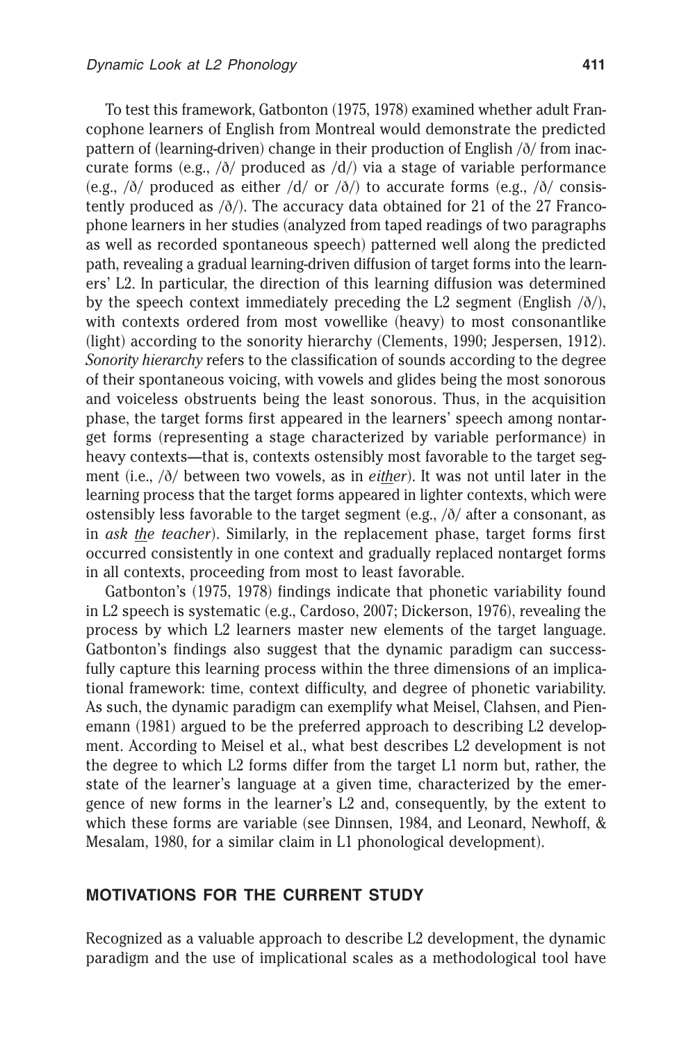To test this framework, Gatbonton (1975, 1978) examined whether adult Francophone learners of English from Montreal would demonstrate the predicted pattern of (learning-driven) change in their production of English /ð/ from inaccurate forms (e.g., /ð/ produced as /d/) via a stage of variable performance (e.g., /ð/ produced as either /d/ or /ð/) to accurate forms (e.g., /ð/ consistently produced as /ð/). The accuracy data obtained for 21 of the 27 Francophone learners in her studies (analyzed from taped readings of two paragraphs as well as recorded spontaneous speech) patterned well along the predicted path, revealing a gradual learning-driven diffusion of target forms into the learners' L2. In particular, the direction of this learning diffusion was determined by the speech context immediately preceding the L2 segment (English /ð/), with contexts ordered from most vowellike (heavy) to most consonantlike (light) according to the sonority hierarchy (Clements, 1990; Jespersen, 1912). *Sonority hierarchy* refers to the classification of sounds according to the degree of their spontaneous voicing, with vowels and glides being the most sonorous and voiceless obstruents being the least sonorous. Thus, in the acquisition phase, the target forms first appeared in the learners' speech among nontarget forms (representing a stage characterized by variable performance) in heavy contexts—that is, contexts ostensibly most favorable to the target segment (i.e., /ð/ between two vowels, as in *either*). It was not until later in the learning process that the target forms appeared in lighter contexts, which were ostensibly less favorable to the target segment (e.g., /ð/ after a consonant, as in *ask the teacher*). Similarly, in the replacement phase, target forms first occurred consistently in one context and gradually replaced nontarget forms in all contexts, proceeding from most to least favorable.

Gatbonton's (1975, 1978) findings indicate that phonetic variability found in L2 speech is systematic (e.g., Cardoso, 2007; Dickerson, 1976), revealing the process by which L2 learners master new elements of the target language. Gatbonton's findings also suggest that the dynamic paradigm can successfully capture this learning process within the three dimensions of an implicational framework: time, context difficulty, and degree of phonetic variability. As such, the dynamic paradigm can exemplify what Meisel, Clahsen, and Pienemann (1981) argued to be the preferred approach to describing L2 development. According to Meisel et al., what best describes L2 development is not the degree to which L2 forms differ from the target L1 norm but, rather, the state of the learner's language at a given time, characterized by the emergence of new forms in the learner's L2 and, consequently, by the extent to which these forms are variable (see Dinnsen, 1984, and Leonard, Newhoff, & Mesalam, 1980, for a similar claim in L1 phonological development).

## MOTIVATIONS FOR THE CURRENT STUDY

Recognized as a valuable approach to describe L2 development, the dynamic paradigm and the use of implicational scales as a methodological tool have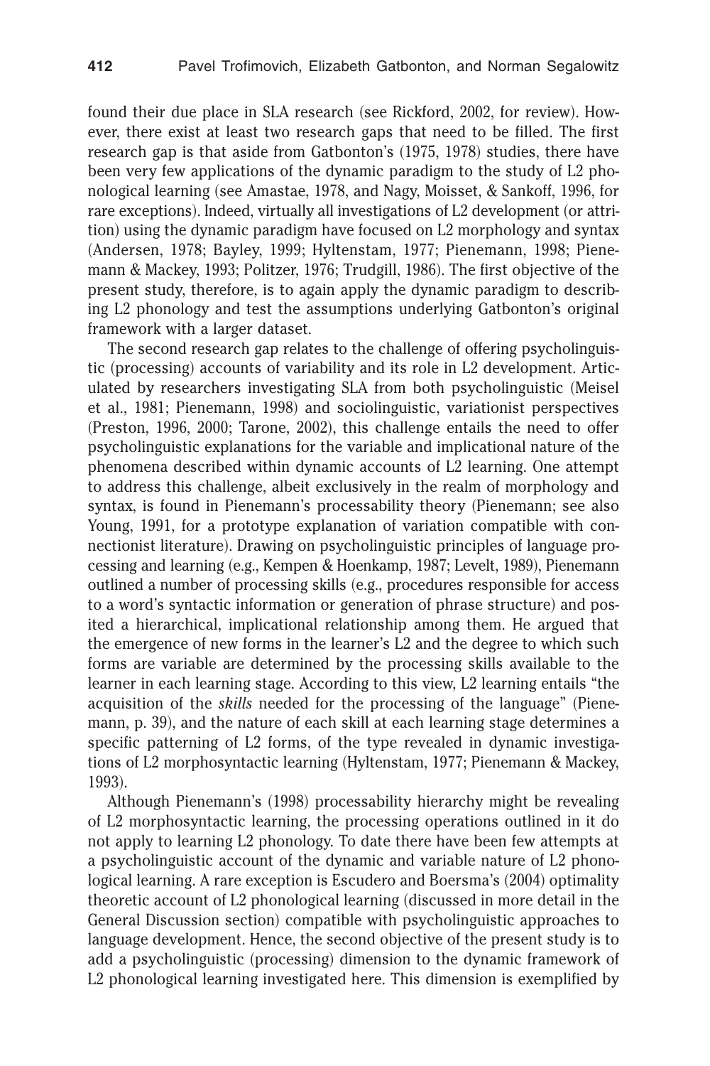found their due place in SLA research (see Rickford, 2002, for review). However, there exist at least two research gaps that need to be filled. The first research gap is that aside from Gatbonton's (1975, 1978) studies, there have been very few applications of the dynamic paradigm to the study of L2 phonological learning (see Amastae, 1978, and Nagy, Moisset, & Sankoff, 1996, for rare exceptions). Indeed, virtually all investigations of L2 development (or attrition) using the dynamic paradigm have focused on L2 morphology and syntax (Andersen, 1978; Bayley, 1999; Hyltenstam, 1977; Pienemann, 1998; Pienemann & Mackey, 1993; Politzer, 1976; Trudgill, 1986). The first objective of the present study, therefore, is to again apply the dynamic paradigm to describing L2 phonology and test the assumptions underlying Gatbonton's original framework with a larger dataset.

The second research gap relates to the challenge of offering psycholinguistic (processing) accounts of variability and its role in L2 development. Articulated by researchers investigating SLA from both psycholinguistic (Meisel et al., 1981; Pienemann, 1998) and sociolinguistic, variationist perspectives (Preston, 1996, 2000; Tarone, 2002), this challenge entails the need to offer psycholinguistic explanations for the variable and implicational nature of the phenomena described within dynamic accounts of L2 learning. One attempt to address this challenge, albeit exclusively in the realm of morphology and syntax, is found in Pienemann's processability theory (Pienemann; see also Young, 1991, for a prototype explanation of variation compatible with connectionist literature). Drawing on psycholinguistic principles of language processing and learning (e.g., Kempen & Hoenkamp, 1987; Levelt, 1989), Pienemann outlined a number of processing skills (e.g., procedures responsible for access to a word's syntactic information or generation of phrase structure) and posited a hierarchical, implicational relationship among them. He argued that the emergence of new forms in the learner's L2 and the degree to which such forms are variable are determined by the processing skills available to the learner in each learning stage. According to this view, L2 learning entails "the acquisition of the *skills* needed for the processing of the language" (Pienemann, p. 39), and the nature of each skill at each learning stage determines a specific patterning of L2 forms, of the type revealed in dynamic investigations of L2 morphosyntactic learning (Hyltenstam, 1977; Pienemann & Mackey, 1993).

Although Pienemann's (1998) processability hierarchy might be revealing of L2 morphosyntactic learning, the processing operations outlined in it do not apply to learning L2 phonology. To date there have been few attempts at a psycholinguistic account of the dynamic and variable nature of L2 phonological learning. A rare exception is Escudero and Boersma's (2004) optimality theoretic account of L2 phonological learning (discussed in more detail in the General Discussion section) compatible with psycholinguistic approaches to language development. Hence, the second objective of the present study is to add a psycholinguistic (processing) dimension to the dynamic framework of L2 phonological learning investigated here. This dimension is exemplified by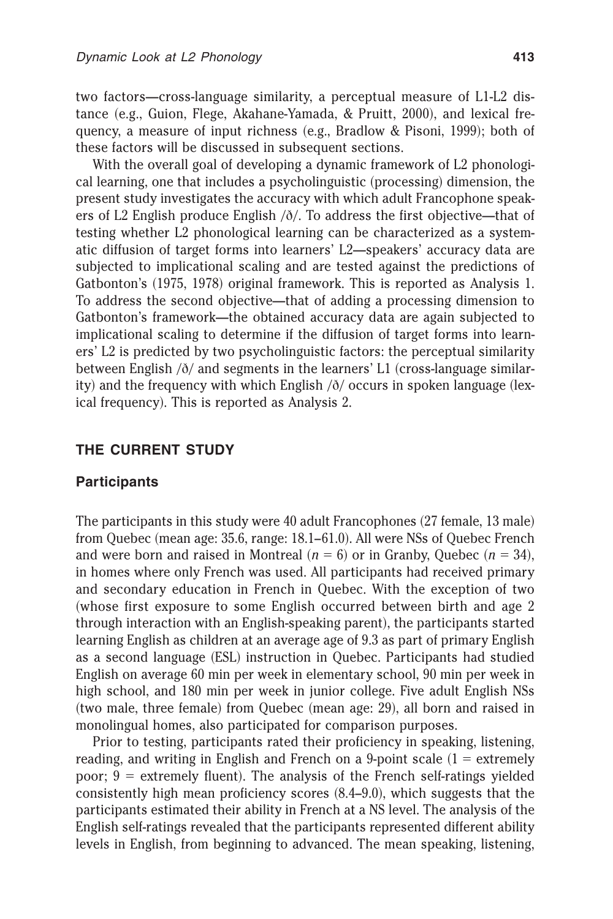two factors—cross-language similarity, a perceptual measure of L1-L2 distance (e.g., Guion, Flege, Akahane-Yamada, & Pruitt, 2000), and lexical frequency, a measure of input richness (e.g., Bradlow & Pisoni, 1999); both of these factors will be discussed in subsequent sections.

With the overall goal of developing a dynamic framework of L2 phonological learning, one that includes a psycholinguistic (processing) dimension, the present study investigates the accuracy with which adult Francophone speakers of L2 English produce English /ð/. To address the first objective—that of testing whether L2 phonological learning can be characterized as a systematic diffusion of target forms into learners' L2—speakers' accuracy data are subjected to implicational scaling and are tested against the predictions of Gatbonton's (1975, 1978) original framework. This is reported as Analysis 1. To address the second objective—that of adding a processing dimension to Gatbonton's framework—the obtained accuracy data are again subjected to implicational scaling to determine if the diffusion of target forms into learners' L2 is predicted by two psycholinguistic factors: the perceptual similarity between English /ð/ and segments in the learners' L1 (cross-language similarity) and the frequency with which English /ð/ occurs in spoken language (lexical frequency). This is reported as Analysis 2.

## THE CURRENT STUDY

### Participants

The participants in this study were 40 adult Francophones (27 female, 13 male) from Quebec (mean age: 35.6, range: 18.1–61.0). All were NSs of Quebec French and were born and raised in Montreal ($n = 6$) or in Granby, Quebec ($n = 34$), in homes where only French was used. All participants had received primary and secondary education in French in Quebec. With the exception of two (whose first exposure to some English occurred between birth and age 2 through interaction with an English-speaking parent), the participants started learning English as children at an average age of 9.3 as part of primary English as a second language (ESL) instruction in Quebec. Participants had studied English on average 60 min per week in elementary school, 90 min per week in high school, and 180 min per week in junior college. Five adult English NSs (two male, three female) from Quebec (mean age: 29), all born and raised in monolingual homes, also participated for comparison purposes.

Prior to testing, participants rated their proficiency in speaking, listening, reading, and writing in English and French on a 9-point scale (1 = extremely poor; 9 = extremely fluent). The analysis of the French self-ratings yielded consistently high mean proficiency scores (8.4–9.0), which suggests that the participants estimated their ability in French at a NS level. The analysis of the English self-ratings revealed that the participants represented different ability levels in English, from beginning to advanced. The mean speaking, listening,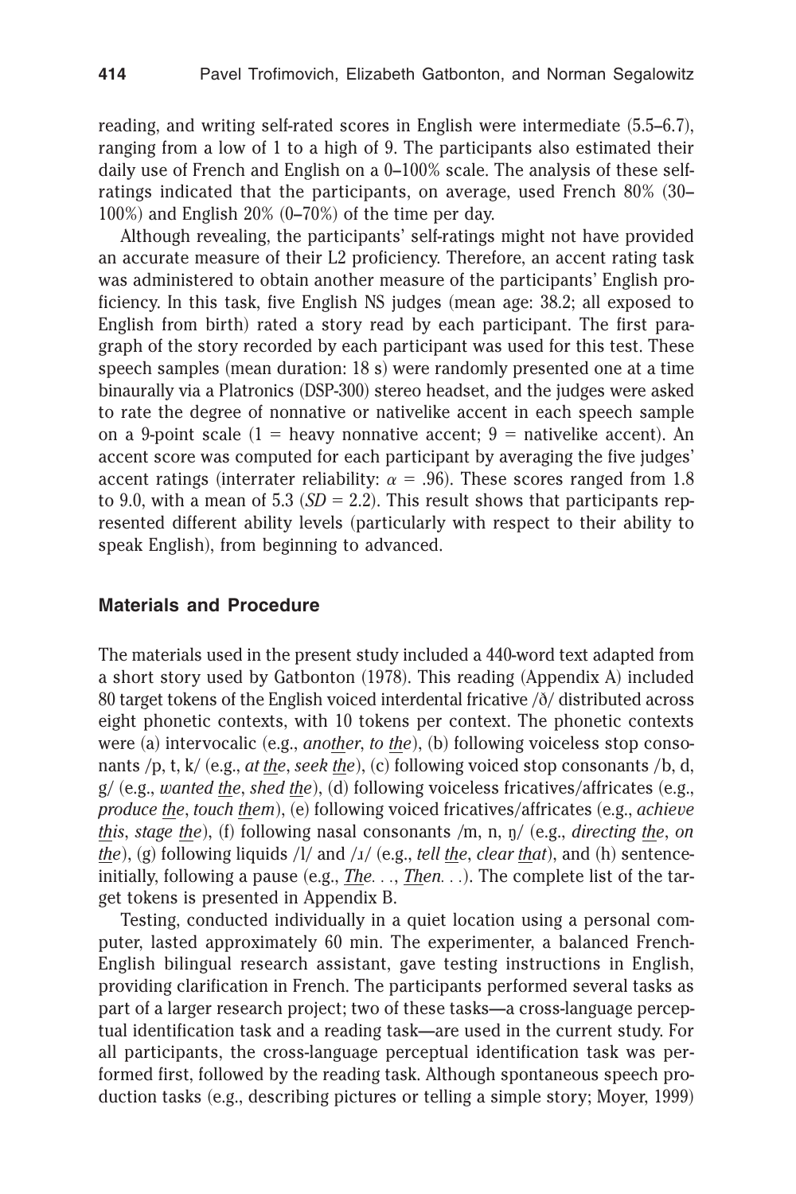reading, and writing self-rated scores in English were intermediate (5.5–6.7), ranging from a low of 1 to a high of 9. The participants also estimated their daily use of French and English on a 0–100% scale. The analysis of these self-ratings indicated that the participants, on average, used French 80% (30–100%) and English 20% (0–70%) of the time per day.

Although revealing, the participants' self-ratings might not have provided an accurate measure of their L2 proficiency. Therefore, an accent rating task was administered to obtain another measure of the participants' English proficiency. In this task, five English NS judges (mean age: 38.2; all exposed to English from birth) rated a story read by each participant. The first paragraph of the story recorded by each participant was used for this test. These speech samples (mean duration: 18 s) were randomly presented one at a time binaurally via a Platronics (DSP-300) stereo headset, and the judges were asked to rate the degree of nonnative or nativelike accent in each speech sample on a 9-point scale (1 = heavy nonnative accent; 9 = nativelike accent). An accent score was computed for each participant by averaging the five judges' accent ratings (interrater reliability: $\alpha = .96$). These scores ranged from 1.8 to 9.0, with a mean of 5.3 ($SD = 2.2$). This result shows that participants represented different ability levels (particularly with respect to their ability to speak English), from beginning to advanced.

### Materials and Procedure

The materials used in the present study included a 440-word text adapted from a short story used by Gatbonton (1978). This reading (Appendix A) included 80 target tokens of the English voiced interdental fricative /ð/ distributed across eight phonetic contexts, with 10 tokens per context. The phonetic contexts were (a) intervocalic (e.g., *ano<u>th</u>er*, *to <u>th</u>e*), (b) following voiceless stop consonants /p, t, k/ (e.g., *at <u>th</u>e*, *seek <u>th</u>e*), (c) following voiced stop consonants /b, d, g/ (e.g., *wanted <u>th</u>e*, *shed <u>th</u>e*), (d) following voiceless fricatives/affricates (e.g., *produce <u>th</u>e*, *touch <u>th</u>em*), (e) following voiced fricatives/affricates (e.g., *achieve <u>th</u>is*, *stage <u>th</u>e*), (f) following nasal consonants /m, n, ŋ/ (e.g., *directing <u>th</u>e*, *on <u>th</u>e*), (g) following liquids /l/ and /ɹ/ (e.g., *tell <u>th</u>e*, *clear <u>th</u>at*), and (h) sentence-initially, following a pause (e.g., *<u>Th</u>e. . .*, *<u>Th</u>en. . .*). The complete list of the target tokens is presented in Appendix B.

Testing, conducted individually in a quiet location using a personal computer, lasted approximately 60 min. The experimenter, a balanced French-English bilingual research assistant, gave testing instructions in English, providing clarification in French. The participants performed several tasks as part of a larger research project; two of these tasks—a cross-language perceptual identification task and a reading task—are used in the current study. For all participants, the cross-language perceptual identification task was performed first, followed by the reading task. Although spontaneous speech production tasks (e.g., describing pictures or telling a simple story; Moyer, 1999)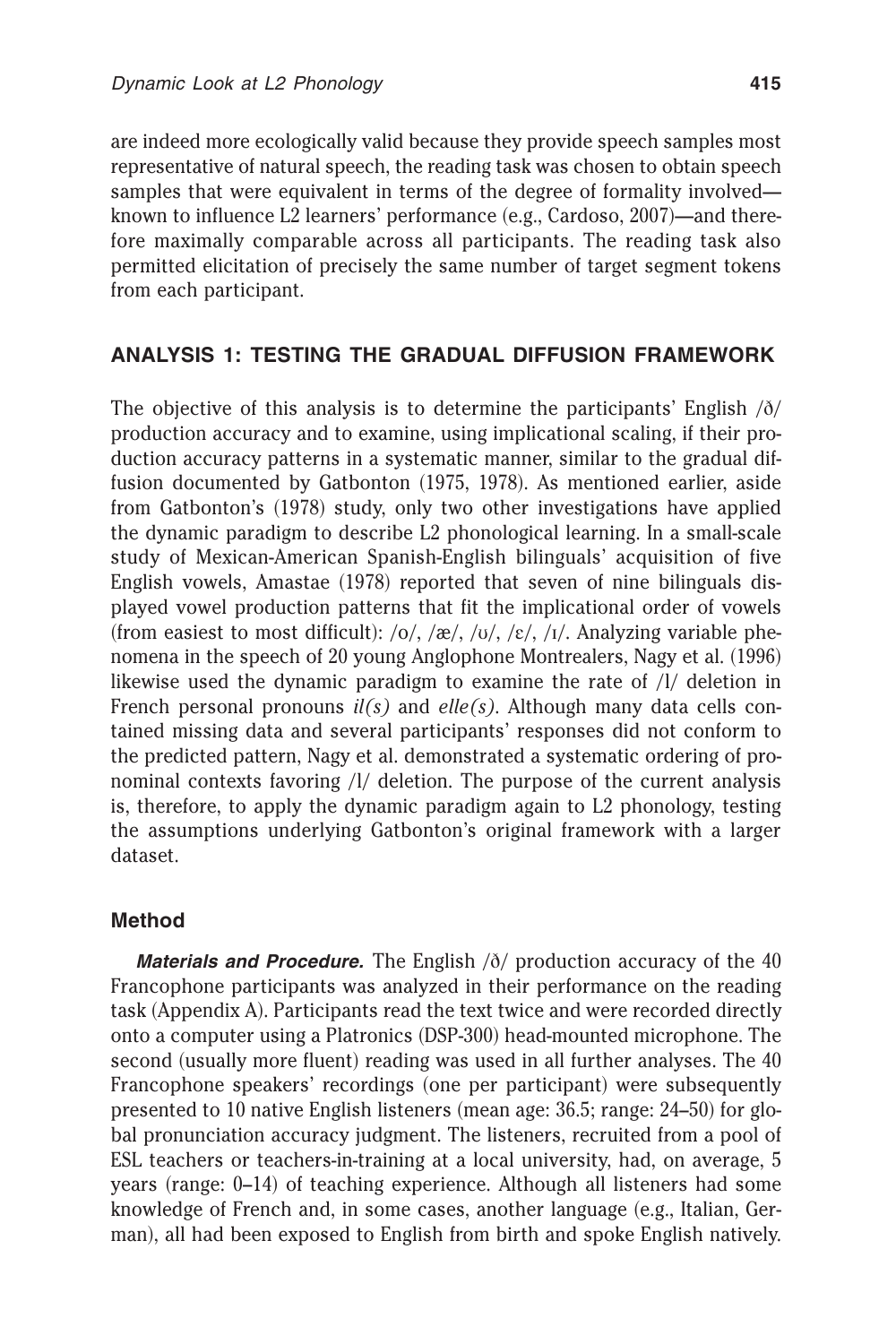are indeed more ecologically valid because they provide speech samples most representative of natural speech, the reading task was chosen to obtain speech samples that were equivalent in terms of the degree of formality involved—known to influence L2 learners' performance (e.g., Cardoso, 2007)—and therefore maximally comparable across all participants. The reading task also permitted elicitation of precisely the same number of target segment tokens from each participant.

## ANALYSIS 1: TESTING THE GRADUAL DIFFUSION FRAMEWORK

The objective of this analysis is to determine the participants' English /ð/ production accuracy and to examine, using implicational scaling, if their production accuracy patterns in a systematic manner, similar to the gradual diffusion documented by Gatbonton (1975, 1978). As mentioned earlier, aside from Gatbonton's (1978) study, only two other investigations have applied the dynamic paradigm to describe L2 phonological learning. In a small-scale study of Mexican-American Spanish-English bilinguals' acquisition of five English vowels, Amastae (1978) reported that seven of nine bilinguals displayed vowel production patterns that fit the implicational order of vowels (from easiest to most difficult): /o/, /æ/, /ʊ/, /ɛ/, /ɪ/. Analyzing variable phenomena in the speech of 20 young Anglophone Montrealers, Nagy et al. (1996) likewise used the dynamic paradigm to examine the rate of /l/ deletion in French personal pronouns *il(s)* and *elle(s)*. Although many data cells contained missing data and several participants' responses did not conform to the predicted pattern, Nagy et al. demonstrated a systematic ordering of pronominal contexts favoring /l/ deletion. The purpose of the current analysis is, therefore, to apply the dynamic paradigm again to L2 phonology, testing the assumptions underlying Gatbonton's original framework with a larger dataset.

### Method

***Materials and Procedure.*** The English /ð/ production accuracy of the 40 Francophone participants was analyzed in their performance on the reading task (Appendix A). Participants read the text twice and were recorded directly onto a computer using a Platronics (DSP-300) head-mounted microphone. The second (usually more fluent) reading was used in all further analyses. The 40 Francophone speakers' recordings (one per participant) were subsequently presented to 10 native English listeners (mean age: 36.5; range: 24–50) for global pronunciation accuracy judgment. The listeners, recruited from a pool of ESL teachers or teachers-in-training at a local university, had, on average, 5 years (range: 0–14) of teaching experience. Although all listeners had some knowledge of French and, in some cases, another language (e.g., Italian, German), all had been exposed to English from birth and spoke English natively.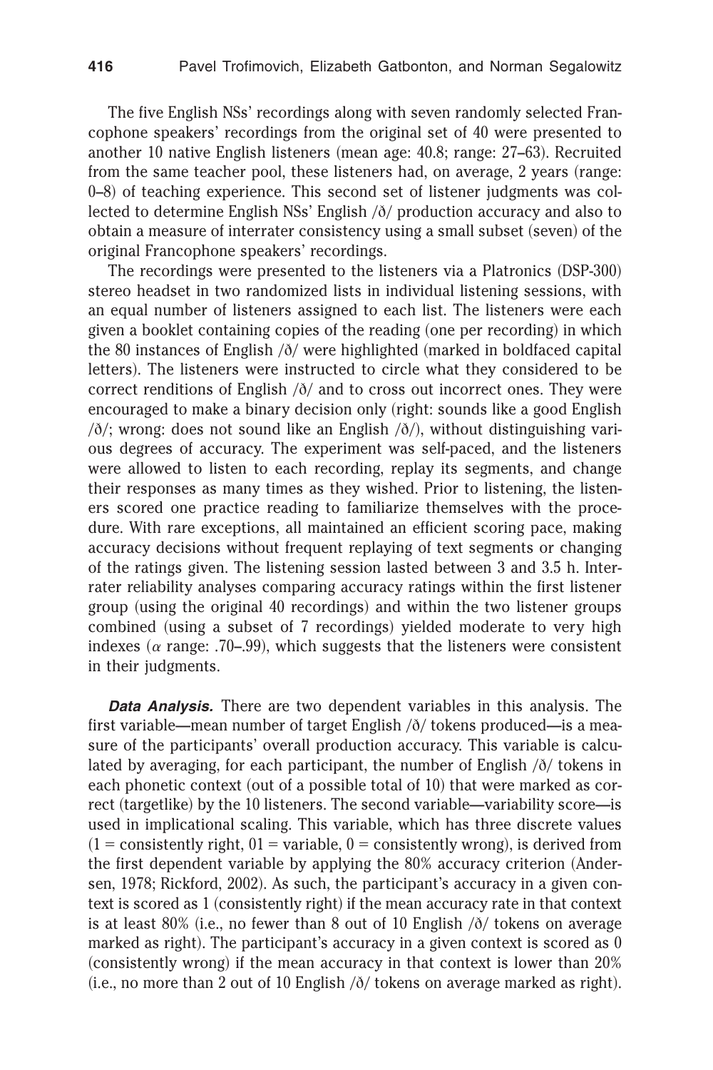The five English NSs' recordings along with seven randomly selected Francophone speakers' recordings from the original set of 40 were presented to another 10 native English listeners (mean age: 40.8; range: 27–63). Recruited from the same teacher pool, these listeners had, on average, 2 years (range: 0–8) of teaching experience. This second set of listener judgments was collected to determine English NSs' English /ð/ production accuracy and also to obtain a measure of interrater consistency using a small subset (seven) of the original Francophone speakers' recordings.

The recordings were presented to the listeners via a Platronics (DSP-300) stereo headset in two randomized lists in individual listening sessions, with an equal number of listeners assigned to each list. The listeners were each given a booklet containing copies of the reading (one per recording) in which the 80 instances of English /ð/ were highlighted (marked in boldfaced capital letters). The listeners were instructed to circle what they considered to be correct renditions of English /ð/ and to cross out incorrect ones. They were encouraged to make a binary decision only (right: sounds like a good English /ð/; wrong: does not sound like an English /ð/), without distinguishing various degrees of accuracy. The experiment was self-paced, and the listeners were allowed to listen to each recording, replay its segments, and change their responses as many times as they wished. Prior to listening, the listeners scored one practice reading to familiarize themselves with the procedure. With rare exceptions, all maintained an efficient scoring pace, making accuracy decisions without frequent replaying of text segments or changing of the ratings given. The listening session lasted between 3 and 3.5 h. Interrater reliability analyses comparing accuracy ratings within the first listener group (using the original 40 recordings) and within the two listener groups combined (using a subset of 7 recordings) yielded moderate to very high indexes ($\alpha$ range: .70–.99), which suggests that the listeners were consistent in their judgments.

***Data Analysis.*** There are two dependent variables in this analysis. The first variable—mean number of target English /ð/ tokens produced—is a measure of the participants' overall production accuracy. This variable is calculated by averaging, for each participant, the number of English /ð/ tokens in each phonetic context (out of a possible total of 10) that were marked as correct (targetlike) by the 10 listeners. The second variable—variability score—is used in implicational scaling. This variable, which has three discrete values (1 = consistently right, 01 = variable, 0 = consistently wrong), is derived from the first dependent variable by applying the 80% accuracy criterion (Andersen, 1978; Rickford, 2002). As such, the participant's accuracy in a given context is scored as 1 (consistently right) if the mean accuracy rate in that context is at least 80% (i.e., no fewer than 8 out of 10 English /ð/ tokens on average marked as right). The participant's accuracy in a given context is scored as 0 (consistently wrong) if the mean accuracy in that context is lower than 20% (i.e., no more than 2 out of 10 English /ð/ tokens on average marked as right).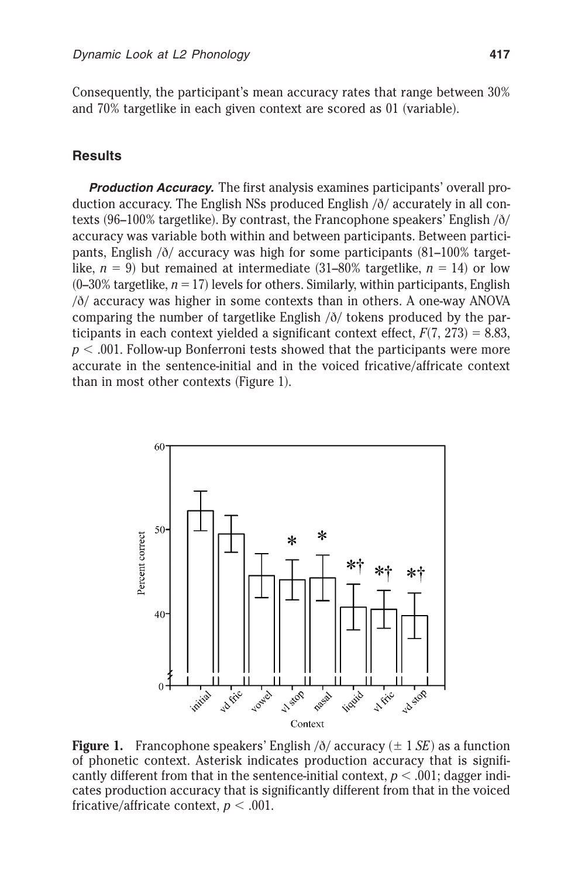Consequently, the participant's mean accuracy rates that range between 30% and 70% targetlike in each given context are scored as 01 (variable).

## Results

***Production Accuracy.*** The first analysis examines participants' overall production accuracy. The English NSs produced English /ð/ accurately in all contexts (96–100% targetlike). By contrast, the Francophone speakers' English /ð/ accuracy was variable both within and between participants. Between participants, English /ð/ accuracy was high for some participants (81–100% targetlike, $n = 9$) but remained at intermediate (31–80% targetlike, $n = 14$) or low (0–30% targetlike, $n = 17$) levels for others. Similarly, within participants, English /ð/ accuracy was higher in some contexts than in others. A one-way ANOVA comparing the number of targetlike English /ð/ tokens produced by the participants in each context yielded a significant context effect, $F(7, 273) = 8.83$, $p < .001$. Follow-up Bonferroni tests showed that the participants were more accurate in the sentence-initial and in the voiced fricative/affricate context than in most other contexts (Figure 1).

**Figure 1.** Francophone speakers' English /ð/ accuracy ($\pm$ 1 *SE*) as a function of phonetic context. Asterisk indicates production accuracy that is significantly different from that in the sentence-initial context, $p < .001$; dagger indicates production accuracy that is significantly different from that in the voiced fricative/affricate context, $p < .001$.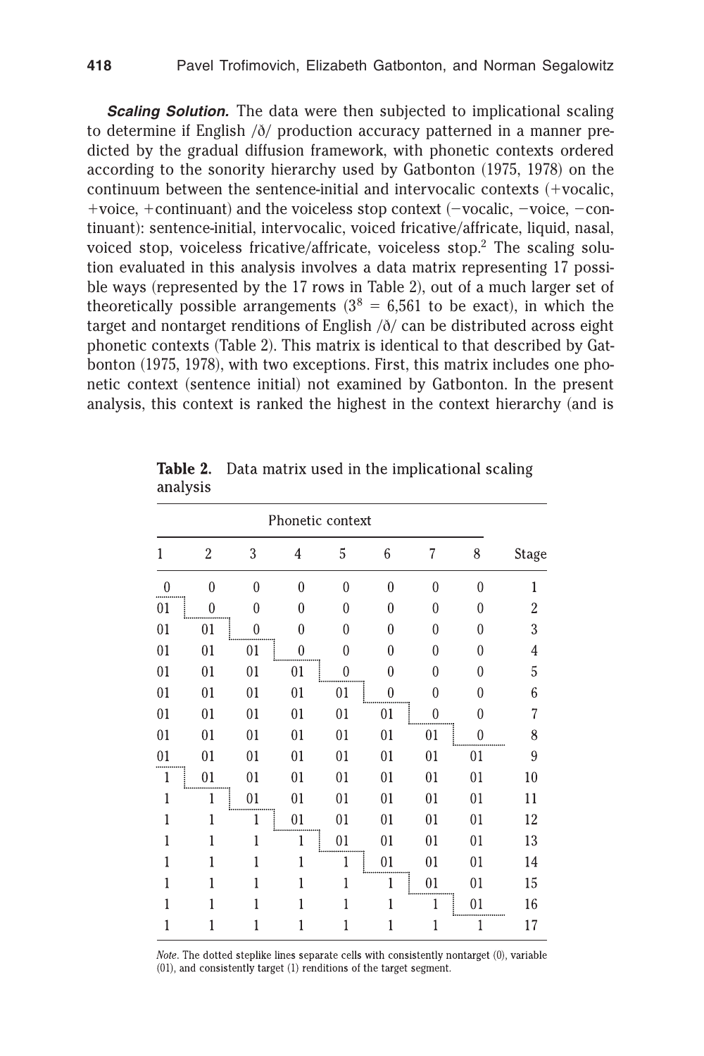***Scaling Solution.*** The data were then subjected to implicational scaling to determine if English /ð/ production accuracy patterned in a manner predicted by the gradual diffusion framework, with phonetic contexts ordered according to the sonority hierarchy used by Gatbonton (1975, 1978) on the continuum between the sentence-initial and intervocalic contexts (+vocalic, +voice, +continuant) and the voiceless stop context (−vocalic, −voice, −continuant): sentence-initial, intervocalic, voiced fricative/affricate, liquid, nasal, voiced stop, voiceless fricative/affricate, voiceless stop.[2] The scaling solution evaluated in this analysis involves a data matrix representing 17 possible ways (represented by the 17 rows in Table 2), out of a much larger set of theoretically possible arrangements ($3^8 = 6{,}561$ to be exact), in which the target and nontarget renditions of English /ð/ can be distributed across eight phonetic contexts (Table 2). This matrix is identical to that described by Gatbonton (1975, 1978), with two exceptions. First, this matrix includes one phonetic context (sentence initial) not examined by Gatbonton. In the present analysis, this context is ranked the highest in the context hierarchy (and is

**Table 2.** Data matrix used in the implicational scaling analysis

| Phonetic context | | | | | | | | |
|---|---|---|---|---|---|---|---|---|
| 1 | 2 | 3 | 4 | 5 | 6 | 7 | 8 | Stage |
| 0 | 0 | 0 | 0 | 0 | 0 | 0 | 0 | 1 |
| 01 | 0 | 0 | 0 | 0 | 0 | 0 | 0 | 2 |
| 01 | 01 | 0 | 0 | 0 | 0 | 0 | 0 | 3 |
| 01 | 01 | 01 | 0 | 0 | 0 | 0 | 0 | 4 |
| 01 | 01 | 01 | 01 | 0 | 0 | 0 | 0 | 5 |
| 01 | 01 | 01 | 01 | 01 | 0 | 0 | 0 | 6 |
| 01 | 01 | 01 | 01 | 01 | 01 | 0 | 0 | 7 |
| 01 | 01 | 01 | 01 | 01 | 01 | 01 | 0 | 8 |
| 01 | 01 | 01 | 01 | 01 | 01 | 01 | 01 | 9 |
| 1 | 01 | 01 | 01 | 01 | 01 | 01 | 01 | 10 |
| 1 | 1 | 01 | 01 | 01 | 01 | 01 | 01 | 11 |
| 1 | 1 | 1 | 01 | 01 | 01 | 01 | 01 | 12 |
| 1 | 1 | 1 | 1 | 01 | 01 | 01 | 01 | 13 |
| 1 | 1 | 1 | 1 | 1 | 01 | 01 | 01 | 14 |
| 1 | 1 | 1 | 1 | 1 | 1 | 01 | 01 | 15 |
| 1 | 1 | 1 | 1 | 1 | 1 | 1 | 01 | 16 |
| 1 | 1 | 1 | 1 | 1 | 1 | 1 | 1 | 17 |

*Note*. The dotted steplike lines separate cells with consistently nontarget (0), variable (01), and consistently target (1) renditions of the target segment.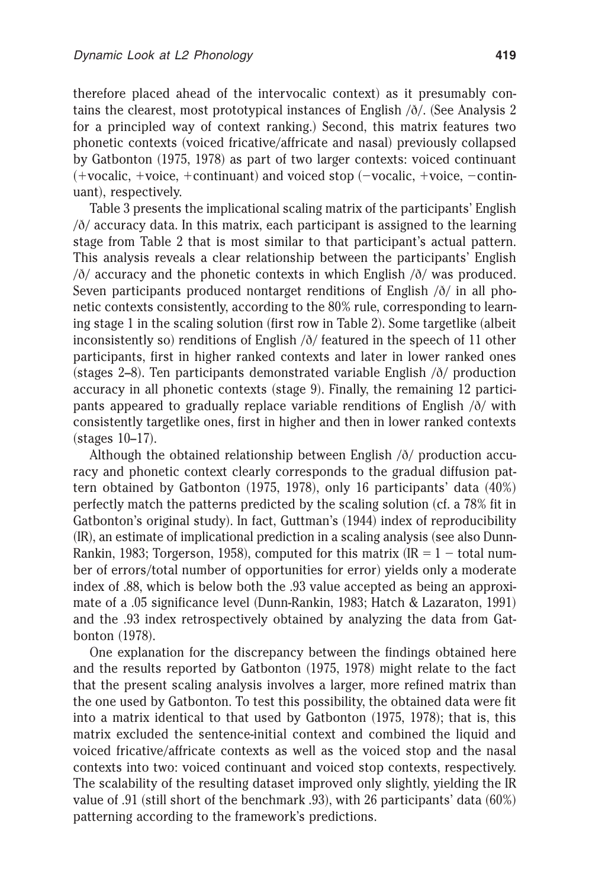therefore placed ahead of the intervocalic context) as it presumably contains the clearest, most prototypical instances of English /ð/. (See Analysis 2 for a principled way of context ranking.) Second, this matrix features two phonetic contexts (voiced fricative/affricate and nasal) previously collapsed by Gatbonton (1975, 1978) as part of two larger contexts: voiced continuant (+vocalic, +voice, +continuant) and voiced stop (−vocalic, +voice, −continuant), respectively.

Table 3 presents the implicational scaling matrix of the participants' English /ð/ accuracy data. In this matrix, each participant is assigned to the learning stage from Table 2 that is most similar to that participant's actual pattern. This analysis reveals a clear relationship between the participants' English /ð/ accuracy and the phonetic contexts in which English /ð/ was produced. Seven participants produced nontarget renditions of English /ð/ in all phonetic contexts consistently, according to the 80% rule, corresponding to learning stage 1 in the scaling solution (first row in Table 2). Some targetlike (albeit inconsistently so) renditions of English /ð/ featured in the speech of 11 other participants, first in higher ranked contexts and later in lower ranked ones (stages 2–8). Ten participants demonstrated variable English /ð/ production accuracy in all phonetic contexts (stage 9). Finally, the remaining 12 participants appeared to gradually replace variable renditions of English /ð/ with consistently targetlike ones, first in higher and then in lower ranked contexts (stages 10–17).

Although the obtained relationship between English /ð/ production accuracy and phonetic context clearly corresponds to the gradual diffusion pattern obtained by Gatbonton (1975, 1978), only 16 participants' data (40%) perfectly match the patterns predicted by the scaling solution (cf. a 78% fit in Gatbonton's original study). In fact, Guttman's (1944) index of reproducibility (IR), an estimate of implicational prediction in a scaling analysis (see also Dunn-Rankin, 1983; Torgerson, 1958), computed for this matrix (IR = 1 − total number of errors/total number of opportunities for error) yields only a moderate index of .88, which is below both the .93 value accepted as being an approximate of a .05 significance level (Dunn-Rankin, 1983; Hatch & Lazaraton, 1991) and the .93 index retrospectively obtained by analyzing the data from Gatbonton (1978).

One explanation for the discrepancy between the findings obtained here and the results reported by Gatbonton (1975, 1978) might relate to the fact that the present scaling analysis involves a larger, more refined matrix than the one used by Gatbonton. To test this possibility, the obtained data were fit into a matrix identical to that used by Gatbonton (1975, 1978); that is, this matrix excluded the sentence-initial context and combined the liquid and voiced fricative/affricate contexts as well as the voiced stop and the nasal contexts into two: voiced continuant and voiced stop contexts, respectively. The scalability of the resulting dataset improved only slightly, yielding the IR value of .91 (still short of the benchmark .93), with 26 participants' data (60%) patterning according to the framework's predictions.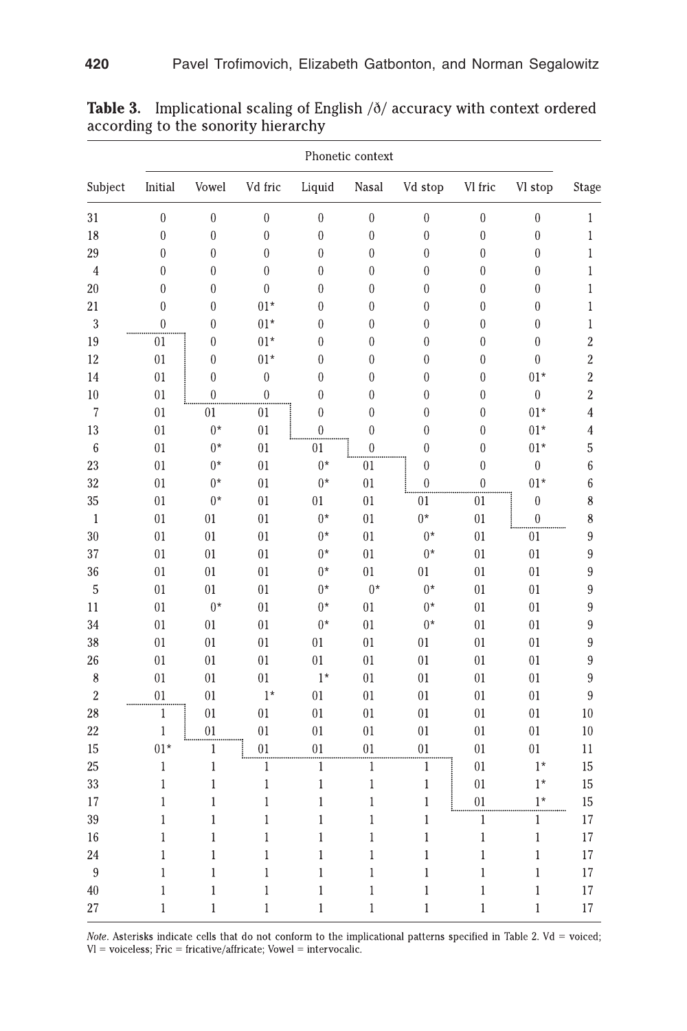**Table 3.** Implicational scaling of English /ð/ accuracy with context ordered according to the sonority hierarchy

| Subject | Phonetic context | | | | | | | | Stage |
|---|---|---|---|---|---|---|---|---|---|
| | Initial | Vowel | Vd fric | Liquid | Nasal | Vd stop | Vl fric | Vl stop | |
| 31 | 0 | 0 | 0 | 0 | 0 | 0 | 0 | 0 | 1 |
| 18 | 0 | 0 | 0 | 0 | 0 | 0 | 0 | 0 | 1 |
| 29 | 0 | 0 | 0 | 0 | 0 | 0 | 0 | 0 | 1 |
| 4 | 0 | 0 | 0 | 0 | 0 | 0 | 0 | 0 | 1 |
| 20 | 0 | 0 | 0 | 0 | 0 | 0 | 0 | 0 | 1 |
| 21 | 0 | 0 | 01* | 0 | 0 | 0 | 0 | 0 | 1 |
| 3 | 0 | 0 | 01* | 0 | 0 | 0 | 0 | 0 | 1 |
| 19 | 01 | 0 | 01* | 0 | 0 | 0 | 0 | 0 | 2 |
| 12 | 01 | 0 | 01* | 0 | 0 | 0 | 0 | 0 | 2 |
| 14 | 01 | 0 | 0 | 0 | 0 | 0 | 0 | 01* | 2 |
| 10 | 01 | 0 | 0 | 0 | 0 | 0 | 0 | 0 | 2 |
| 7 | 01 | 01 | 01 | 0 | 0 | 0 | 0 | 01* | 4 |
| 13 | 01 | 0* | 01 | 0 | 0 | 0 | 0 | 01* | 4 |
| 6 | 01 | 0* | 01 | 01 | 0 | 0 | 0 | 01* | 5 |
| 23 | 01 | 0* | 01 | 0* | 01 | 0 | 0 | 0 | 6 |
| 32 | 01 | 0* | 01 | 0* | 01 | 0 | 0 | 01* | 6 |
| 35 | 01 | 0* | 01 | 01 | 01 | 01 | 01 | 0 | 8 |
| 1 | 01 | 01 | 01 | 0* | 01 | 0* | 01 | 0 | 8 |
| 30 | 01 | 01 | 01 | 0* | 01 | 0* | 01 | 01 | 9 |
| 37 | 01 | 01 | 01 | 0* | 01 | 0* | 01 | 01 | 9 |
| 36 | 01 | 01 | 01 | 0* | 01 | 01 | 01 | 01 | 9 |
| 5 | 01 | 01 | 01 | 0* | 0* | 0* | 01 | 01 | 9 |
| 11 | 01 | 0* | 01 | 0* | 01 | 0* | 01 | 01 | 9 |
| 34 | 01 | 01 | 01 | 0* | 01 | 0* | 01 | 01 | 9 |
| 38 | 01 | 01 | 01 | 01 | 01 | 01 | 01 | 01 | 9 |
| 26 | 01 | 01 | 01 | 01 | 01 | 01 | 01 | 01 | 9 |
| 8 | 01 | 01 | 01 | 1* | 01 | 01 | 01 | 01 | 9 |
| 2 | 01 | 01 | 1* | 01 | 01 | 01 | 01 | 01 | 9 |
| 28 | 1 | 01 | 01 | 01 | 01 | 01 | 01 | 01 | 10 |
| 22 | 1 | 01 | 01 | 01 | 01 | 01 | 01 | 01 | 10 |
| 15 | 01* | 1 | 01 | 01 | 01 | 01 | 01 | 01 | 11 |
| 25 | 1 | 1 | 1 | 1 | 1 | 1 | 01 | 1* | 15 |
| 33 | 1 | 1 | 1 | 1 | 1 | 1 | 01 | 1* | 15 |
| 17 | 1 | 1 | 1 | 1 | 1 | 1 | 01 | 1* | 15 |
| 39 | 1 | 1 | 1 | 1 | 1 | 1 | 1 | 1 | 17 |
| 16 | 1 | 1 | 1 | 1 | 1 | 1 | 1 | 1 | 17 |
| 24 | 1 | 1 | 1 | 1 | 1 | 1 | 1 | 1 | 17 |
| 9 | 1 | 1 | 1 | 1 | 1 | 1 | 1 | 1 | 17 |
| 40 | 1 | 1 | 1 | 1 | 1 | 1 | 1 | 1 | 17 |
| 27 | 1 | 1 | 1 | 1 | 1 | 1 | 1 | 1 | 17 |

*Note*. Asterisks indicate cells that do not conform to the implicational patterns specified in Table 2. Vd = voiced; Vl = voiceless; Fric = fricative/affricate; Vowel = intervocalic.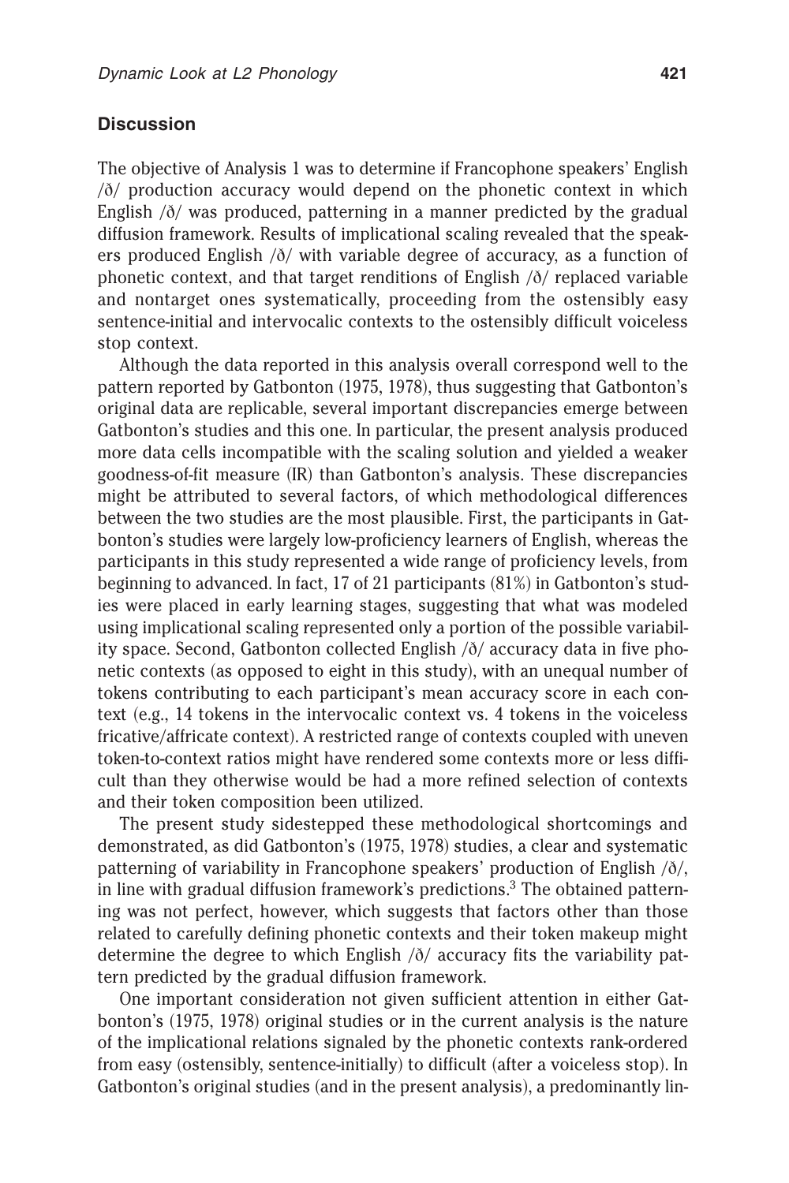## Discussion

The objective of Analysis 1 was to determine if Francophone speakers' English /ð/ production accuracy would depend on the phonetic context in which English /ð/ was produced, patterning in a manner predicted by the gradual diffusion framework. Results of implicational scaling revealed that the speakers produced English /ð/ with variable degree of accuracy, as a function of phonetic context, and that target renditions of English /ð/ replaced variable and nontarget ones systematically, proceeding from the ostensibly easy sentence-initial and intervocalic contexts to the ostensibly difficult voiceless stop context.

Although the data reported in this analysis overall correspond well to the pattern reported by Gatbonton (1975, 1978), thus suggesting that Gatbonton's original data are replicable, several important discrepancies emerge between Gatbonton's studies and this one. In particular, the present analysis produced more data cells incompatible with the scaling solution and yielded a weaker goodness-of-fit measure (IR) than Gatbonton's analysis. These discrepancies might be attributed to several factors, of which methodological differences between the two studies are the most plausible. First, the participants in Gatbonton's studies were largely low-proficiency learners of English, whereas the participants in this study represented a wide range of proficiency levels, from beginning to advanced. In fact, 17 of 21 participants (81%) in Gatbonton's studies were placed in early learning stages, suggesting that what was modeled using implicational scaling represented only a portion of the possible variability space. Second, Gatbonton collected English /ð/ accuracy data in five phonetic contexts (as opposed to eight in this study), with an unequal number of tokens contributing to each participant's mean accuracy score in each context (e.g., 14 tokens in the intervocalic context vs. 4 tokens in the voiceless fricative/affricate context). A restricted range of contexts coupled with uneven token-to-context ratios might have rendered some contexts more or less difficult than they otherwise would be had a more refined selection of contexts and their token composition been utilized.

The present study sidestepped these methodological shortcomings and demonstrated, as did Gatbonton's (1975, 1978) studies, a clear and systematic patterning of variability in Francophone speakers' production of English /ð/, in line with gradual diffusion framework's predictions.[3] The obtained patterning was not perfect, however, which suggests that factors other than those related to carefully defining phonetic contexts and their token makeup might determine the degree to which English /ð/ accuracy fits the variability pattern predicted by the gradual diffusion framework.

One important consideration not given sufficient attention in either Gatbonton's (1975, 1978) original studies or in the current analysis is the nature of the implicational relations signaled by the phonetic contexts rank-ordered from easy (ostensibly, sentence-initially) to difficult (after a voiceless stop). In Gatbonton's original studies (and in the present analysis), a predominantly lin-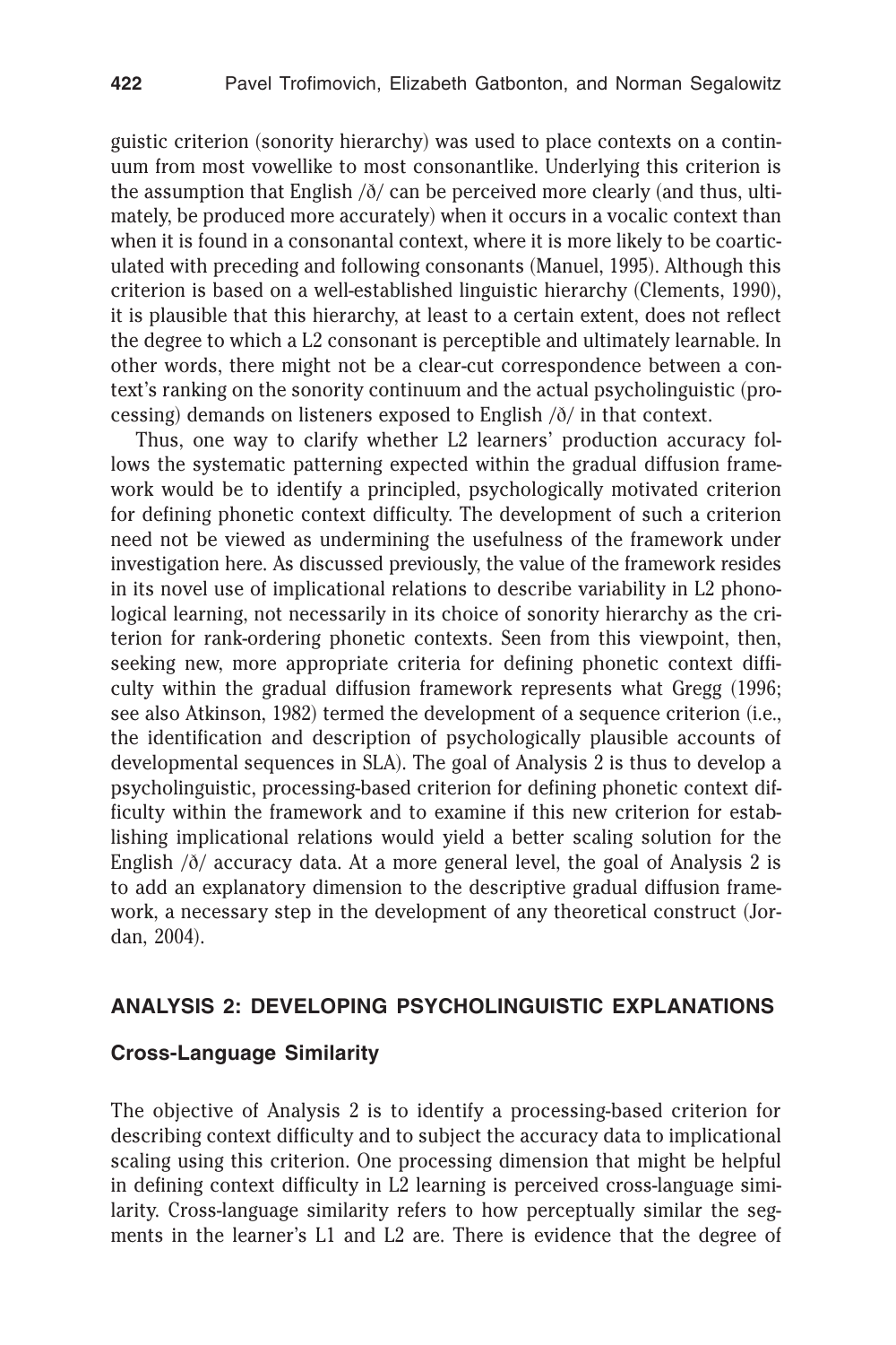guistic criterion (sonority hierarchy) was used to place contexts on a continuum from most vowellike to most consonantlike. Underlying this criterion is the assumption that English /ð/ can be perceived more clearly (and thus, ultimately, be produced more accurately) when it occurs in a vocalic context than when it is found in a consonantal context, where it is more likely to be coarticulated with preceding and following consonants (Manuel, 1995). Although this criterion is based on a well-established linguistic hierarchy (Clements, 1990), it is plausible that this hierarchy, at least to a certain extent, does not reflect the degree to which a L2 consonant is perceptible and ultimately learnable. In other words, there might not be a clear-cut correspondence between a context's ranking on the sonority continuum and the actual psycholinguistic (processing) demands on listeners exposed to English /ð/ in that context.

Thus, one way to clarify whether L2 learners' production accuracy follows the systematic patterning expected within the gradual diffusion framework would be to identify a principled, psychologically motivated criterion for defining phonetic context difficulty. The development of such a criterion need not be viewed as undermining the usefulness of the framework under investigation here. As discussed previously, the value of the framework resides in its novel use of implicational relations to describe variability in L2 phonological learning, not necessarily in its choice of sonority hierarchy as the criterion for rank-ordering phonetic contexts. Seen from this viewpoint, then, seeking new, more appropriate criteria for defining phonetic context difficulty within the gradual diffusion framework represents what Gregg (1996; see also Atkinson, 1982) termed the development of a sequence criterion (i.e., the identification and description of psychologically plausible accounts of developmental sequences in SLA). The goal of Analysis 2 is thus to develop a psycholinguistic, processing-based criterion for defining phonetic context difficulty within the framework and to examine if this new criterion for establishing implicational relations would yield a better scaling solution for the English /ð/ accuracy data. At a more general level, the goal of Analysis 2 is to add an explanatory dimension to the descriptive gradual diffusion framework, a necessary step in the development of any theoretical construct (Jordan, 2004).

## ANALYSIS 2: DEVELOPING PSYCHOLINGUISTIC EXPLANATIONS

### Cross-Language Similarity

The objective of Analysis 2 is to identify a processing-based criterion for describing context difficulty and to subject the accuracy data to implicational scaling using this criterion. One processing dimension that might be helpful in defining context difficulty in L2 learning is perceived cross-language similarity. Cross-language similarity refers to how perceptually similar the segments in the learner's L1 and L2 are. There is evidence that the degree of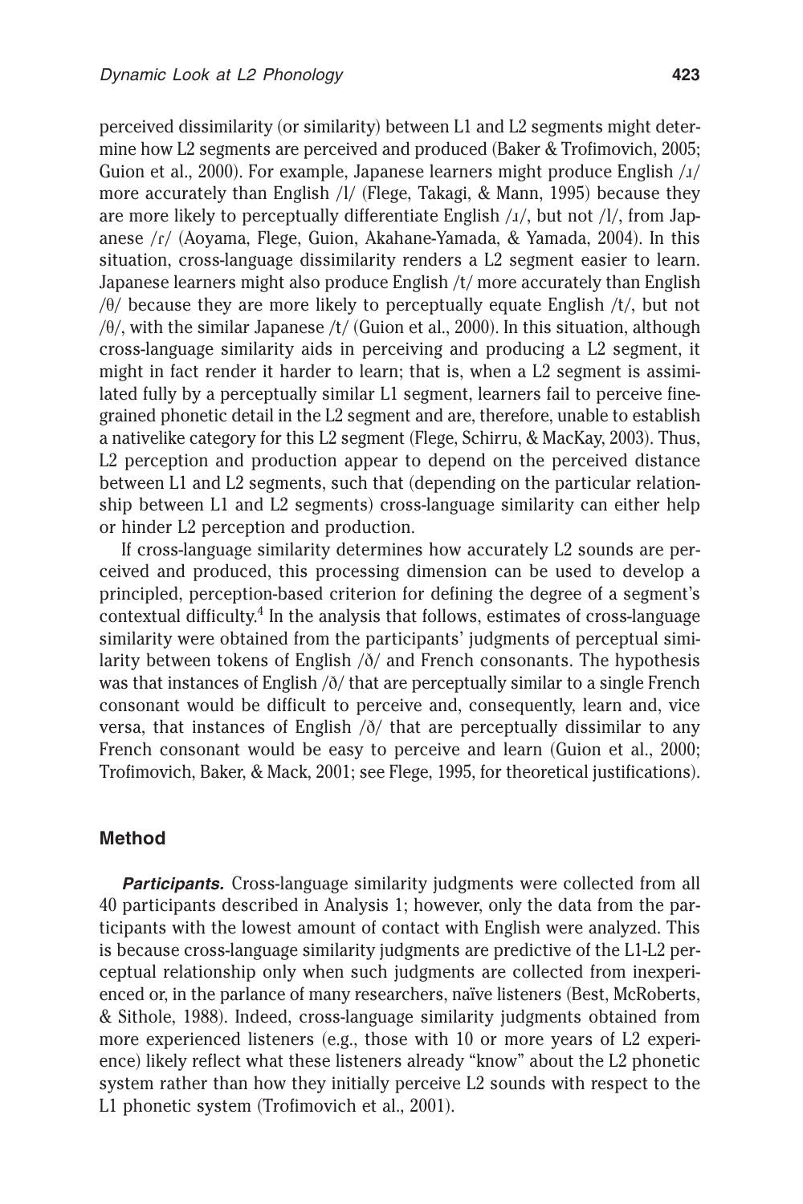perceived dissimilarity (or similarity) between L1 and L2 segments might determine how L2 segments are perceived and produced (Baker & Trofimovich, 2005; Guion et al., 2000). For example, Japanese learners might produce English /ɹ/ more accurately than English /l/ (Flege, Takagi, & Mann, 1995) because they are more likely to perceptually differentiate English /ɹ/, but not /l/, from Japanese /ɾ/ (Aoyama, Flege, Guion, Akahane-Yamada, & Yamada, 2004). In this situation, cross-language dissimilarity renders a L2 segment easier to learn. Japanese learners might also produce English /t/ more accurately than English /θ/ because they are more likely to perceptually equate English /t/, but not /θ/, with the similar Japanese /t/ (Guion et al., 2000). In this situation, although cross-language similarity aids in perceiving and producing a L2 segment, it might in fact render it harder to learn; that is, when a L2 segment is assimilated fully by a perceptually similar L1 segment, learners fail to perceive fine-grained phonetic detail in the L2 segment and are, therefore, unable to establish a nativelike category for this L2 segment (Flege, Schirru, & MacKay, 2003). Thus, L2 perception and production appear to depend on the perceived distance between L1 and L2 segments, such that (depending on the particular relationship between L1 and L2 segments) cross-language similarity can either help or hinder L2 perception and production.

If cross-language similarity determines how accurately L2 sounds are perceived and produced, this processing dimension can be used to develop a principled, perception-based criterion for defining the degree of a segment's contextual difficulty.[4] In the analysis that follows, estimates of cross-language similarity were obtained from the participants' judgments of perceptual similarity between tokens of English /ð/ and French consonants. The hypothesis was that instances of English /ð/ that are perceptually similar to a single French consonant would be difficult to perceive and, consequently, learn and, vice versa, that instances of English /ð/ that are perceptually dissimilar to any French consonant would be easy to perceive and learn (Guion et al., 2000; Trofimovich, Baker, & Mack, 2001; see Flege, 1995, for theoretical justifications).

## Method

***Participants.*** Cross-language similarity judgments were collected from all 40 participants described in Analysis 1; however, only the data from the participants with the lowest amount of contact with English were analyzed. This is because cross-language similarity judgments are predictive of the L1-L2 perceptual relationship only when such judgments are collected from inexperienced or, in the parlance of many researchers, naïve listeners (Best, McRoberts, & Sithole, 1988). Indeed, cross-language similarity judgments obtained from more experienced listeners (e.g., those with 10 or more years of L2 experience) likely reflect what these listeners already "know" about the L2 phonetic system rather than how they initially perceive L2 sounds with respect to the L1 phonetic system (Trofimovich et al., 2001).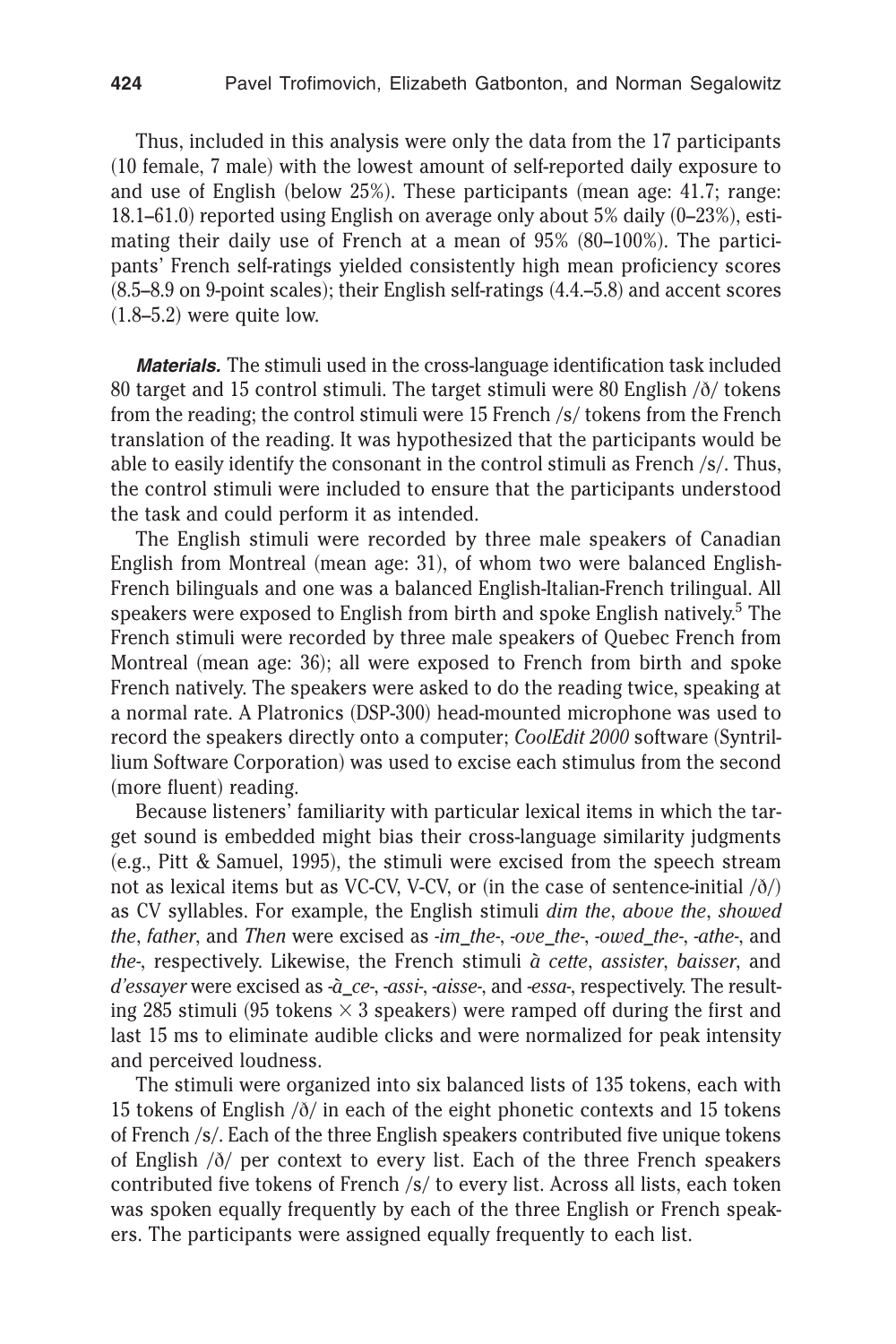Thus, included in this analysis were only the data from the 17 participants (10 female, 7 male) with the lowest amount of self-reported daily exposure to and use of English (below 25%). These participants (mean age: 41.7; range: 18.1–61.0) reported using English on average only about 5% daily (0–23%), estimating their daily use of French at a mean of 95% (80–100%). The participants' French self-ratings yielded consistently high mean proficiency scores (8.5–8.9 on 9-point scales); their English self-ratings (4.4.–5.8) and accent scores (1.8–5.2) were quite low.

***Materials.*** The stimuli used in the cross-language identification task included 80 target and 15 control stimuli. The target stimuli were 80 English /ð/ tokens from the reading; the control stimuli were 15 French /s/ tokens from the French translation of the reading. It was hypothesized that the participants would be able to easily identify the consonant in the control stimuli as French /s/. Thus, the control stimuli were included to ensure that the participants understood the task and could perform it as intended.

The English stimuli were recorded by three male speakers of Canadian English from Montreal (mean age: 31), of whom two were balanced English-French bilinguals and one was a balanced English-Italian-French trilingual. All speakers were exposed to English from birth and spoke English natively.[5] The French stimuli were recorded by three male speakers of Quebec French from Montreal (mean age: 36); all were exposed to French from birth and spoke French natively. The speakers were asked to do the reading twice, speaking at a normal rate. A Platronics (DSP-300) head-mounted microphone was used to record the speakers directly onto a computer; *CoolEdit 2000* software (Syntrillium Software Corporation) was used to excise each stimulus from the second (more fluent) reading.

Because listeners' familiarity with particular lexical items in which the target sound is embedded might bias their cross-language similarity judgments (e.g., Pitt & Samuel, 1995), the stimuli were excised from the speech stream not as lexical items but as VC-CV, V-CV, or (in the case of sentence-initial /ð/) as CV syllables. For example, the English stimuli *dim the*, *above the*, *showed the*, *father*, and *Then* were excised as *-im_the-*, *-ove_the-*, *-owed_the-*, *-athe-*, and *the-*, respectively. Likewise, the French stimuli *à cette*, *assister*, *baisser*, and *d'essayer* were excised as *-à_ce-*, *-assi-*, *-aisse-*, and *-essa-*, respectively. The resulting 285 stimuli (95 tokens $\times$ 3 speakers) were ramped off during the first and last 15 ms to eliminate audible clicks and were normalized for peak intensity and perceived loudness.

The stimuli were organized into six balanced lists of 135 tokens, each with 15 tokens of English /ð/ in each of the eight phonetic contexts and 15 tokens of French /s/. Each of the three English speakers contributed five unique tokens of English /ð/ per context to every list. Each of the three French speakers contributed five tokens of French /s/ to every list. Across all lists, each token was spoken equally frequently by each of the three English or French speakers. The participants were assigned equally frequently to each list.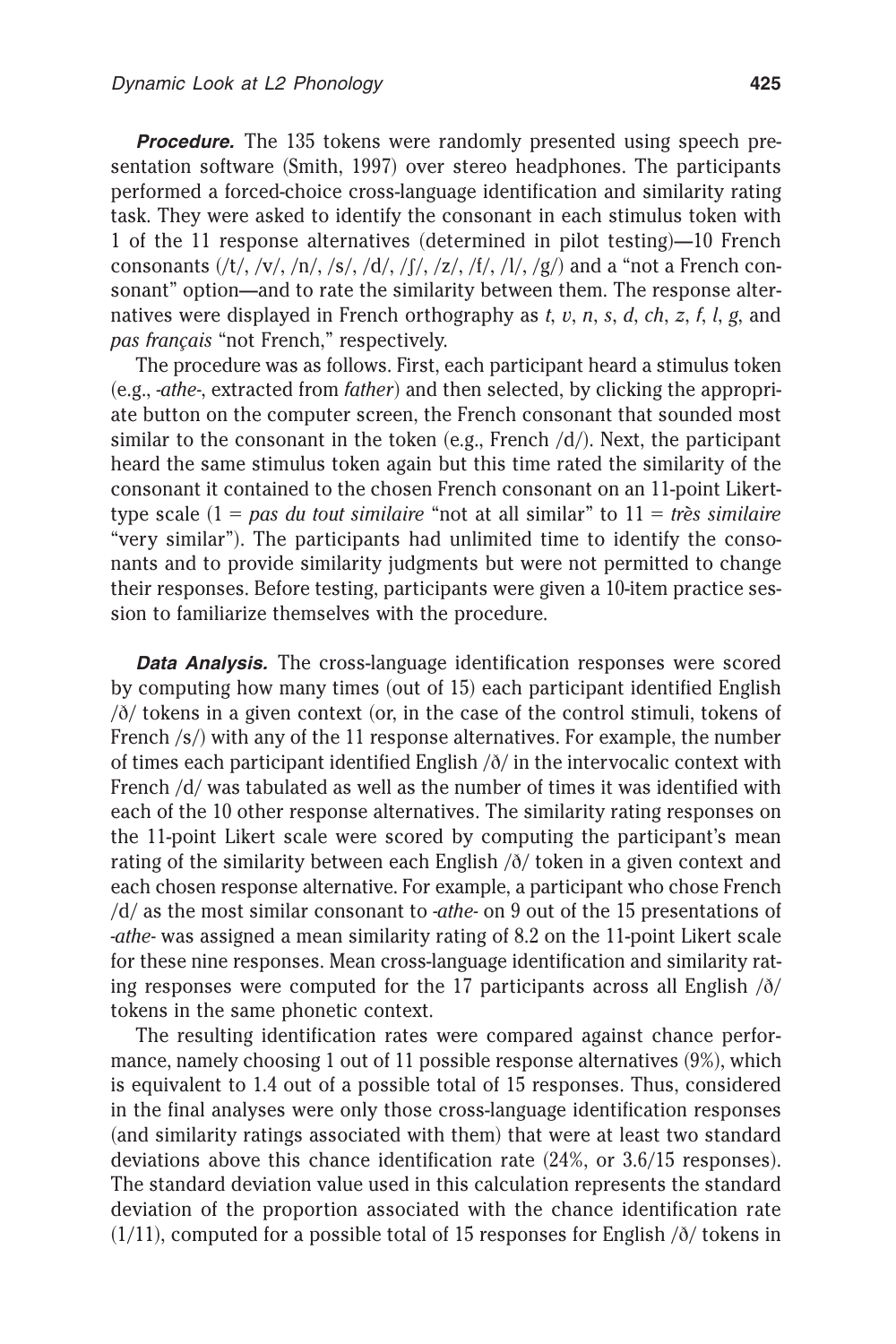***Procedure.*** The 135 tokens were randomly presented using speech presentation software (Smith, 1997) over stereo headphones. The participants performed a forced-choice cross-language identification and similarity rating task. They were asked to identify the consonant in each stimulus token with 1 of the 11 response alternatives (determined in pilot testing)—10 French consonants (/t/, /v/, /n/, /s/, /d/, /ʃ/, /z/, /f/, /l/, /g/) and a "not a French consonant" option—and to rate the similarity between them. The response alternatives were displayed in French orthography as *t*, *v*, *n*, *s*, *d*, *ch*, *z*, *f*, *l*, *g*, and *pas français* "not French," respectively.

The procedure was as follows. First, each participant heard a stimulus token (e.g., *-athe-*, extracted from *father*) and then selected, by clicking the appropriate button on the computer screen, the French consonant that sounded most similar to the consonant in the token (e.g., French /d/). Next, the participant heard the same stimulus token again but this time rated the similarity of the consonant it contained to the chosen French consonant on an 11-point Likert-type scale (1 = *pas du tout similaire* "not at all similar" to 11 = *très similaire* "very similar"). The participants had unlimited time to identify the consonants and to provide similarity judgments but were not permitted to change their responses. Before testing, participants were given a 10-item practice session to familiarize themselves with the procedure.

***Data Analysis.*** The cross-language identification responses were scored by computing how many times (out of 15) each participant identified English /ð/ tokens in a given context (or, in the case of the control stimuli, tokens of French /s/) with any of the 11 response alternatives. For example, the number of times each participant identified English /ð/ in the intervocalic context with French /d/ was tabulated as well as the number of times it was identified with each of the 10 other response alternatives. The similarity rating responses on the 11-point Likert scale were scored by computing the participant's mean rating of the similarity between each English /ð/ token in a given context and each chosen response alternative. For example, a participant who chose French /d/ as the most similar consonant to *-athe-* on 9 out of the 15 presentations of *-athe-* was assigned a mean similarity rating of 8.2 on the 11-point Likert scale for these nine responses. Mean cross-language identification and similarity rating responses were computed for the 17 participants across all English /ð/ tokens in the same phonetic context.

The resulting identification rates were compared against chance performance, namely choosing 1 out of 11 possible response alternatives (9%), which is equivalent to 1.4 out of a possible total of 15 responses. Thus, considered in the final analyses were only those cross-language identification responses (and similarity ratings associated with them) that were at least two standard deviations above this chance identification rate (24%, or 3.6/15 responses). The standard deviation value used in this calculation represents the standard deviation of the proportion associated with the chance identification rate (1/11), computed for a possible total of 15 responses for English /ð/ tokens in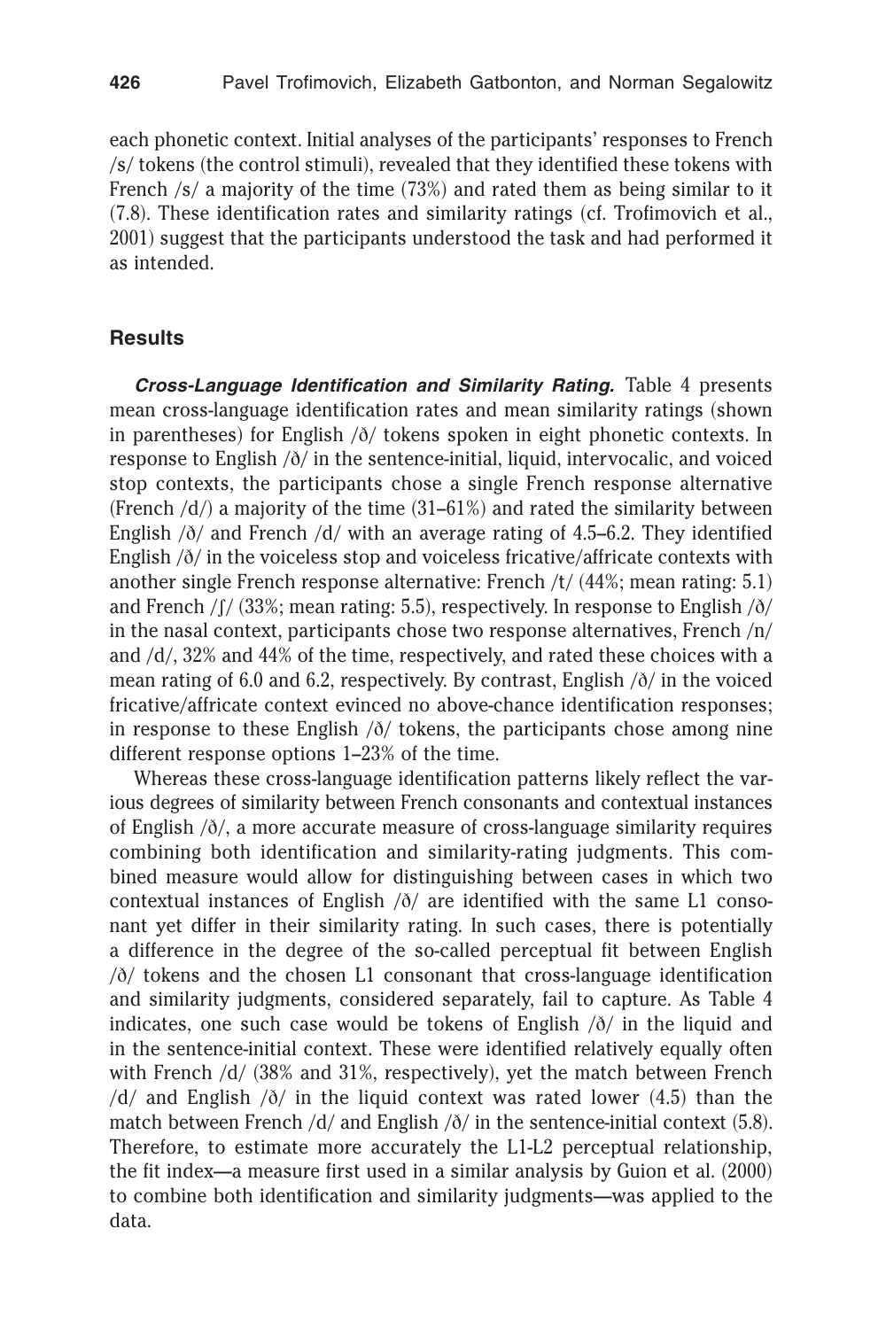each phonetic context. Initial analyses of the participants' responses to French /s/ tokens (the control stimuli), revealed that they identified these tokens with French /s/ a majority of the time (73%) and rated them as being similar to it (7.8). These identification rates and similarity ratings (cf. Trofimovich et al., 2001) suggest that the participants understood the task and had performed it as intended.

## Results

***Cross-Language Identification and Similarity Rating.*** Table 4 presents mean cross-language identification rates and mean similarity ratings (shown in parentheses) for English /ð/ tokens spoken in eight phonetic contexts. In response to English /ð/ in the sentence-initial, liquid, intervocalic, and voiced stop contexts, the participants chose a single French response alternative (French /d/) a majority of the time (31–61%) and rated the similarity between English /ð/ and French /d/ with an average rating of 4.5–6.2. They identified English /ð/ in the voiceless stop and voiceless fricative/affricate contexts with another single French response alternative: French /t/ (44%; mean rating: 5.1) and French /ʃ/ (33%; mean rating: 5.5), respectively. In response to English /ð/ in the nasal context, participants chose two response alternatives, French /n/ and /d/, 32% and 44% of the time, respectively, and rated these choices with a mean rating of 6.0 and 6.2, respectively. By contrast, English /ð/ in the voiced fricative/affricate context evinced no above-chance identification responses; in response to these English /ð/ tokens, the participants chose among nine different response options 1–23% of the time.

Whereas these cross-language identification patterns likely reflect the various degrees of similarity between French consonants and contextual instances of English /ð/, a more accurate measure of cross-language similarity requires combining both identification and similarity-rating judgments. This combined measure would allow for distinguishing between cases in which two contextual instances of English /ð/ are identified with the same L1 consonant yet differ in their similarity rating. In such cases, there is potentially a difference in the degree of the so-called perceptual fit between English /ð/ tokens and the chosen L1 consonant that cross-language identification and similarity judgments, considered separately, fail to capture. As Table 4 indicates, one such case would be tokens of English /ð/ in the liquid and in the sentence-initial context. These were identified relatively equally often with French /d/ (38% and 31%, respectively), yet the match between French /d/ and English /ð/ in the liquid context was rated lower (4.5) than the match between French /d/ and English /ð/ in the sentence-initial context (5.8). Therefore, to estimate more accurately the L1-L2 perceptual relationship, the fit index—a measure first used in a similar analysis by Guion et al. (2000) to combine both identification and similarity judgments—was applied to the data.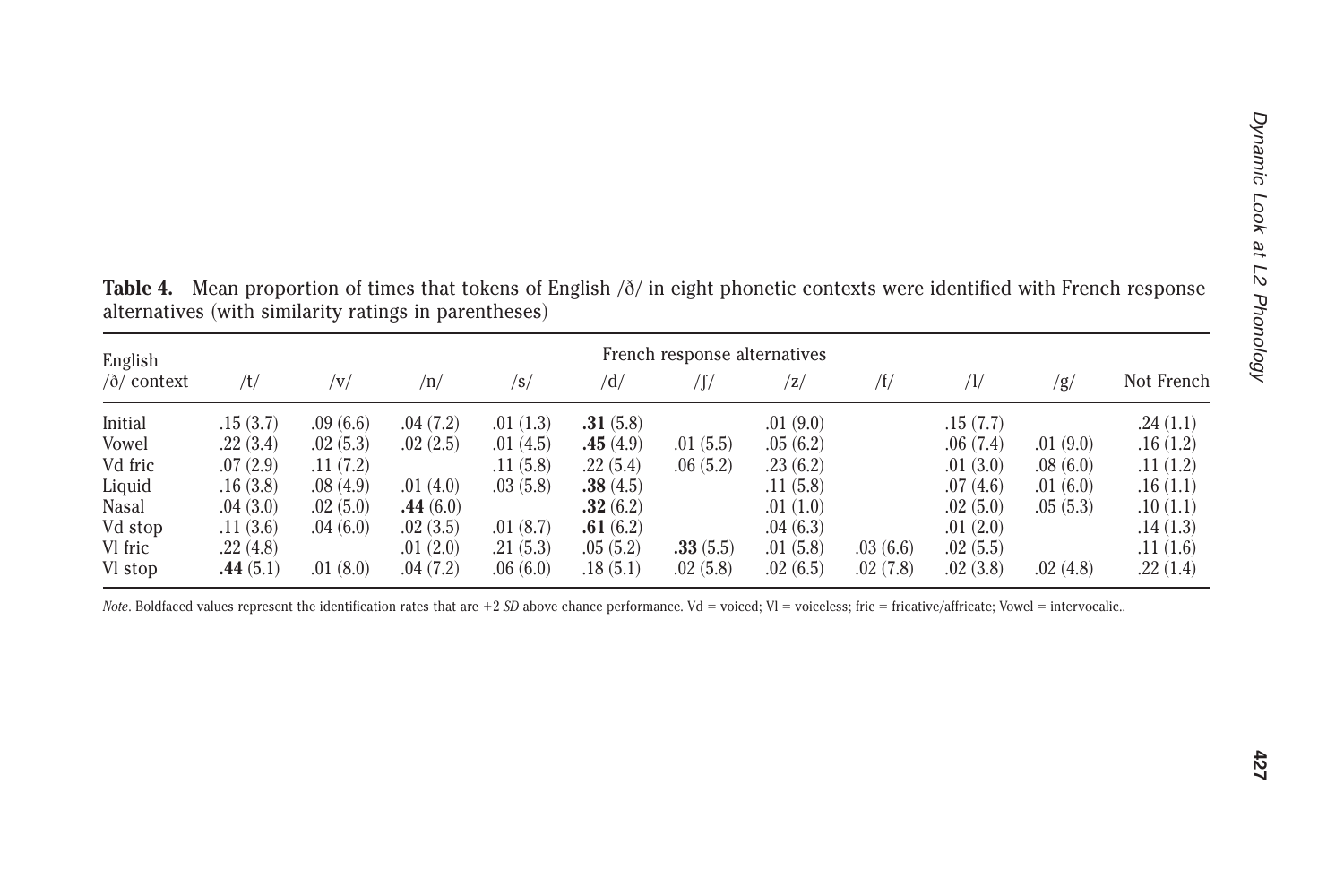**Table 4.** Mean proportion of times that tokens of English /ð/ in eight phonetic contexts were identified with French response alternatives (with similarity ratings in parentheses)

| English /ð/ context | French response alternatives | | | | | | | | | | |
|---|---|---|---|---|---|---|---|---|---|---|---|
| | /t/ | /v/ | /n/ | /s/ | /d/ | /ʃ/ | /z/ | /f/ | /l/ | /g/ | Not French |
| Initial | .15 (3.7) | .09 (6.6) | .04 (7.2) | .01 (1.3) | **.31** (5.8) | | .01 (9.0) | | .15 (7.7) | | .24 (1.1) |
| Vowel | .22 (3.4) | .02 (5.3) | .02 (2.5) | .01 (4.5) | **.45** (4.9) | .01 (5.5) | .05 (6.2) | | .06 (7.4) | .01 (9.0) | .16 (1.2) |
| Vd fric | .07 (2.9) | .11 (7.2) | | .11 (5.8) | .22 (5.4) | .06 (5.2) | .23 (6.2) | | .01 (3.0) | .08 (6.0) | .11 (1.2) |
| Liquid | .16 (3.8) | .08 (4.9) | .01 (4.0) | .03 (5.8) | **.38** (4.5) | | .11 (5.8) | | .07 (4.6) | .01 (6.0) | .16 (1.1) |
| Nasal | .04 (3.0) | .02 (5.0) | **.44** (6.0) | | **.32** (6.2) | | .01 (1.0) | | .02 (5.0) | .05 (5.3) | .10 (1.1) |
| Vd stop | .11 (3.6) | .04 (6.0) | .02 (3.5) | .01 (8.7) | **.61** (6.2) | | .04 (6.3) | | .01 (2.0) | | .14 (1.3) |
| Vl fric | .22 (4.8) | | .01 (2.0) | .21 (5.3) | .05 (5.2) | **.33** (5.5) | .01 (5.8) | .03 (6.6) | .02 (5.5) | | .11 (1.6) |
| Vl stop | **.44** (5.1) | .01 (8.0) | .04 (7.2) | .06 (6.0) | .18 (5.1) | .02 (5.8) | .02 (6.5) | .02 (7.8) | .02 (3.8) | .02 (4.8) | .22 (1.4) |

*Note*. Boldfaced values represent the identification rates that are +2 *SD* above chance performance. Vd = voiced; Vl = voiceless; fric = fricative/affricate; Vowel = intervocalic..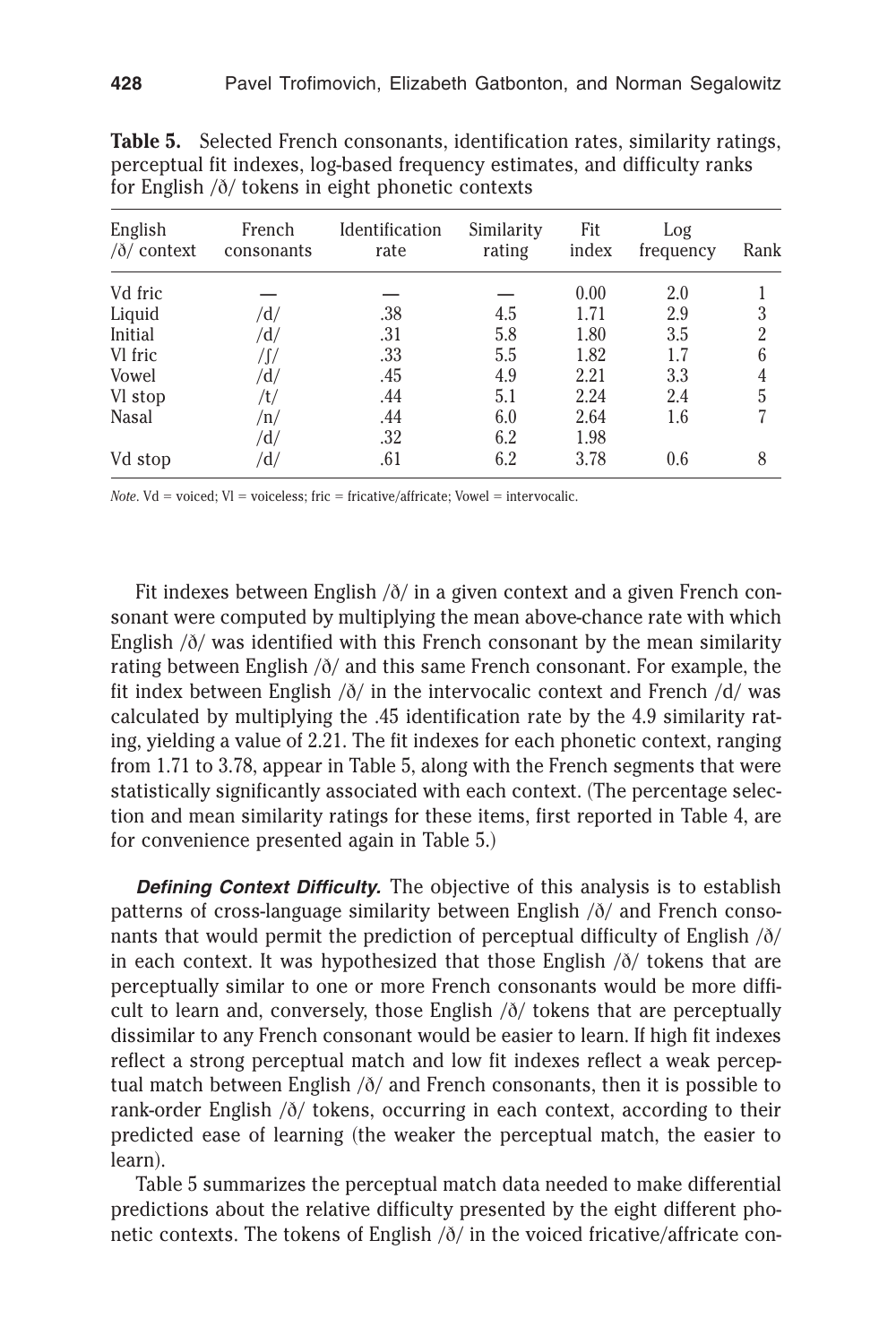**Table 5.** Selected French consonants, identification rates, similarity ratings, perceptual fit indexes, log-based frequency estimates, and difficulty ranks for English /ð/ tokens in eight phonetic contexts

| English /ð/ context | French consonants | Identification rate | Similarity rating | Fit index | Log frequency | Rank |
|---|---|---|---|---|---|---|
| Vd fric | — | — | — | 0.00 | 2.0 | 1 |
| Liquid | /d/ | .38 | 4.5 | 1.71 | 2.9 | 3 |
| Initial | /d/ | .31 | 5.8 | 1.80 | 3.5 | 2 |
| Vl fric | /ʃ/ | .33 | 5.5 | 1.82 | 1.7 | 6 |
| Vowel | /d/ | .45 | 4.9 | 2.21 | 3.3 | 4 |
| Vl stop | /t/ | .44 | 5.1 | 2.24 | 2.4 | 5 |
| Nasal | /n/ | .44 | 6.0 | 2.64 | 1.6 | 7 |
| | /d/ | .32 | 6.2 | 1.98 | | |
| Vd stop | /d/ | .61 | 6.2 | 3.78 | 0.6 | 8 |

*Note*. Vd = voiced; Vl = voiceless; fric = fricative/affricate; Vowel = intervocalic.

Fit indexes between English /ð/ in a given context and a given French consonant were computed by multiplying the mean above-chance rate with which English /ð/ was identified with this French consonant by the mean similarity rating between English /ð/ and this same French consonant. For example, the fit index between English /ð/ in the intervocalic context and French /d/ was calculated by multiplying the .45 identification rate by the 4.9 similarity rating, yielding a value of 2.21. The fit indexes for each phonetic context, ranging from 1.71 to 3.78, appear in Table 5, along with the French segments that were statistically significantly associated with each context. (The percentage selection and mean similarity ratings for these items, first reported in Table 4, are for convenience presented again in Table 5.)

***Defining Context Difficulty.*** The objective of this analysis is to establish patterns of cross-language similarity between English /ð/ and French consonants that would permit the prediction of perceptual difficulty of English /ð/ in each context. It was hypothesized that those English /ð/ tokens that are perceptually similar to one or more French consonants would be more difficult to learn and, conversely, those English /ð/ tokens that are perceptually dissimilar to any French consonant would be easier to learn. If high fit indexes reflect a strong perceptual match and low fit indexes reflect a weak perceptual match between English /ð/ and French consonants, then it is possible to rank-order English /ð/ tokens, occurring in each context, according to their predicted ease of learning (the weaker the perceptual match, the easier to learn).

Table 5 summarizes the perceptual match data needed to make differential predictions about the relative difficulty presented by the eight different phonetic contexts. The tokens of English /ð/ in the voiced fricative/affricate con-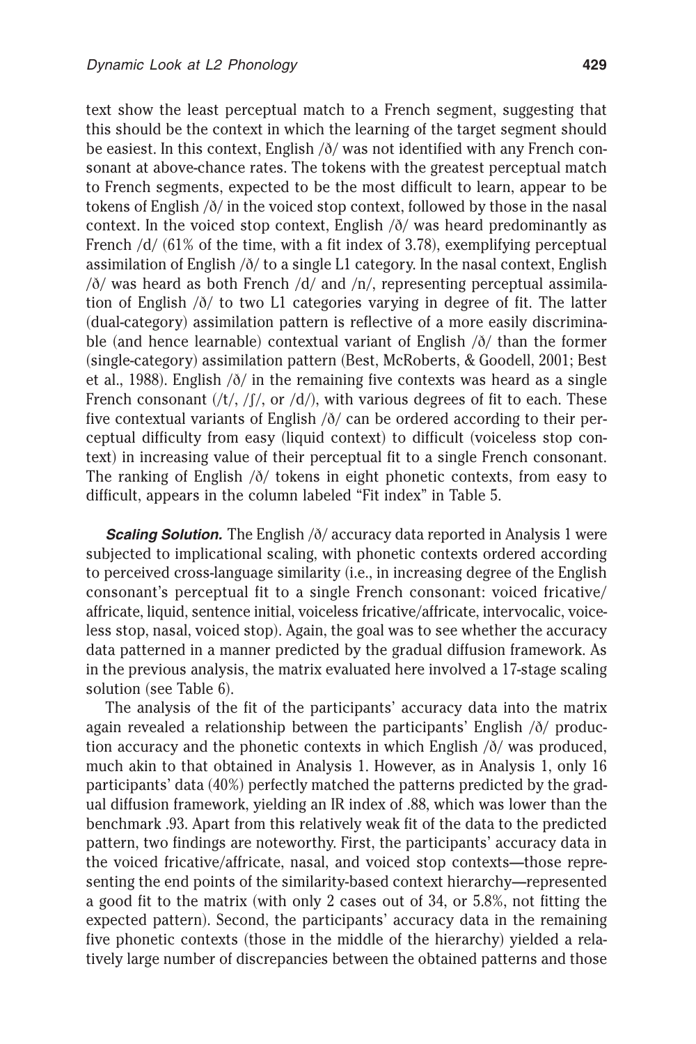text show the least perceptual match to a French segment, suggesting that this should be the context in which the learning of the target segment should be easiest. In this context, English /ð/ was not identified with any French consonant at above-chance rates. The tokens with the greatest perceptual match to French segments, expected to be the most difficult to learn, appear to be tokens of English /ð/ in the voiced stop context, followed by those in the nasal context. In the voiced stop context, English /ð/ was heard predominantly as French /d/ (61% of the time, with a fit index of 3.78), exemplifying perceptual assimilation of English /ð/ to a single L1 category. In the nasal context, English /ð/ was heard as both French /d/ and /n/, representing perceptual assimilation of English /ð/ to two L1 categories varying in degree of fit. The latter (dual-category) assimilation pattern is reflective of a more easily discriminable (and hence learnable) contextual variant of English /ð/ than the former (single-category) assimilation pattern (Best, McRoberts, & Goodell, 2001; Best et al., 1988). English /ð/ in the remaining five contexts was heard as a single French consonant (/t/, /ʃ/, or /d/), with various degrees of fit to each. These five contextual variants of English /ð/ can be ordered according to their perceptual difficulty from easy (liquid context) to difficult (voiceless stop context) in increasing value of their perceptual fit to a single French consonant. The ranking of English /ð/ tokens in eight phonetic contexts, from easy to difficult, appears in the column labeled "Fit index" in Table 5.

***Scaling Solution.*** The English /ð/ accuracy data reported in Analysis 1 were subjected to implicational scaling, with phonetic contexts ordered according to perceived cross-language similarity (i.e., in increasing degree of the English consonant's perceptual fit to a single French consonant: voiced fricative/affricate, liquid, sentence initial, voiceless fricative/affricate, intervocalic, voiceless stop, nasal, voiced stop). Again, the goal was to see whether the accuracy data patterned in a manner predicted by the gradual diffusion framework. As in the previous analysis, the matrix evaluated here involved a 17-stage scaling solution (see Table 6).

The analysis of the fit of the participants' accuracy data into the matrix again revealed a relationship between the participants' English /ð/ production accuracy and the phonetic contexts in which English /ð/ was produced, much akin to that obtained in Analysis 1. However, as in Analysis 1, only 16 participants' data (40%) perfectly matched the patterns predicted by the gradual diffusion framework, yielding an IR index of .88, which was lower than the benchmark .93. Apart from this relatively weak fit of the data to the predicted pattern, two findings are noteworthy. First, the participants' accuracy data in the voiced fricative/affricate, nasal, and voiced stop contexts—those representing the end points of the similarity-based context hierarchy—represented a good fit to the matrix (with only 2 cases out of 34, or 5.8%, not fitting the expected pattern). Second, the participants' accuracy data in the remaining five phonetic contexts (those in the middle of the hierarchy) yielded a relatively large number of discrepancies between the obtained patterns and those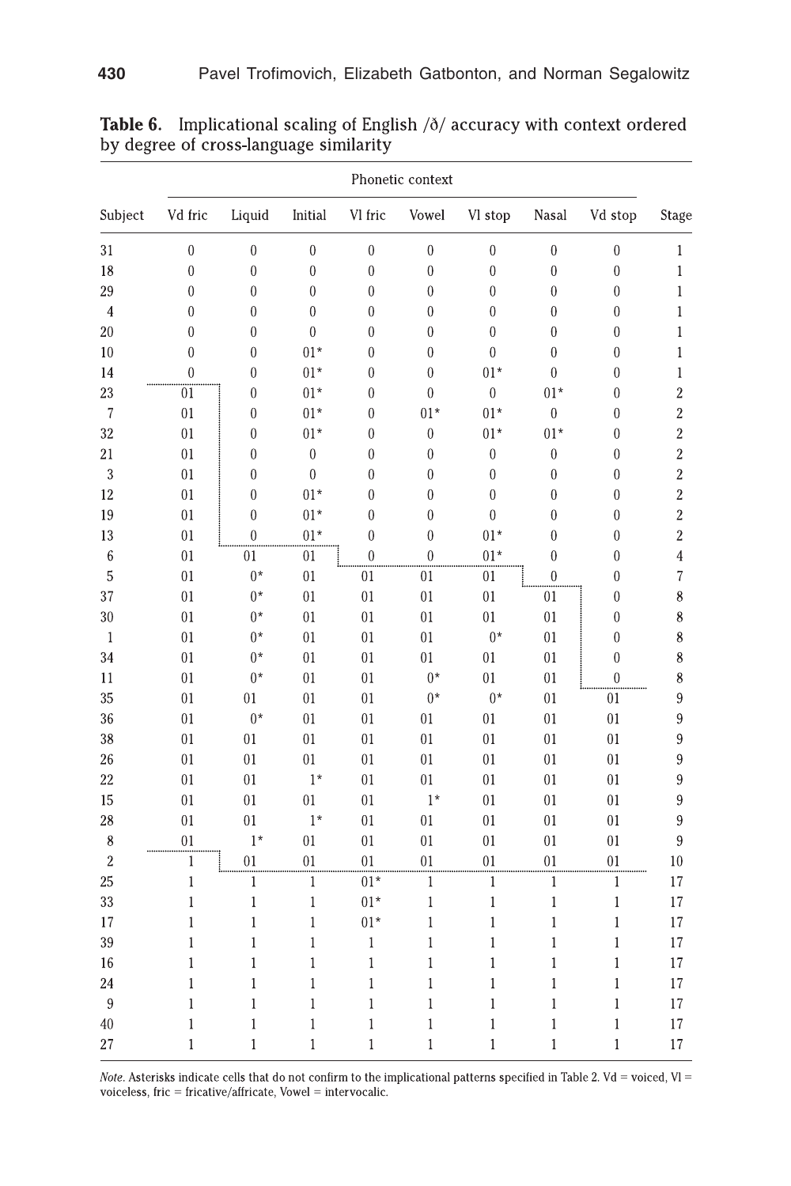**Table 6.** Implicational scaling of English /ð/ accuracy with context ordered by degree of cross-language similarity

| Subject | Phonetic context | | | | | | | | Stage |
|---|---|---|---|---|---|---|---|---|---|
| | Vd fric | Liquid | Initial | Vl fric | Vowel | Vl stop | Nasal | Vd stop | |
| 31 | 0 | 0 | 0 | 0 | 0 | 0 | 0 | 0 | 1 |
| 18 | 0 | 0 | 0 | 0 | 0 | 0 | 0 | 0 | 1 |
| 29 | 0 | 0 | 0 | 0 | 0 | 0 | 0 | 0 | 1 |
| 4 | 0 | 0 | 0 | 0 | 0 | 0 | 0 | 0 | 1 |
| 20 | 0 | 0 | 0 | 0 | 0 | 0 | 0 | 0 | 1 |
| 10 | 0 | 0 | 01* | 0 | 0 | 0 | 0 | 0 | 1 |
| 14 | 0 | 0 | 01* | 0 | 0 | 01* | 0 | 0 | 1 |
| 23 | 01 | 0 | 01* | 0 | 0 | 0 | 01* | 0 | 2 |
| 7 | 01 | 0 | 01* | 0 | 01* | 01* | 0 | 0 | 2 |
| 32 | 01 | 0 | 01* | 0 | 0 | 01* | 01* | 0 | 2 |
| 21 | 01 | 0 | 0 | 0 | 0 | 0 | 0 | 0 | 2 |
| 3 | 01 | 0 | 0 | 0 | 0 | 0 | 0 | 0 | 2 |
| 12 | 01 | 0 | 01* | 0 | 0 | 0 | 0 | 0 | 2 |
| 19 | 01 | 0 | 01* | 0 | 0 | 0 | 0 | 0 | 2 |
| 13 | 01 | 0 | 01* | 0 | 0 | 01* | 0 | 0 | 2 |
| 6 | 01 | 01 | 01 | 0 | 0 | 01* | 0 | 0 | 4 |
| 5 | 01 | 0* | 01 | 01 | 01 | 01 | 0 | 0 | 7 |
| 37 | 01 | 0* | 01 | 01 | 01 | 01 | 01 | 0 | 8 |
| 30 | 01 | 0* | 01 | 01 | 01 | 01 | 01 | 0 | 8 |
| 1 | 01 | 0* | 01 | 01 | 01 | 0* | 01 | 0 | 8 |
| 34 | 01 | 0* | 01 | 01 | 01 | 01 | 01 | 0 | 8 |
| 11 | 01 | 0* | 01 | 01 | 0* | 01 | 01 | 0 | 8 |
| 35 | 01 | 01 | 01 | 01 | 0* | 0* | 01 | 01 | 9 |
| 36 | 01 | 0* | 01 | 01 | 01 | 01 | 01 | 01 | 9 |
| 38 | 01 | 01 | 01 | 01 | 01 | 01 | 01 | 01 | 9 |
| 26 | 01 | 01 | 01 | 01 | 01 | 01 | 01 | 01 | 9 |
| 22 | 01 | 01 | 1* | 01 | 01 | 01 | 01 | 01 | 9 |
| 15 | 01 | 01 | 01 | 01 | 1* | 01 | 01 | 01 | 9 |
| 28 | 01 | 01 | 1* | 01 | 01 | 01 | 01 | 01 | 9 |
| 8 | 01 | 1* | 01 | 01 | 01 | 01 | 01 | 01 | 9 |
| 2 | 1 | 01 | 01 | 01 | 01 | 01 | 01 | 01 | 10 |
| 25 | 1 | 1 | 1 | 01* | 1 | 1 | 1 | 1 | 17 |
| 33 | 1 | 1 | 1 | 01* | 1 | 1 | 1 | 1 | 17 |
| 17 | 1 | 1 | 1 | 01* | 1 | 1 | 1 | 1 | 17 |
| 39 | 1 | 1 | 1 | 1 | 1 | 1 | 1 | 1 | 17 |
| 16 | 1 | 1 | 1 | 1 | 1 | 1 | 1 | 1 | 17 |
| 24 | 1 | 1 | 1 | 1 | 1 | 1 | 1 | 1 | 17 |
| 9 | 1 | 1 | 1 | 1 | 1 | 1 | 1 | 1 | 17 |
| 40 | 1 | 1 | 1 | 1 | 1 | 1 | 1 | 1 | 17 |
| 27 | 1 | 1 | 1 | 1 | 1 | 1 | 1 | 1 | 17 |

*Note.* Asterisks indicate cells that do not confirm to the implicational patterns specified in Table 2. Vd = voiced, Vl = voiceless, fric = fricative/affricate, Vowel = intervocalic.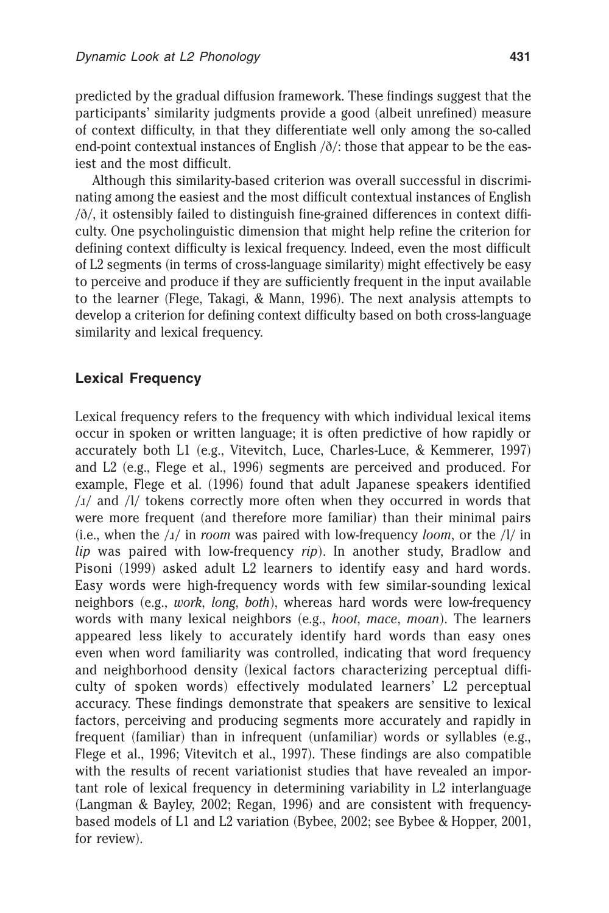predicted by the gradual diffusion framework. These findings suggest that the participants' similarity judgments provide a good (albeit unrefined) measure of context difficulty, in that they differentiate well only among the so-called end-point contextual instances of English /ð/: those that appear to be the easiest and the most difficult.

Although this similarity-based criterion was overall successful in discriminating among the easiest and the most difficult contextual instances of English /ð/, it ostensibly failed to distinguish fine-grained differences in context difficulty. One psycholinguistic dimension that might help refine the criterion for defining context difficulty is lexical frequency. Indeed, even the most difficult of L2 segments (in terms of cross-language similarity) might effectively be easy to perceive and produce if they are sufficiently frequent in the input available to the learner (Flege, Takagi, & Mann, 1996). The next analysis attempts to develop a criterion for defining context difficulty based on both cross-language similarity and lexical frequency.

## Lexical Frequency

Lexical frequency refers to the frequency with which individual lexical items occur in spoken or written language; it is often predictive of how rapidly or accurately both L1 (e.g., Vitevitch, Luce, Charles-Luce, & Kemmerer, 1997) and L2 (e.g., Flege et al., 1996) segments are perceived and produced. For example, Flege et al. (1996) found that adult Japanese speakers identified /ɹ/ and /l/ tokens correctly more often when they occurred in words that were more frequent (and therefore more familiar) than their minimal pairs (i.e., when the /ɹ/ in *room* was paired with low-frequency *loom*, or the /l/ in *lip* was paired with low-frequency *rip*). In another study, Bradlow and Pisoni (1999) asked adult L2 learners to identify easy and hard words. Easy words were high-frequency words with few similar-sounding lexical neighbors (e.g., *work*, *long*, *both*), whereas hard words were low-frequency words with many lexical neighbors (e.g., *hoot*, *mace*, *moan*). The learners appeared less likely to accurately identify hard words than easy ones even when word familiarity was controlled, indicating that word frequency and neighborhood density (lexical factors characterizing perceptual difficulty of spoken words) effectively modulated learners' L2 perceptual accuracy. These findings demonstrate that speakers are sensitive to lexical factors, perceiving and producing segments more accurately and rapidly in frequent (familiar) than in infrequent (unfamiliar) words or syllables (e.g., Flege et al., 1996; Vitevitch et al., 1997). These findings are also compatible with the results of recent variationist studies that have revealed an important role of lexical frequency in determining variability in L2 interlanguage (Langman & Bayley, 2002; Regan, 1996) and are consistent with frequency-based models of L1 and L2 variation (Bybee, 2002; see Bybee & Hopper, 2001, for review).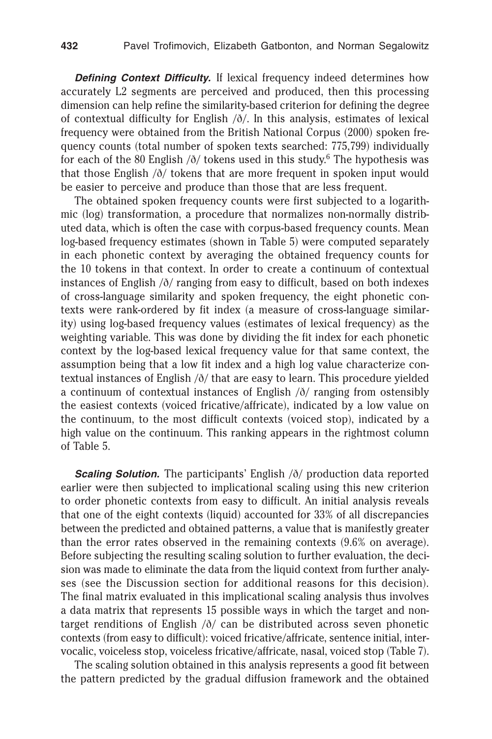***Defining Context Difficulty.*** If lexical frequency indeed determines how accurately L2 segments are perceived and produced, then this processing dimension can help refine the similarity-based criterion for defining the degree of contextual difficulty for English /ð/. In this analysis, estimates of lexical frequency were obtained from the British National Corpus (2000) spoken frequency counts (total number of spoken texts searched: 775,799) individually for each of the 80 English /ð/ tokens used in this study.[6] The hypothesis was that those English /ð/ tokens that are more frequent in spoken input would be easier to perceive and produce than those that are less frequent.

The obtained spoken frequency counts were first subjected to a logarithmic (log) transformation, a procedure that normalizes non-normally distributed data, which is often the case with corpus-based frequency counts. Mean log-based frequency estimates (shown in Table 5) were computed separately in each phonetic context by averaging the obtained frequency counts for the 10 tokens in that context. In order to create a continuum of contextual instances of English /ð/ ranging from easy to difficult, based on both indexes of cross-language similarity and spoken frequency, the eight phonetic contexts were rank-ordered by fit index (a measure of cross-language similarity) using log-based frequency values (estimates of lexical frequency) as the weighting variable. This was done by dividing the fit index for each phonetic context by the log-based lexical frequency value for that same context, the assumption being that a low fit index and a high log value characterize contextual instances of English /ð/ that are easy to learn. This procedure yielded a continuum of contextual instances of English /ð/ ranging from ostensibly the easiest contexts (voiced fricative/affricate), indicated by a low value on the continuum, to the most difficult contexts (voiced stop), indicated by a high value on the continuum. This ranking appears in the rightmost column of Table 5.

***Scaling Solution.*** The participants' English /ð/ production data reported earlier were then subjected to implicational scaling using this new criterion to order phonetic contexts from easy to difficult. An initial analysis reveals that one of the eight contexts (liquid) accounted for 33% of all discrepancies between the predicted and obtained patterns, a value that is manifestly greater than the error rates observed in the remaining contexts (9.6% on average). Before subjecting the resulting scaling solution to further evaluation, the decision was made to eliminate the data from the liquid context from further analyses (see the Discussion section for additional reasons for this decision). The final matrix evaluated in this implicational scaling analysis thus involves a data matrix that represents 15 possible ways in which the target and nontarget renditions of English /ð/ can be distributed across seven phonetic contexts (from easy to difficult): voiced fricative/affricate, sentence initial, intervocalic, voiceless stop, voiceless fricative/affricate, nasal, voiced stop (Table 7).

The scaling solution obtained in this analysis represents a good fit between the pattern predicted by the gradual diffusion framework and the obtained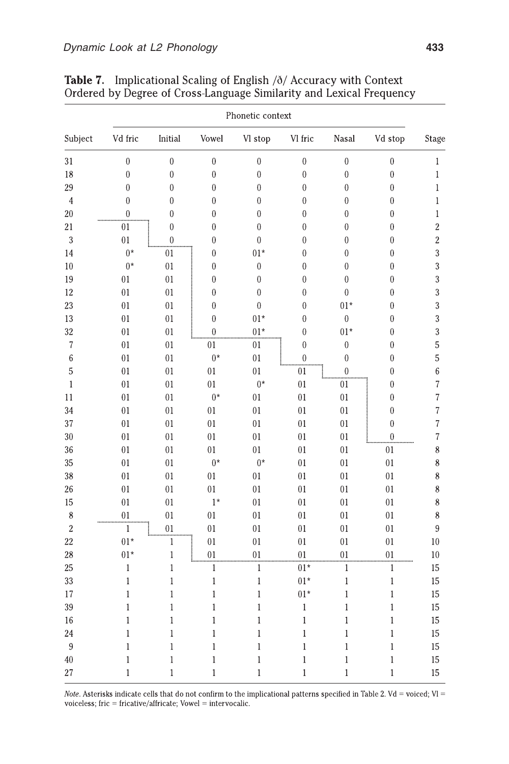**Table 7.** Implicational Scaling of English /ð/ Accuracy with Context Ordered by Degree of Cross-Language Similarity and Lexical Frequency

| Subject | Phonetic context | | | | | | | Stage |
|---|---|---|---|---|---|---|---|---|
| | Vd fric | Initial | Vowel | Vl stop | Vl fric | Nasal | Vd stop | |
| 31 | 0 | 0 | 0 | 0 | 0 | 0 | 0 | 1 |
| 18 | 0 | 0 | 0 | 0 | 0 | 0 | 0 | 1 |
| 29 | 0 | 0 | 0 | 0 | 0 | 0 | 0 | 1 |
| 4 | 0 | 0 | 0 | 0 | 0 | 0 | 0 | 1 |
| 20 | 0 | 0 | 0 | 0 | 0 | 0 | 0 | 1 |
| 21 | 01 | 0 | 0 | 0 | 0 | 0 | 0 | 2 |
| 3 | 01 | 0 | 0 | 0 | 0 | 0 | 0 | 2 |
| 14 | 0* | 01 | 0 | 01* | 0 | 0 | 0 | 3 |
| 10 | 0* | 01 | 0 | 0 | 0 | 0 | 0 | 3 |
| 19 | 01 | 01 | 0 | 0 | 0 | 0 | 0 | 3 |
| 12 | 01 | 01 | 0 | 0 | 0 | 0 | 0 | 3 |
| 23 | 01 | 01 | 0 | 0 | 0 | 01* | 0 | 3 |
| 13 | 01 | 01 | 0 | 01* | 0 | 0 | 0 | 3 |
| 32 | 01 | 01 | 0 | 01* | 0 | 01* | 0 | 3 |
| 7 | 01 | 01 | 01 | 01 | 0 | 0 | 0 | 5 |
| 6 | 01 | 01 | 0* | 01 | 0 | 0 | 0 | 5 |
| 5 | 01 | 01 | 01 | 01 | 01 | 0 | 0 | 6 |
| 1 | 01 | 01 | 01 | 0* | 01 | 01 | 0 | 7 |
| 11 | 01 | 01 | 0* | 01 | 01 | 01 | 0 | 7 |
| 34 | 01 | 01 | 01 | 01 | 01 | 01 | 0 | 7 |
| 37 | 01 | 01 | 01 | 01 | 01 | 01 | 0 | 7 |
| 30 | 01 | 01 | 01 | 01 | 01 | 01 | 0 | 7 |
| 36 | 01 | 01 | 01 | 01 | 01 | 01 | 01 | 8 |
| 35 | 01 | 01 | 0* | 0* | 01 | 01 | 01 | 8 |
| 38 | 01 | 01 | 01 | 01 | 01 | 01 | 01 | 8 |
| 26 | 01 | 01 | 01 | 01 | 01 | 01 | 01 | 8 |
| 15 | 01 | 01 | 1* | 01 | 01 | 01 | 01 | 8 |
| 8 | 01 | 01 | 01 | 01 | 01 | 01 | 01 | 8 |
| 2 | 1 | 01 | 01 | 01 | 01 | 01 | 01 | 9 |
| 22 | 01* | 1 | 01 | 01 | 01 | 01 | 01 | 10 |
| 28 | 01* | 1 | 01 | 01 | 01 | 01 | 01 | 10 |
| 25 | 1 | 1 | 1 | 1 | 01* | 1 | 1 | 15 |
| 33 | 1 | 1 | 1 | 1 | 01* | 1 | 1 | 15 |
| 17 | 1 | 1 | 1 | 1 | 01* | 1 | 1 | 15 |
| 39 | 1 | 1 | 1 | 1 | 1 | 1 | 1 | 15 |
| 16 | 1 | 1 | 1 | 1 | 1 | 1 | 1 | 15 |
| 24 | 1 | 1 | 1 | 1 | 1 | 1 | 1 | 15 |
| 9 | 1 | 1 | 1 | 1 | 1 | 1 | 1 | 15 |
| 40 | 1 | 1 | 1 | 1 | 1 | 1 | 1 | 15 |
| 27 | 1 | 1 | 1 | 1 | 1 | 1 | 1 | 15 |

*Note*. Asterisks indicate cells that do not confirm to the implicational patterns specified in Table 2. Vd = voiced; Vl = voiceless; fric = fricative/affricate; Vowel = intervocalic.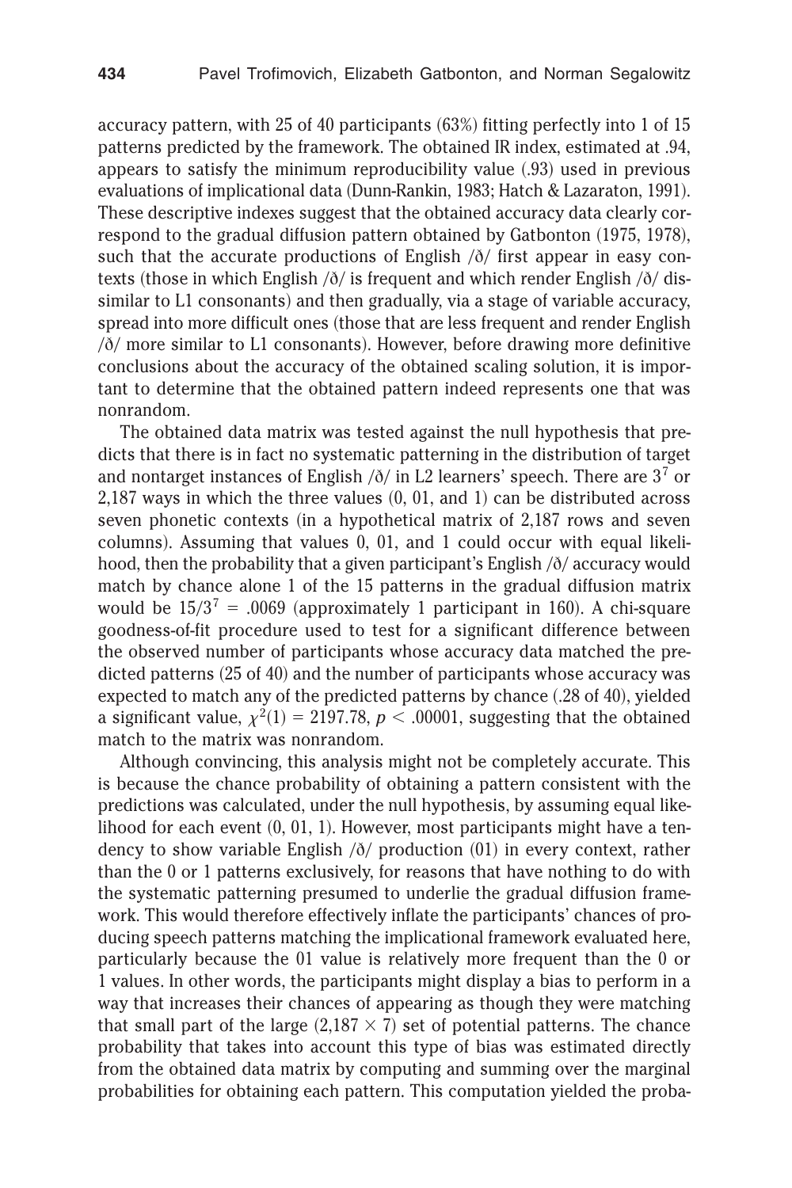accuracy pattern, with 25 of 40 participants (63%) fitting perfectly into 1 of 15 patterns predicted by the framework. The obtained IR index, estimated at .94, appears to satisfy the minimum reproducibility value (.93) used in previous evaluations of implicational data (Dunn-Rankin, 1983; Hatch & Lazaraton, 1991). These descriptive indexes suggest that the obtained accuracy data clearly correspond to the gradual diffusion pattern obtained by Gatbonton (1975, 1978), such that the accurate productions of English /ð/ first appear in easy contexts (those in which English /ð/ is frequent and which render English /ð/ dissimilar to L1 consonants) and then gradually, via a stage of variable accuracy, spread into more difficult ones (those that are less frequent and render English /ð/ more similar to L1 consonants). However, before drawing more definitive conclusions about the accuracy of the obtained scaling solution, it is important to determine that the obtained pattern indeed represents one that was nonrandom.

The obtained data matrix was tested against the null hypothesis that predicts that there is in fact no systematic patterning in the distribution of target and nontarget instances of English /ð/ in L2 learners' speech. There are $3^7$ or 2,187 ways in which the three values (0, 01, and 1) can be distributed across seven phonetic contexts (in a hypothetical matrix of 2,187 rows and seven columns). Assuming that values 0, 01, and 1 could occur with equal likelihood, then the probability that a given participant's English /ð/ accuracy would match by chance alone 1 of the 15 patterns in the gradual diffusion matrix would be $15/3^7 = .0069$ (approximately 1 participant in 160). A chi-square goodness-of-fit procedure used to test for a significant difference between the observed number of participants whose accuracy data matched the predicted patterns (25 of 40) and the number of participants whose accuracy was expected to match any of the predicted patterns by chance (.28 of 40), yielded a significant value, $\chi^2(1) = 2197.78$, $p < .00001$, suggesting that the obtained match to the matrix was nonrandom.

Although convincing, this analysis might not be completely accurate. This is because the chance probability of obtaining a pattern consistent with the predictions was calculated, under the null hypothesis, by assuming equal likelihood for each event (0, 01, 1). However, most participants might have a tendency to show variable English /ð/ production (01) in every context, rather than the 0 or 1 patterns exclusively, for reasons that have nothing to do with the systematic patterning presumed to underlie the gradual diffusion framework. This would therefore effectively inflate the participants' chances of producing speech patterns matching the implicational framework evaluated here, particularly because the 01 value is relatively more frequent than the 0 or 1 values. In other words, the participants might display a bias to perform in a way that increases their chances of appearing as though they were matching that small part of the large ($2,187 \times 7$) set of potential patterns. The chance probability that takes into account this type of bias was estimated directly from the obtained data matrix by computing and summing over the marginal probabilities for obtaining each pattern. This computation yielded the proba-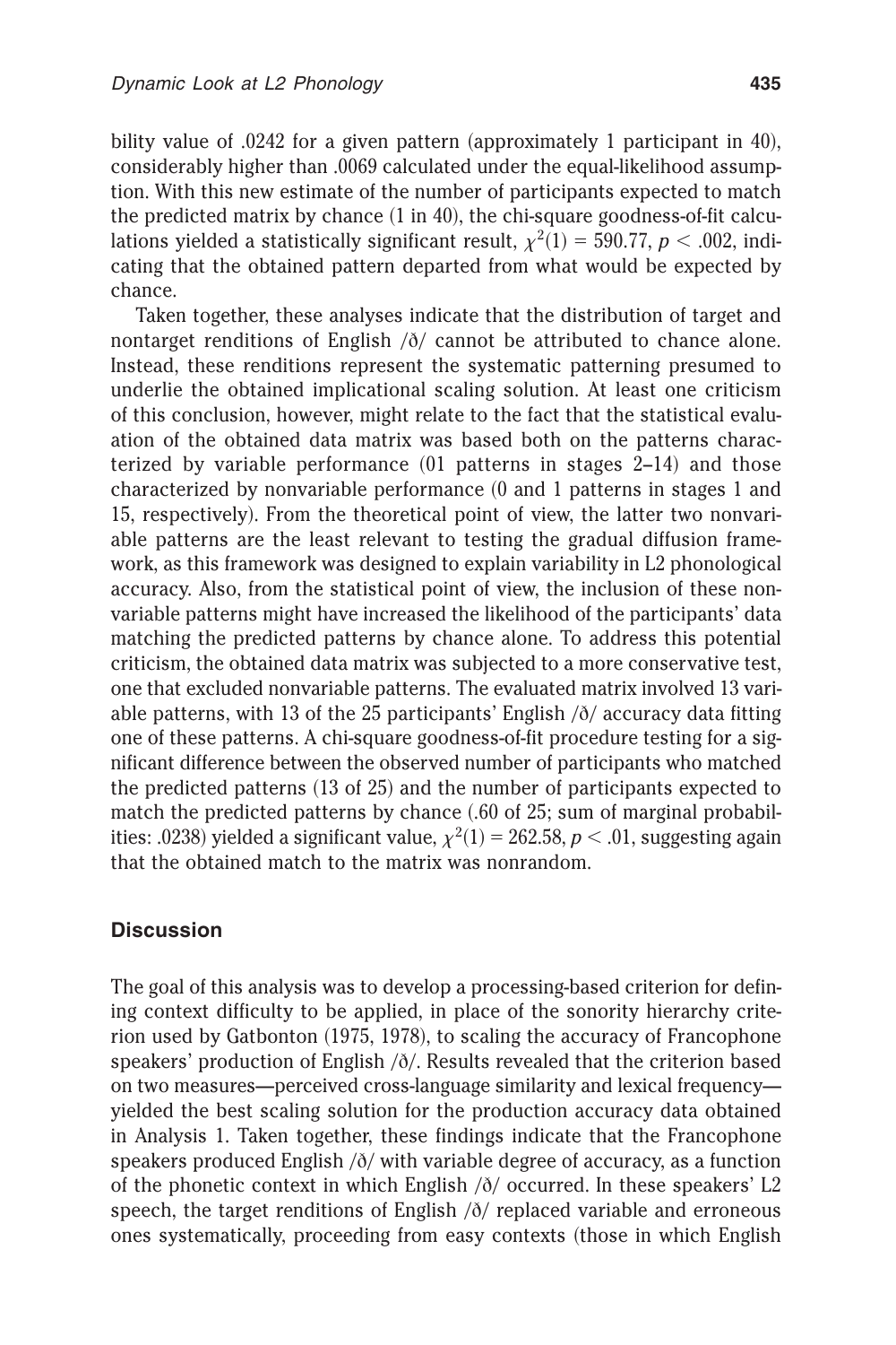bility value of .0242 for a given pattern (approximately 1 participant in 40), considerably higher than .0069 calculated under the equal-likelihood assumption. With this new estimate of the number of participants expected to match the predicted matrix by chance (1 in 40), the chi-square goodness-of-fit calculations yielded a statistically significant result, $\chi^2(1) = 590.77$, $p < .002$, indicating that the obtained pattern departed from what would be expected by chance.

Taken together, these analyses indicate that the distribution of target and nontarget renditions of English /ð/ cannot be attributed to chance alone. Instead, these renditions represent the systematic patterning presumed to underlie the obtained implicational scaling solution. At least one criticism of this conclusion, however, might relate to the fact that the statistical evaluation of the obtained data matrix was based both on the patterns characterized by variable performance (01 patterns in stages 2–14) and those characterized by nonvariable performance (0 and 1 patterns in stages 1 and 15, respectively). From the theoretical point of view, the latter two nonvariable patterns are the least relevant to testing the gradual diffusion framework, as this framework was designed to explain variability in L2 phonological accuracy. Also, from the statistical point of view, the inclusion of these nonvariable patterns might have increased the likelihood of the participants' data matching the predicted patterns by chance alone. To address this potential criticism, the obtained data matrix was subjected to a more conservative test, one that excluded nonvariable patterns. The evaluated matrix involved 13 variable patterns, with 13 of the 25 participants' English /ð/ accuracy data fitting one of these patterns. A chi-square goodness-of-fit procedure testing for a significant difference between the observed number of participants who matched the predicted patterns (13 of 25) and the number of participants expected to match the predicted patterns by chance (.60 of 25; sum of marginal probabilities: .0238) yielded a significant value, $\chi^2(1) = 262.58$, $p < .01$, suggesting again that the obtained match to the matrix was nonrandom.

### Discussion

The goal of this analysis was to develop a processing-based criterion for defining context difficulty to be applied, in place of the sonority hierarchy criterion used by Gatbonton (1975, 1978), to scaling the accuracy of Francophone speakers' production of English /ð/. Results revealed that the criterion based on two measures—perceived cross-language similarity and lexical frequency—yielded the best scaling solution for the production accuracy data obtained in Analysis 1. Taken together, these findings indicate that the Francophone speakers produced English /ð/ with variable degree of accuracy, as a function of the phonetic context in which English /ð/ occurred. In these speakers' L2 speech, the target renditions of English /ð/ replaced variable and erroneous ones systematically, proceeding from easy contexts (those in which English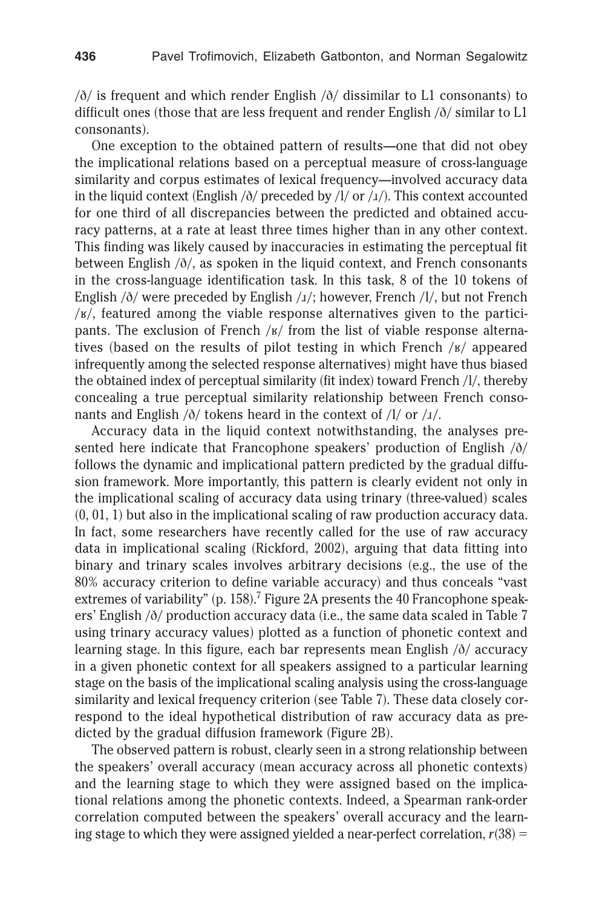/ð/ is frequent and which render English /ð/ dissimilar to L1 consonants) to difficult ones (those that are less frequent and render English /ð/ similar to L1 consonants).

One exception to the obtained pattern of results—one that did not obey the implicational relations based on a perceptual measure of cross-language similarity and corpus estimates of lexical frequency—involved accuracy data in the liquid context (English /ð/ preceded by /l/ or /ɹ/). This context accounted for one third of all discrepancies between the predicted and obtained accuracy patterns, at a rate at least three times higher than in any other context. This finding was likely caused by inaccuracies in estimating the perceptual fit between English /ð/, as spoken in the liquid context, and French consonants in the cross-language identification task. In this task, 8 of the 10 tokens of English /ð/ were preceded by English /ɹ/; however, French /l/, but not French /ʁ/, featured among the viable response alternatives given to the participants. The exclusion of French /ʁ/ from the list of viable response alternatives (based on the results of pilot testing in which French /ʁ/ appeared infrequently among the selected response alternatives) might have thus biased the obtained index of perceptual similarity (fit index) toward French /l/, thereby concealing a true perceptual similarity relationship between French consonants and English /ð/ tokens heard in the context of /l/ or /ɹ/.

Accuracy data in the liquid context notwithstanding, the analyses presented here indicate that Francophone speakers' production of English /ð/ follows the dynamic and implicational pattern predicted by the gradual diffusion framework. More importantly, this pattern is clearly evident not only in the implicational scaling of accuracy data using trinary (three-valued) scales (0, 01, 1) but also in the implicational scaling of raw production accuracy data. In fact, some researchers have recently called for the use of raw accuracy data in implicational scaling (Rickford, 2002), arguing that data fitting into binary and trinary scales involves arbitrary decisions (e.g., the use of the 80% accuracy criterion to define variable accuracy) and thus conceals "vast extremes of variability" (p. 158).[7] Figure 2A presents the 40 Francophone speakers' English /ð/ production accuracy data (i.e., the same data scaled in Table 7 using trinary accuracy values) plotted as a function of phonetic context and learning stage. In this figure, each bar represents mean English /ð/ accuracy in a given phonetic context for all speakers assigned to a particular learning stage on the basis of the implicational scaling analysis using the cross-language similarity and lexical frequency criterion (see Table 7). These data closely correspond to the ideal hypothetical distribution of raw accuracy data as predicted by the gradual diffusion framework (Figure 2B).

The observed pattern is robust, clearly seen in a strong relationship between the speakers' overall accuracy (mean accuracy across all phonetic contexts) and the learning stage to which they were assigned based on the implicational relations among the phonetic contexts. Indeed, a Spearman rank-order correlation computed between the speakers' overall accuracy and the learning stage to which they were assigned yielded a near-perfect correlation, $r(38) =$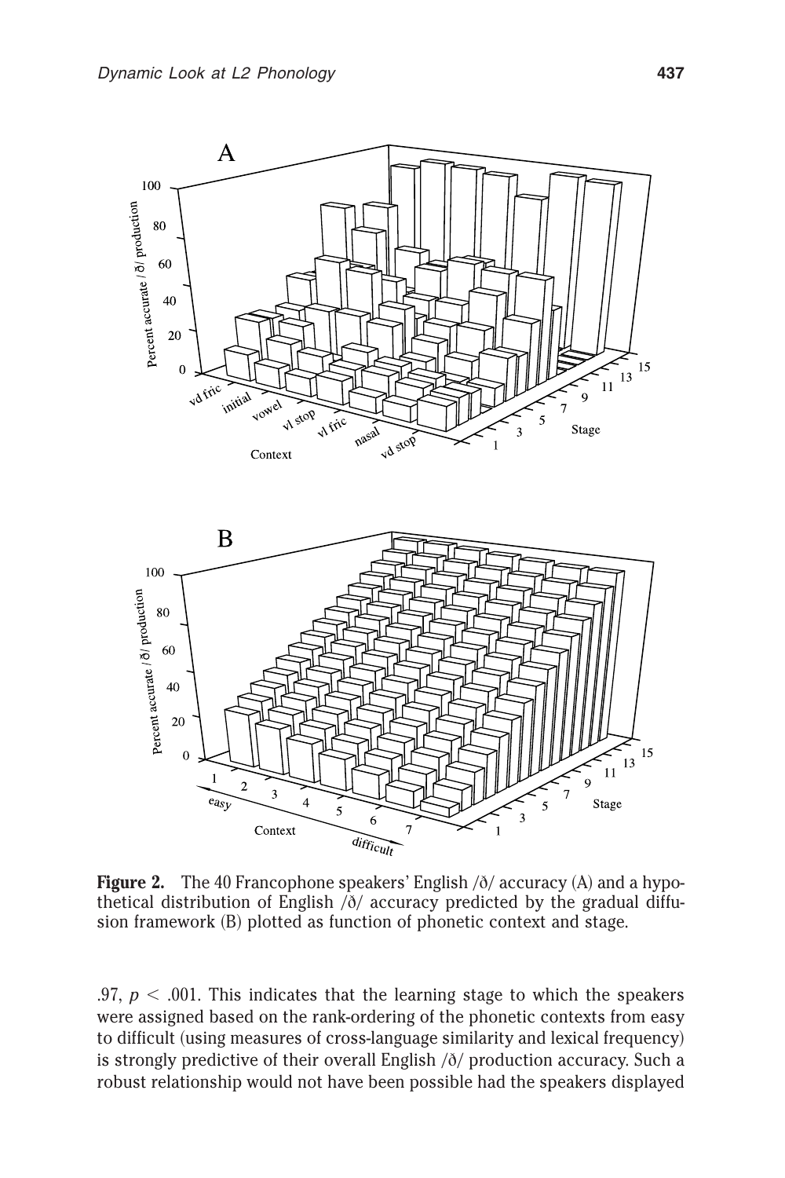**Figure 2.** The 40 Francophone speakers' English /ð/ accuracy (A) and a hypothetical distribution of English /ð/ accuracy predicted by the gradual diffusion framework (B) plotted as function of phonetic context and stage.

.97, $p < .001$. This indicates that the learning stage to which the speakers were assigned based on the rank-ordering of the phonetic contexts from easy to difficult (using measures of cross-language similarity and lexical frequency) is strongly predictive of their overall English /ð/ production accuracy. Such a robust relationship would not have been possible had the speakers displayed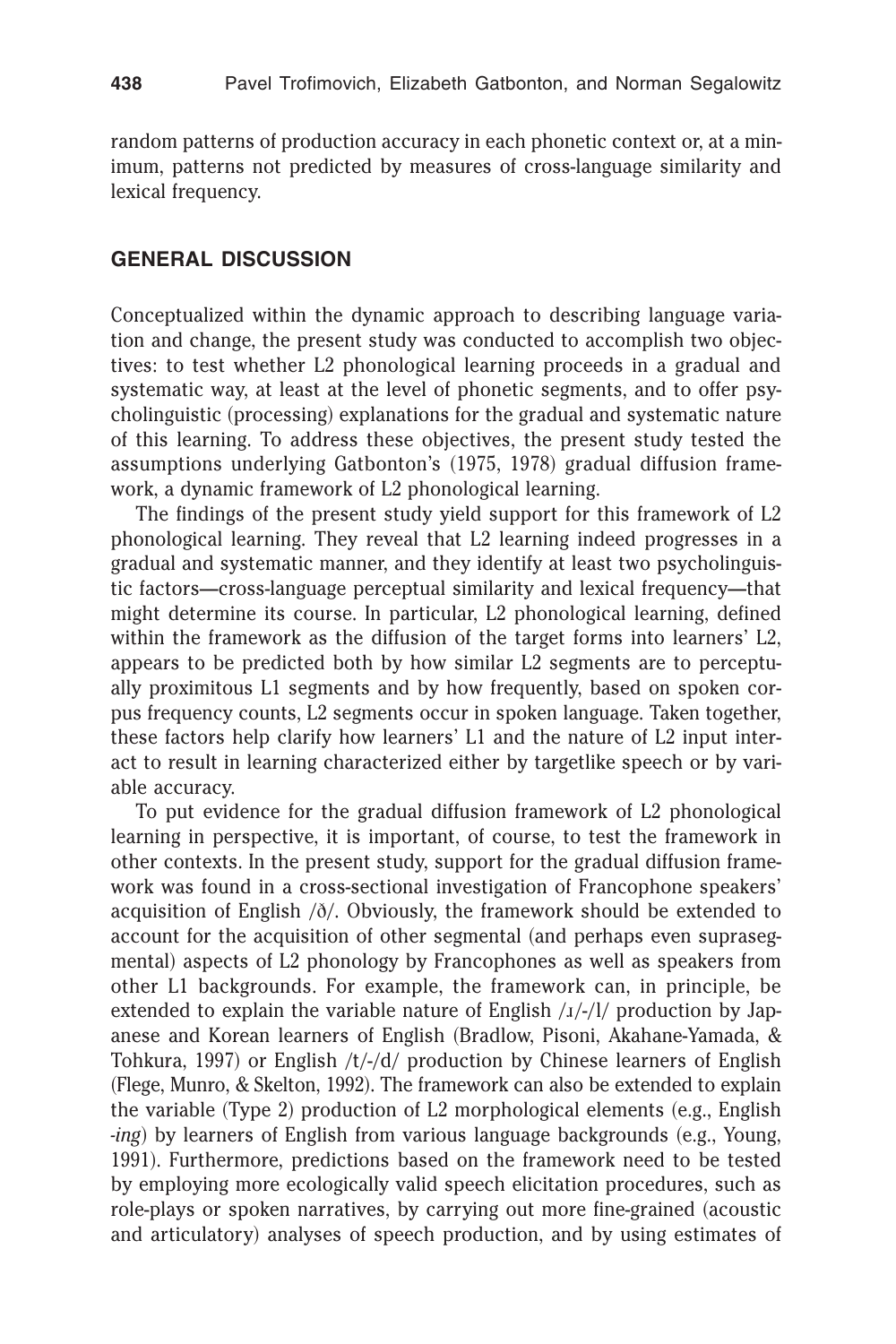random patterns of production accuracy in each phonetic context or, at a minimum, patterns not predicted by measures of cross-language similarity and lexical frequency.

## GENERAL DISCUSSION

Conceptualized within the dynamic approach to describing language variation and change, the present study was conducted to accomplish two objectives: to test whether L2 phonological learning proceeds in a gradual and systematic way, at least at the level of phonetic segments, and to offer psycholinguistic (processing) explanations for the gradual and systematic nature of this learning. To address these objectives, the present study tested the assumptions underlying Gatbonton's (1975, 1978) gradual diffusion framework, a dynamic framework of L2 phonological learning.

The findings of the present study yield support for this framework of L2 phonological learning. They reveal that L2 learning indeed progresses in a gradual and systematic manner, and they identify at least two psycholinguistic factors—cross-language perceptual similarity and lexical frequency—that might determine its course. In particular, L2 phonological learning, defined within the framework as the diffusion of the target forms into learners' L2, appears to be predicted both by how similar L2 segments are to perceptually proximitous L1 segments and by how frequently, based on spoken corpus frequency counts, L2 segments occur in spoken language. Taken together, these factors help clarify how learners' L1 and the nature of L2 input interact to result in learning characterized either by targetlike speech or by variable accuracy.

To put evidence for the gradual diffusion framework of L2 phonological learning in perspective, it is important, of course, to test the framework in other contexts. In the present study, support for the gradual diffusion framework was found in a cross-sectional investigation of Francophone speakers' acquisition of English /ð/. Obviously, the framework should be extended to account for the acquisition of other segmental (and perhaps even suprasegmental) aspects of L2 phonology by Francophones as well as speakers from other L1 backgrounds. For example, the framework can, in principle, be extended to explain the variable nature of English /ɹ/-/l/ production by Japanese and Korean learners of English (Bradlow, Pisoni, Akahane-Yamada, & Tohkura, 1997) or English /t/-/d/ production by Chinese learners of English (Flege, Munro, & Skelton, 1992). The framework can also be extended to explain the variable (Type 2) production of L2 morphological elements (e.g., English *-ing*) by learners of English from various language backgrounds (e.g., Young, 1991). Furthermore, predictions based on the framework need to be tested by employing more ecologically valid speech elicitation procedures, such as role-plays or spoken narratives, by carrying out more fine-grained (acoustic and articulatory) analyses of speech production, and by using estimates of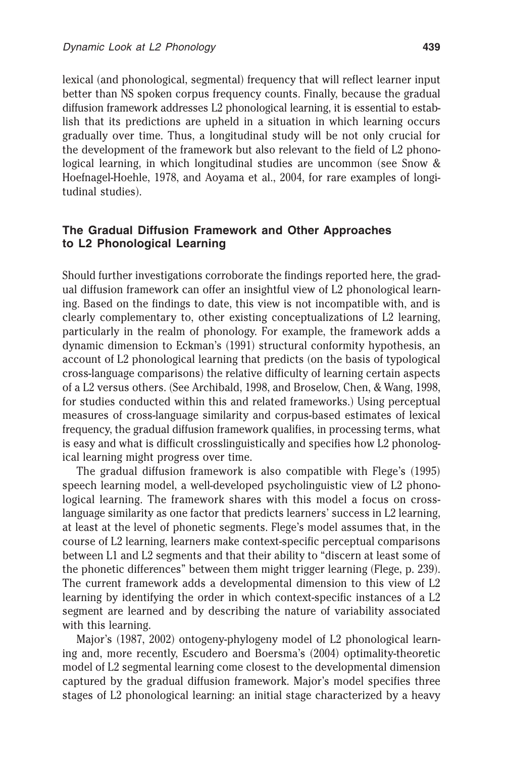lexical (and phonological, segmental) frequency that will reflect learner input better than NS spoken corpus frequency counts. Finally, because the gradual diffusion framework addresses L2 phonological learning, it is essential to establish that its predictions are upheld in a situation in which learning occurs gradually over time. Thus, a longitudinal study will be not only crucial for the development of the framework but also relevant to the field of L2 phonological learning, in which longitudinal studies are uncommon (see Snow & Hoefnagel-Hoehle, 1978, and Aoyama et al., 2004, for rare examples of longitudinal studies).

### The Gradual Diffusion Framework and Other Approaches to L2 Phonological Learning

Should further investigations corroborate the findings reported here, the gradual diffusion framework can offer an insightful view of L2 phonological learning. Based on the findings to date, this view is not incompatible with, and is clearly complementary to, other existing conceptualizations of L2 learning, particularly in the realm of phonology. For example, the framework adds a dynamic dimension to Eckman's (1991) structural conformity hypothesis, an account of L2 phonological learning that predicts (on the basis of typological cross-language comparisons) the relative difficulty of learning certain aspects of a L2 versus others. (See Archibald, 1998, and Broselow, Chen, & Wang, 1998, for studies conducted within this and related frameworks.) Using perceptual measures of cross-language similarity and corpus-based estimates of lexical frequency, the gradual diffusion framework qualifies, in processing terms, what is easy and what is difficult crosslinguistically and specifies how L2 phonological learning might progress over time.

The gradual diffusion framework is also compatible with Flege's (1995) speech learning model, a well-developed psycholinguistic view of L2 phonological learning. The framework shares with this model a focus on cross-language similarity as one factor that predicts learners' success in L2 learning, at least at the level of phonetic segments. Flege's model assumes that, in the course of L2 learning, learners make context-specific perceptual comparisons between L1 and L2 segments and that their ability to "discern at least some of the phonetic differences" between them might trigger learning (Flege, p. 239). The current framework adds a developmental dimension to this view of L2 learning by identifying the order in which context-specific instances of a L2 segment are learned and by describing the nature of variability associated with this learning.

Major's (1987, 2002) ontogeny-phylogeny model of L2 phonological learning and, more recently, Escudero and Boersma's (2004) optimality-theoretic model of L2 segmental learning come closest to the developmental dimension captured by the gradual diffusion framework. Major's model specifies three stages of L2 phonological learning: an initial stage characterized by a heavy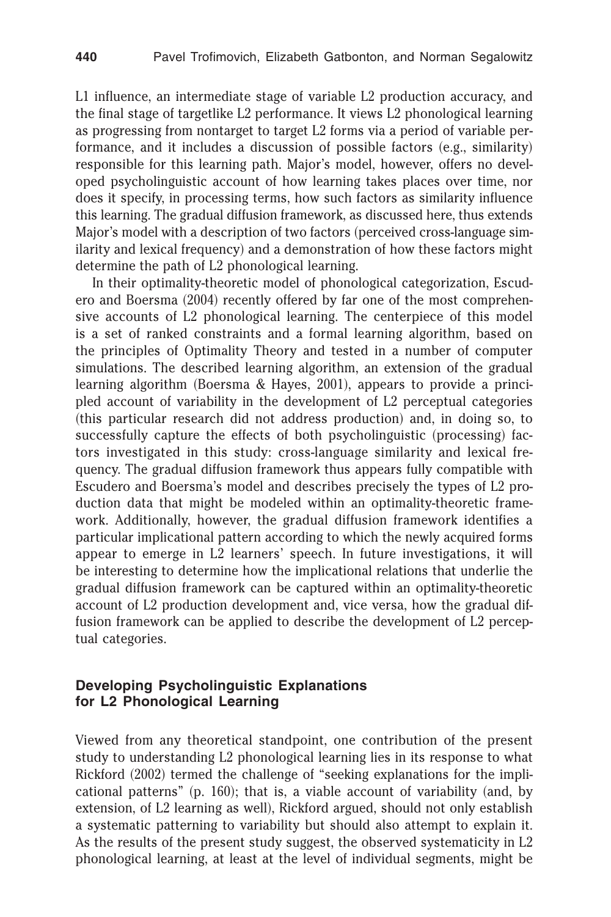L1 influence, an intermediate stage of variable L2 production accuracy, and the final stage of targetlike L2 performance. It views L2 phonological learning as progressing from nontarget to target L2 forms via a period of variable performance, and it includes a discussion of possible factors (e.g., similarity) responsible for this learning path. Major's model, however, offers no developed psycholinguistic account of how learning takes places over time, nor does it specify, in processing terms, how such factors as similarity influence this learning. The gradual diffusion framework, as discussed here, thus extends Major's model with a description of two factors (perceived cross-language similarity and lexical frequency) and a demonstration of how these factors might determine the path of L2 phonological learning.

In their optimality-theoretic model of phonological categorization, Escudero and Boersma (2004) recently offered by far one of the most comprehensive accounts of L2 phonological learning. The centerpiece of this model is a set of ranked constraints and a formal learning algorithm, based on the principles of Optimality Theory and tested in a number of computer simulations. The described learning algorithm, an extension of the gradual learning algorithm (Boersma & Hayes, 2001), appears to provide a principled account of variability in the development of L2 perceptual categories (this particular research did not address production) and, in doing so, to successfully capture the effects of both psycholinguistic (processing) factors investigated in this study: cross-language similarity and lexical frequency. The gradual diffusion framework thus appears fully compatible with Escudero and Boersma's model and describes precisely the types of L2 production data that might be modeled within an optimality-theoretic framework. Additionally, however, the gradual diffusion framework identifies a particular implicational pattern according to which the newly acquired forms appear to emerge in L2 learners' speech. In future investigations, it will be interesting to determine how the implicational relations that underlie the gradual diffusion framework can be captured within an optimality-theoretic account of L2 production development and, vice versa, how the gradual diffusion framework can be applied to describe the development of L2 perceptual categories.

## Developing Psycholinguistic Explanations for L2 Phonological Learning

Viewed from any theoretical standpoint, one contribution of the present study to understanding L2 phonological learning lies in its response to what Rickford (2002) termed the challenge of "seeking explanations for the implicational patterns" (p. 160); that is, a viable account of variability (and, by extension, of L2 learning as well), Rickford argued, should not only establish a systematic patterning to variability but should also attempt to explain it. As the results of the present study suggest, the observed systematicity in L2 phonological learning, at least at the level of individual segments, might be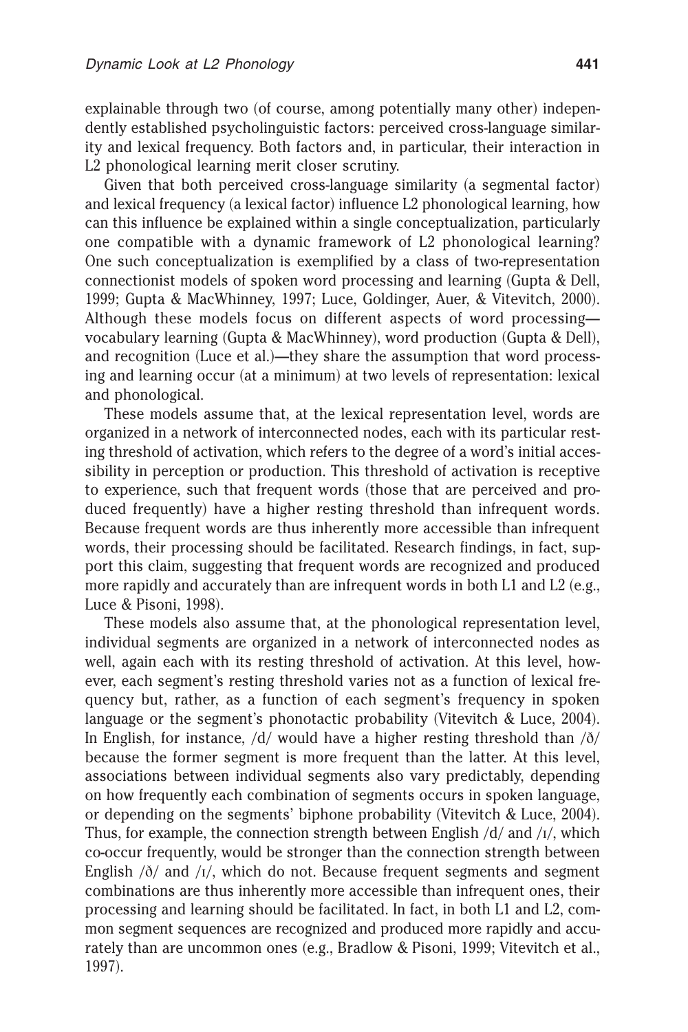explainable through two (of course, among potentially many other) independently established psycholinguistic factors: perceived cross-language similarity and lexical frequency. Both factors and, in particular, their interaction in L2 phonological learning merit closer scrutiny.

Given that both perceived cross-language similarity (a segmental factor) and lexical frequency (a lexical factor) influence L2 phonological learning, how can this influence be explained within a single conceptualization, particularly one compatible with a dynamic framework of L2 phonological learning? One such conceptualization is exemplified by a class of two-representation connectionist models of spoken word processing and learning (Gupta & Dell, 1999; Gupta & MacWhinney, 1997; Luce, Goldinger, Auer, & Vitevitch, 2000). Although these models focus on different aspects of word processing—vocabulary learning (Gupta & MacWhinney), word production (Gupta & Dell), and recognition (Luce et al.)—they share the assumption that word processing and learning occur (at a minimum) at two levels of representation: lexical and phonological.

These models assume that, at the lexical representation level, words are organized in a network of interconnected nodes, each with its particular resting threshold of activation, which refers to the degree of a word's initial accessibility in perception or production. This threshold of activation is receptive to experience, such that frequent words (those that are perceived and produced frequently) have a higher resting threshold than infrequent words. Because frequent words are thus inherently more accessible than infrequent words, their processing should be facilitated. Research findings, in fact, support this claim, suggesting that frequent words are recognized and produced more rapidly and accurately than are infrequent words in both L1 and L2 (e.g., Luce & Pisoni, 1998).

These models also assume that, at the phonological representation level, individual segments are organized in a network of interconnected nodes as well, again each with its resting threshold of activation. At this level, however, each segment's resting threshold varies not as a function of lexical frequency but, rather, as a function of each segment's frequency in spoken language or the segment's phonotactic probability (Vitevitch & Luce, 2004). In English, for instance, /d/ would have a higher resting threshold than /ð/ because the former segment is more frequent than the latter. At this level, associations between individual segments also vary predictably, depending on how frequently each combination of segments occurs in spoken language, or depending on the segments' biphone probability (Vitevitch & Luce, 2004). Thus, for example, the connection strength between English /d/ and /ɪ/, which co-occur frequently, would be stronger than the connection strength between English /ð/ and /ɪ/, which do not. Because frequent segments and segment combinations are thus inherently more accessible than infrequent ones, their processing and learning should be facilitated. In fact, in both L1 and L2, common segment sequences are recognized and produced more rapidly and accurately than are uncommon ones (e.g., Bradlow & Pisoni, 1999; Vitevitch et al., 1997).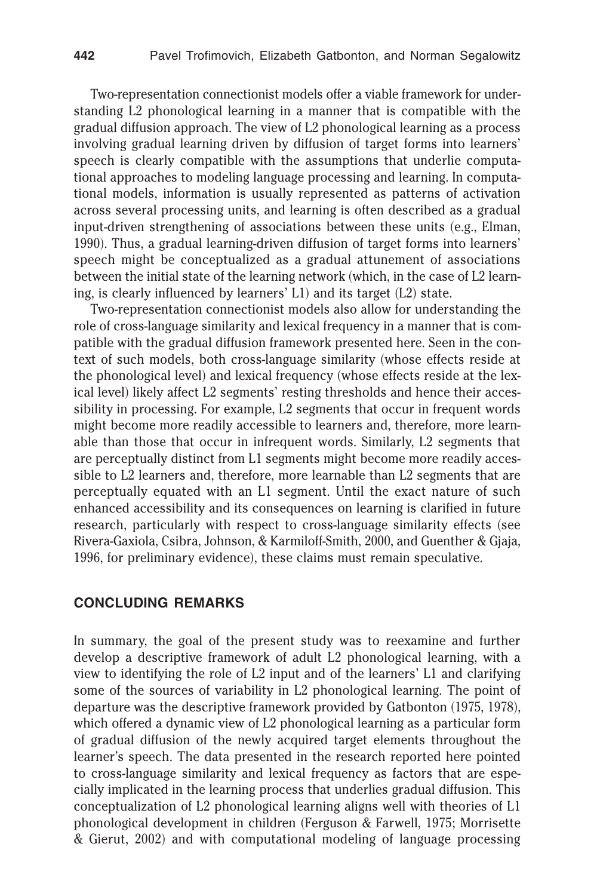Two-representation connectionist models offer a viable framework for understanding L2 phonological learning in a manner that is compatible with the gradual diffusion approach. The view of L2 phonological learning as a process involving gradual learning driven by diffusion of target forms into learners' speech is clearly compatible with the assumptions that underlie computational approaches to modeling language processing and learning. In computational models, information is usually represented as patterns of activation across several processing units, and learning is often described as a gradual input-driven strengthening of associations between these units (e.g., Elman, 1990). Thus, a gradual learning-driven diffusion of target forms into learners' speech might be conceptualized as a gradual attunement of associations between the initial state of the learning network (which, in the case of L2 learning, is clearly influenced by learners' L1) and its target (L2) state.

Two-representation connectionist models also allow for understanding the role of cross-language similarity and lexical frequency in a manner that is compatible with the gradual diffusion framework presented here. Seen in the context of such models, both cross-language similarity (whose effects reside at the phonological level) and lexical frequency (whose effects reside at the lexical level) likely affect L2 segments' resting thresholds and hence their accessibility in processing. For example, L2 segments that occur in frequent words might become more readily accessible to learners and, therefore, more learnable than those that occur in infrequent words. Similarly, L2 segments that are perceptually distinct from L1 segments might become more readily accessible to L2 learners and, therefore, more learnable than L2 segments that are perceptually equated with an L1 segment. Until the exact nature of such enhanced accessibility and its consequences on learning is clarified in future research, particularly with respect to cross-language similarity effects (see Rivera-Gaxiola, Csibra, Johnson, & Karmiloff-Smith, 2000, and Guenther & Gjaja, 1996, for preliminary evidence), these claims must remain speculative.

## CONCLUDING REMARKS

In summary, the goal of the present study was to reexamine and further develop a descriptive framework of adult L2 phonological learning, with a view to identifying the role of L2 input and of the learners' L1 and clarifying some of the sources of variability in L2 phonological learning. The point of departure was the descriptive framework provided by Gatbonton (1975, 1978), which offered a dynamic view of L2 phonological learning as a particular form of gradual diffusion of the newly acquired target elements throughout the learner's speech. The data presented in the research reported here pointed to cross-language similarity and lexical frequency as factors that are especially implicated in the learning process that underlies gradual diffusion. This conceptualization of L2 phonological learning aligns well with theories of L1 phonological development in children (Ferguson & Farwell, 1975; Morrisette & Gierut, 2002) and with computational modeling of language processing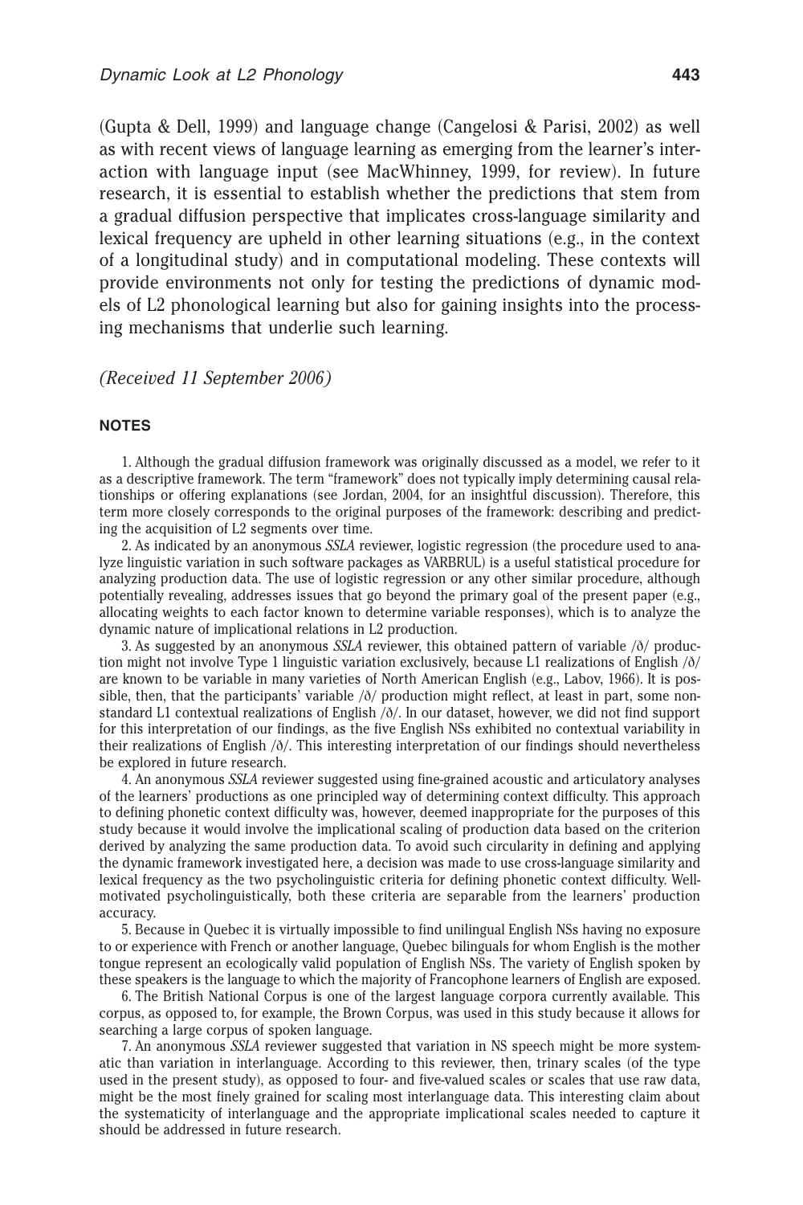(Gupta & Dell, 1999) and language change (Cangelosi & Parisi, 2002) as well as with recent views of language learning as emerging from the learner's interaction with language input (see MacWhinney, 1999, for review). In future research, it is essential to establish whether the predictions that stem from a gradual diffusion perspective that implicates cross-language similarity and lexical frequency are upheld in other learning situations (e.g., in the context of a longitudinal study) and in computational modeling. These contexts will provide environments not only for testing the predictions of dynamic models of L2 phonological learning but also for gaining insights into the processing mechanisms that underlie such learning.

*(Received 11 September 2006)*

## NOTES

1. Although the gradual diffusion framework was originally discussed as a model, we refer to it as a descriptive framework. The term "framework" does not typically imply determining causal relationships or offering explanations (see Jordan, 2004, for an insightful discussion). Therefore, this term more closely corresponds to the original purposes of the framework: describing and predicting the acquisition of L2 segments over time.

2. As indicated by an anonymous *SSLA* reviewer, logistic regression (the procedure used to analyze linguistic variation in such software packages as VARBRUL) is a useful statistical procedure for analyzing production data. The use of logistic regression or any other similar procedure, although potentially revealing, addresses issues that go beyond the primary goal of the present paper (e.g., allocating weights to each factor known to determine variable responses), which is to analyze the dynamic nature of implicational relations in L2 production.

3. As suggested by an anonymous *SSLA* reviewer, this obtained pattern of variable /ð/ production might not involve Type 1 linguistic variation exclusively, because L1 realizations of English /ð/ are known to be variable in many varieties of North American English (e.g., Labov, 1966). It is possible, then, that the participants' variable /ð/ production might reflect, at least in part, some nonstandard L1 contextual realizations of English /ð/. In our dataset, however, we did not find support for this interpretation of our findings, as the five English NSs exhibited no contextual variability in their realizations of English /ð/. This interesting interpretation of our findings should nevertheless be explored in future research.

4. An anonymous *SSLA* reviewer suggested using fine-grained acoustic and articulatory analyses of the learners' productions as one principled way of determining context difficulty. This approach to defining phonetic context difficulty was, however, deemed inappropriate for the purposes of this study because it would involve the implicational scaling of production data based on the criterion derived by analyzing the same production data. To avoid such circularity in defining and applying the dynamic framework investigated here, a decision was made to use cross-language similarity and lexical frequency as the two psycholinguistic criteria for defining phonetic context difficulty. Well-motivated psycholinguistically, both these criteria are separable from the learners' production accuracy.

5. Because in Quebec it is virtually impossible to find unilingual English NSs having no exposure to or experience with French or another language, Quebec bilinguals for whom English is the mother tongue represent an ecologically valid population of English NSs. The variety of English spoken by these speakers is the language to which the majority of Francophone learners of English are exposed.

6. The British National Corpus is one of the largest language corpora currently available. This corpus, as opposed to, for example, the Brown Corpus, was used in this study because it allows for searching a large corpus of spoken language.

7. An anonymous *SSLA* reviewer suggested that variation in NS speech might be more systematic than variation in interlanguage. According to this reviewer, then, trinary scales (of the type used in the present study), as opposed to four- and five-valued scales or scales that use raw data, might be the most finely grained for scaling most interlanguage data. This interesting claim about the systematicity of interlanguage and the appropriate implicational scales needed to capture it should be addressed in future research.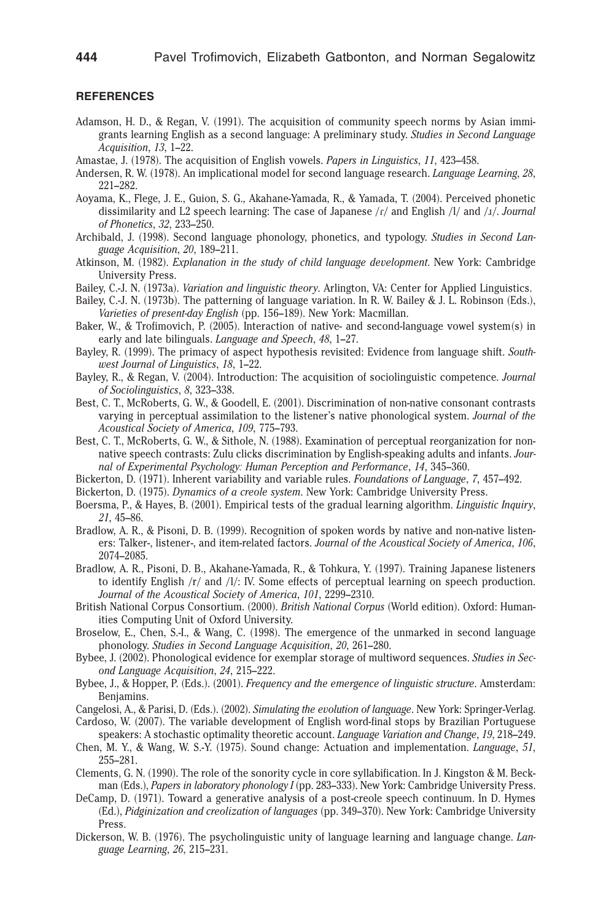## REFERENCES

Adamson, H. D., & Regan, V. (1991). The acquisition of community speech norms by Asian immigrants learning English as a second language: A preliminary study. *Studies in Second Language Acquisition*, *13*, 1–22.

Amastae, J. (1978). The acquisition of English vowels. *Papers in Linguistics*, *11*, 423–458.

Andersen, R. W. (1978). An implicational model for second language research. *Language Learning*, *28*, 221–282.

Aoyama, K., Flege, J. E., Guion, S. G., Akahane-Yamada, R., & Yamada, T. (2004). Perceived phonetic dissimilarity and L2 speech learning: The case of Japanese /ɾ/ and English /l/ and /ɹ/. *Journal of Phonetics*, *32*, 233–250.

Archibald, J. (1998). Second language phonology, phonetics, and typology. *Studies in Second Language Acquisition*, *20*, 189–211.

Atkinson, M. (1982). *Explanation in the study of child language development*. New York: Cambridge University Press.

Bailey, C.-J. N. (1973a). *Variation and linguistic theory*. Arlington, VA: Center for Applied Linguistics.

Bailey, C.-J. N. (1973b). The patterning of language variation. In R. W. Bailey & J. L. Robinson (Eds.), *Varieties of present-day English* (pp. 156–189). New York: Macmillan.

Baker, W., & Trofimovich, P. (2005). Interaction of native- and second-language vowel system(s) in early and late bilinguals. *Language and Speech*, *48*, 1–27.

Bayley, R. (1999). The primacy of aspect hypothesis revisited: Evidence from language shift. *Southwest Journal of Linguistics*, *18*, 1–22.

Bayley, R., & Regan, V. (2004). Introduction: The acquisition of sociolinguistic competence. *Journal of Sociolinguistics*, *8*, 323–338.

Best, C. T., McRoberts, G. W., & Goodell, E. (2001). Discrimination of non-native consonant contrasts varying in perceptual assimilation to the listener's native phonological system. *Journal of the Acoustical Society of America*, *109*, 775–793.

Best, C. T., McRoberts, G. W., & Sithole, N. (1988). Examination of perceptual reorganization for nonnative speech contrasts: Zulu clicks discrimination by English-speaking adults and infants. *Journal of Experimental Psychology: Human Perception and Performance*, *14*, 345–360.

Bickerton, D. (1971). Inherent variability and variable rules. *Foundations of Language*, *7*, 457–492.

Bickerton, D. (1975). *Dynamics of a creole system*. New York: Cambridge University Press.

Boersma, P., & Hayes, B. (2001). Empirical tests of the gradual learning algorithm. *Linguistic Inquiry*, *21*, 45–86.

Bradlow, A. R., & Pisoni, D. B. (1999). Recognition of spoken words by native and non-native listeners: Talker-, listener-, and item-related factors. *Journal of the Acoustical Society of America*, *106*, 2074–2085.

Bradlow, A. R., Pisoni, D. B., Akahane-Yamada, R., & Tohkura, Y. (1997). Training Japanese listeners to identify English /r/ and /l/: IV. Some effects of perceptual learning on speech production. *Journal of the Acoustical Society of America*, *101*, 2299–2310.

British National Corpus Consortium. (2000). *British National Corpus* (World edition). Oxford: Humanities Computing Unit of Oxford University.

Broselow, E., Chen, S.-I., & Wang, C. (1998). The emergence of the unmarked in second language phonology. *Studies in Second Language Acquisition*, *20*, 261–280.

Bybee, J. (2002). Phonological evidence for exemplar storage of multiword sequences. *Studies in Second Language Acquisition*, *24*, 215–222.

Bybee, J., & Hopper, P. (Eds.). (2001). *Frequency and the emergence of linguistic structure*. Amsterdam: Benjamins.

Cangelosi, A., & Parisi, D. (Eds.). (2002). *Simulating the evolution of language*. New York: Springer-Verlag.

Cardoso, W. (2007). The variable development of English word-final stops by Brazilian Portuguese speakers: A stochastic optimality theoretic account. *Language Variation and Change*, *19*, 218–249.

Chen, M. Y., & Wang, W. S.-Y. (1975). Sound change: Actuation and implementation. *Language*, *51*, 255–281.

Clements, G. N. (1990). The role of the sonority cycle in core syllabification. In J. Kingston & M. Beckman (Eds.), *Papers in laboratory phonology I* (pp. 283–333). New York: Cambridge University Press.

DeCamp, D. (1971). Toward a generative analysis of a post-creole speech continuum. In D. Hymes (Ed.), *Pidginization and creolization of languages* (pp. 349–370). New York: Cambridge University Press.

Dickerson, W. B. (1976). The psycholinguistic unity of language learning and language change. *Language Learning*, *26*, 215–231.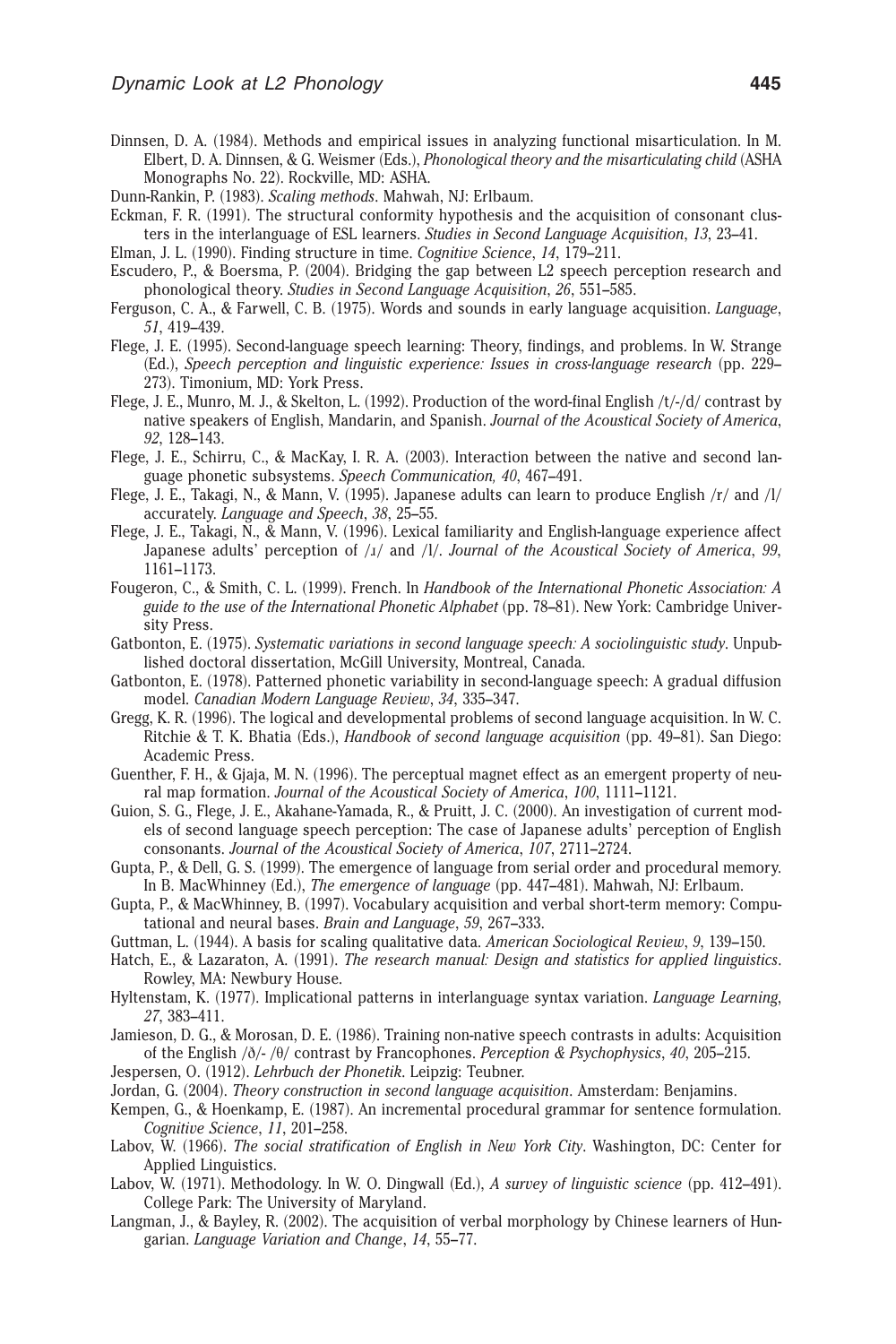Dinnsen, D. A. (1984). Methods and empirical issues in analyzing functional misarticulation. In M. Elbert, D. A. Dinnsen, & G. Weismer (Eds.), *Phonological theory and the misarticulating child* (ASHA Monographs No. 22). Rockville, MD: ASHA.

Dunn-Rankin, P. (1983). *Scaling methods*. Mahwah, NJ: Erlbaum.

Eckman, F. R. (1991). The structural conformity hypothesis and the acquisition of consonant clusters in the interlanguage of ESL learners. *Studies in Second Language Acquisition*, *13*, 23–41.

Elman, J. L. (1990). Finding structure in time. *Cognitive Science*, *14*, 179–211.

Escudero, P., & Boersma, P. (2004). Bridging the gap between L2 speech perception research and phonological theory. *Studies in Second Language Acquisition*, *26*, 551–585.

Ferguson, C. A., & Farwell, C. B. (1975). Words and sounds in early language acquisition. *Language*, *51*, 419–439.

Flege, J. E. (1995). Second-language speech learning: Theory, findings, and problems. In W. Strange (Ed.), *Speech perception and linguistic experience: Issues in cross-language research* (pp. 229–273). Timonium, MD: York Press.

Flege, J. E., Munro, M. J., & Skelton, L. (1992). Production of the word-final English /t/-/d/ contrast by native speakers of English, Mandarin, and Spanish. *Journal of the Acoustical Society of America*, *92*, 128–143.

Flege, J. E., Schirru, C., & MacKay, I. R. A. (2003). Interaction between the native and second language phonetic subsystems. *Speech Communication, 40*, 467–491.

Flege, J. E., Takagi, N., & Mann, V. (1995). Japanese adults can learn to produce English /r/ and /l/ accurately. *Language and Speech*, *38*, 25–55.

Flege, J. E., Takagi, N., & Mann, V. (1996). Lexical familiarity and English-language experience affect Japanese adults' perception of /ɹ/ and /l/. *Journal of the Acoustical Society of America*, *99*, 1161–1173.

Fougeron, C., & Smith, C. L. (1999). French. In *Handbook of the International Phonetic Association: A guide to the use of the International Phonetic Alphabet* (pp. 78–81). New York: Cambridge University Press.

Gatbonton, E. (1975). *Systematic variations in second language speech: A sociolinguistic study*. Unpublished doctoral dissertation, McGill University, Montreal, Canada.

Gatbonton, E. (1978). Patterned phonetic variability in second-language speech: A gradual diffusion model. *Canadian Modern Language Review*, *34*, 335–347.

Gregg, K. R. (1996). The logical and developmental problems of second language acquisition. In W. C. Ritchie & T. K. Bhatia (Eds.), *Handbook of second language acquisition* (pp. 49–81). San Diego: Academic Press.

Guenther, F. H., & Gjaja, M. N. (1996). The perceptual magnet effect as an emergent property of neural map formation. *Journal of the Acoustical Society of America*, *100*, 1111–1121.

Guion, S. G., Flege, J. E., Akahane-Yamada, R., & Pruitt, J. C. (2000). An investigation of current models of second language speech perception: The case of Japanese adults' perception of English consonants. *Journal of the Acoustical Society of America*, *107*, 2711–2724.

Gupta, P., & Dell, G. S. (1999). The emergence of language from serial order and procedural memory. In B. MacWhinney (Ed.), *The emergence of language* (pp. 447–481). Mahwah, NJ: Erlbaum.

Gupta, P., & MacWhinney, B. (1997). Vocabulary acquisition and verbal short-term memory: Computational and neural bases. *Brain and Language*, *59*, 267–333.

Guttman, L. (1944). A basis for scaling qualitative data. *American Sociological Review*, *9*, 139–150.

Hatch, E., & Lazaraton, A. (1991). *The research manual: Design and statistics for applied linguistics*. Rowley, MA: Newbury House.

Hyltenstam, K. (1977). Implicational patterns in interlanguage syntax variation. *Language Learning*, *27*, 383–411.

Jamieson, D. G., & Morosan, D. E. (1986). Training non-native speech contrasts in adults: Acquisition of the English /ð/- /θ/ contrast by Francophones. *Perception & Psychophysics*, *40*, 205–215.

Jespersen, O. (1912). *Lehrbuch der Phonetik*. Leipzig: Teubner.

Jordan, G. (2004). *Theory construction in second language acquisition*. Amsterdam: Benjamins.

Kempen, G., & Hoenkamp, E. (1987). An incremental procedural grammar for sentence formulation. *Cognitive Science*, *11*, 201–258.

Labov, W. (1966). *The social stratification of English in New York City*. Washington, DC: Center for Applied Linguistics.

Labov, W. (1971). Methodology. In W. O. Dingwall (Ed.), *A survey of linguistic science* (pp. 412–491). College Park: The University of Maryland.

Langman, J., & Bayley, R. (2002). The acquisition of verbal morphology by Chinese learners of Hungarian. *Language Variation and Change*, *14*, 55–77.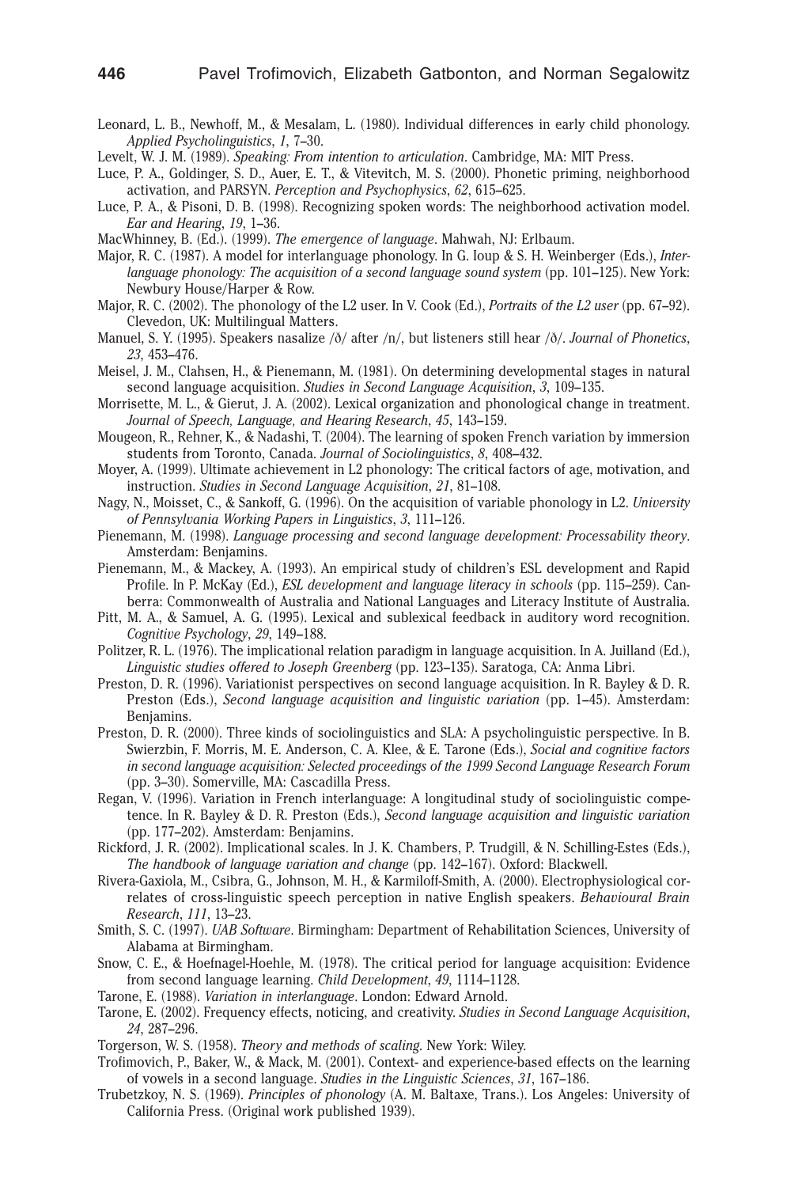Leonard, L. B., Newhoff, M., & Mesalam, L. (1980). Individual differences in early child phonology. *Applied Psycholinguistics*, *1*, 7–30.

Levelt, W. J. M. (1989). *Speaking: From intention to articulation*. Cambridge, MA: MIT Press.

Luce, P. A., Goldinger, S. D., Auer, E. T., & Vitevitch, M. S. (2000). Phonetic priming, neighborhood activation, and PARSYN. *Perception and Psychophysics*, *62*, 615–625.

Luce, P. A., & Pisoni, D. B. (1998). Recognizing spoken words: The neighborhood activation model. *Ear and Hearing*, *19*, 1–36.

MacWhinney, B. (Ed.). (1999). *The emergence of language*. Mahwah, NJ: Erlbaum.

Major, R. C. (1987). A model for interlanguage phonology. In G. Ioup & S. H. Weinberger (Eds.), *Interlanguage phonology: The acquisition of a second language sound system* (pp. 101–125). New York: Newbury House/Harper & Row.

Major, R. C. (2002). The phonology of the L2 user. In V. Cook (Ed.), *Portraits of the L2 user* (pp. 67–92). Clevedon, UK: Multilingual Matters.

Manuel, S. Y. (1995). Speakers nasalize /ð/ after /n/, but listeners still hear /ð/. *Journal of Phonetics*, *23*, 453–476.

Meisel, J. M., Clahsen, H., & Pienemann, M. (1981). On determining developmental stages in natural second language acquisition. *Studies in Second Language Acquisition*, *3*, 109–135.

Morrisette, M. L., & Gierut, J. A. (2002). Lexical organization and phonological change in treatment. *Journal of Speech, Language, and Hearing Research*, *45*, 143–159.

Mougeon, R., Rehner, K., & Nadashi, T. (2004). The learning of spoken French variation by immersion students from Toronto, Canada. *Journal of Sociolinguistics*, *8*, 408–432.

Moyer, A. (1999). Ultimate achievement in L2 phonology: The critical factors of age, motivation, and instruction. *Studies in Second Language Acquisition*, *21*, 81–108.

Nagy, N., Moisset, C., & Sankoff, G. (1996). On the acquisition of variable phonology in L2. *University of Pennsylvania Working Papers in Linguistics*, *3*, 111–126.

Pienemann, M. (1998). *Language processing and second language development: Processability theory*. Amsterdam: Benjamins.

Pienemann, M., & Mackey, A. (1993). An empirical study of children's ESL development and Rapid Profile. In P. McKay (Ed.), *ESL development and language literacy in schools* (pp. 115–259). Canberra: Commonwealth of Australia and National Languages and Literacy Institute of Australia.

Pitt, M. A., & Samuel, A. G. (1995). Lexical and sublexical feedback in auditory word recognition. *Cognitive Psychology*, *29*, 149–188.

Politzer, R. L. (1976). The implicational relation paradigm in language acquisition. In A. Juilland (Ed.), *Linguistic studies offered to Joseph Greenberg* (pp. 123–135). Saratoga, CA: Anma Libri.

Preston, D. R. (1996). Variationist perspectives on second language acquisition. In R. Bayley & D. R. Preston (Eds.), *Second language acquisition and linguistic variation* (pp. 1–45). Amsterdam: Benjamins.

Preston, D. R. (2000). Three kinds of sociolinguistics and SLA: A psycholinguistic perspective. In B. Swierzbin, F. Morris, M. E. Anderson, C. A. Klee, & E. Tarone (Eds.), *Social and cognitive factors in second language acquisition: Selected proceedings of the 1999 Second Language Research Forum* (pp. 3–30). Somerville, MA: Cascadilla Press.

Regan, V. (1996). Variation in French interlanguage: A longitudinal study of sociolinguistic competence. In R. Bayley & D. R. Preston (Eds.), *Second language acquisition and linguistic variation* (pp. 177–202). Amsterdam: Benjamins.

Rickford, J. R. (2002). Implicational scales. In J. K. Chambers, P. Trudgill, & N. Schilling-Estes (Eds.), *The handbook of language variation and change* (pp. 142–167). Oxford: Blackwell.

Rivera-Gaxiola, M., Csibra, G., Johnson, M. H., & Karmiloff-Smith, A. (2000). Electrophysiological correlates of cross-linguistic speech perception in native English speakers. *Behavioural Brain Research*, *111*, 13–23.

Smith, S. C. (1997). *UAB Software*. Birmingham: Department of Rehabilitation Sciences, University of Alabama at Birmingham.

Snow, C. E., & Hoefnagel-Hoehle, M. (1978). The critical period for language acquisition: Evidence from second language learning. *Child Development*, *49*, 1114–1128.

Tarone, E. (1988). *Variation in interlanguage*. London: Edward Arnold.

Tarone, E. (2002). Frequency effects, noticing, and creativity. *Studies in Second Language Acquisition*, *24*, 287–296.

Torgerson, W. S. (1958). *Theory and methods of scaling*. New York: Wiley.

Trofimovich, P., Baker, W., & Mack, M. (2001). Context- and experience-based effects on the learning of vowels in a second language. *Studies in the Linguistic Sciences*, *31*, 167–186.

Trubetzkoy, N. S. (1969). *Principles of phonology* (A. M. Baltaxe, Trans.). Los Angeles: University of California Press. (Original work published 1939).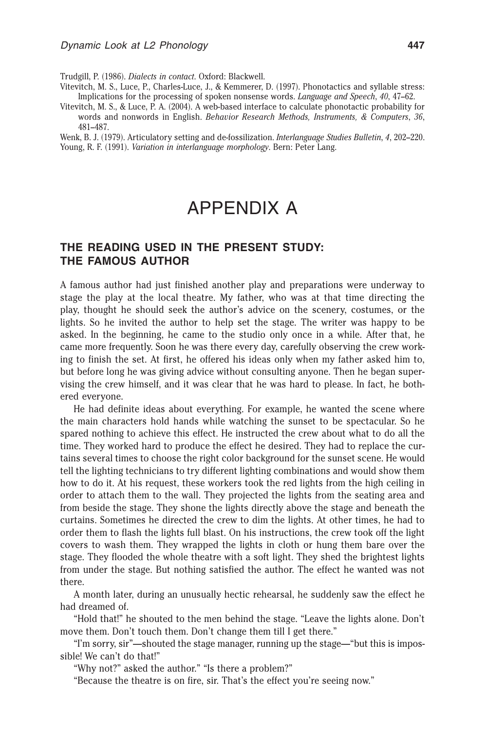Trudgill, P. (1986). *Dialects in contact*. Oxford: Blackwell.

Vitevitch, M. S., Luce, P., Charles-Luce, J., & Kemmerer, D. (1997). Phonotactics and syllable stress: Implications for the processing of spoken nonsense words. *Language and Speech*, *40*, 47–62.

Vitevitch, M. S., & Luce, P. A. (2004). A web-based interface to calculate phonotactic probability for words and nonwords in English. *Behavior Research Methods, Instruments, & Computers*, *36*, 481–487.

Wenk, B. J. (1979). Articulatory setting and de-fossilization. *Interlanguage Studies Bulletin*, *4*, 202–220.

Young, R. F. (1991). *Variation in interlanguage morphology*. Bern: Peter Lang.

# APPENDIX A

## THE READING USED IN THE PRESENT STUDY: THE FAMOUS AUTHOR

A famous author had just finished another play and preparations were underway to stage the play at the local theatre. My father, who was at that time directing the play, thought he should seek the author's advice on the scenery, costumes, or the lights. So he invited the author to help set the stage. The writer was happy to be asked. In the beginning, he came to the studio only once in a while. After that, he came more frequently. Soon he was there every day, carefully observing the crew working to finish the set. At first, he offered his ideas only when my father asked him to, but before long he was giving advice without consulting anyone. Then he began supervising the crew himself, and it was clear that he was hard to please. In fact, he bothered everyone.

He had definite ideas about everything. For example, he wanted the scene where the main characters hold hands while watching the sunset to be spectacular. So he spared nothing to achieve this effect. He instructed the crew about what to do all the time. They worked hard to produce the effect he desired. They had to replace the curtains several times to choose the right color background for the sunset scene. He would tell the lighting technicians to try different lighting combinations and would show them how to do it. At his request, these workers took the red lights from the high ceiling in order to attach them to the wall. They projected the lights from the seating area and from beside the stage. They shone the lights directly above the stage and beneath the curtains. Sometimes he directed the crew to dim the lights. At other times, he had to order them to flash the lights full blast. On his instructions, the crew took off the light covers to wash them. They wrapped the lights in cloth or hung them bare over the stage. They flooded the whole theatre with a soft light. They shed the brightest lights from under the stage. But nothing satisfied the author. The effect he wanted was not there.

A month later, during an unusually hectic rehearsal, he suddenly saw the effect he had dreamed of.

"Hold that!" he shouted to the men behind the stage. "Leave the lights alone. Don't move them. Don't touch them. Don't change them till I get there."

"I'm sorry, sir"—shouted the stage manager, running up the stage—"but this is impossible! We can't do that!"

"Why not?" asked the author." "Is there a problem?"

"Because the theatre is on fire, sir. That's the effect you're seeing now."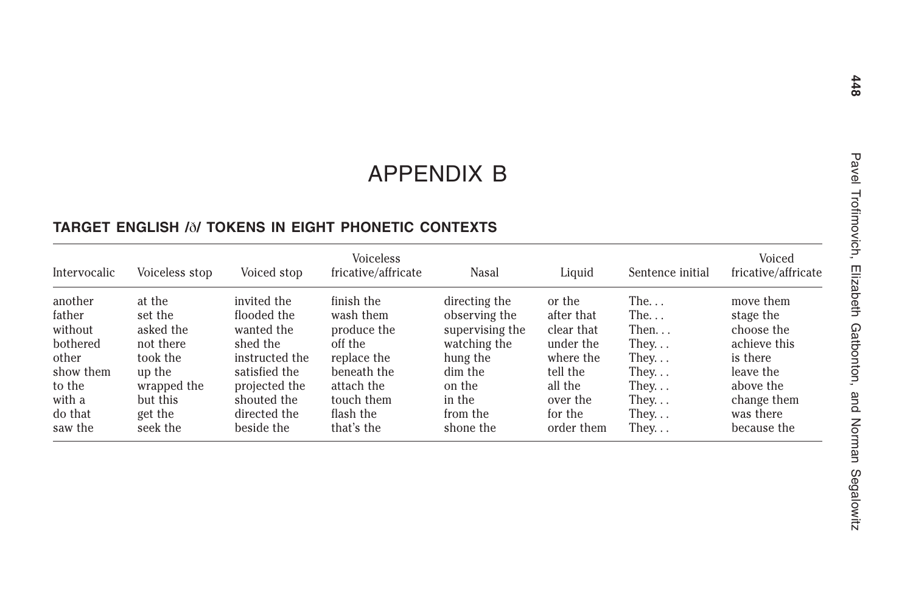# APPENDIX B

## TARGET ENGLISH /ð/ TOKENS IN EIGHT PHONETIC CONTEXTS

| Intervocalic | Voiceless stop | Voiced stop | Voiceless fricative/affricate | Nasal | Liquid | Sentence initial | Voiced fricative/affricate |
|---|---|---|---|---|---|---|---|
| another | at the | invited the | finish the | directing the | or the | The. . . | move them |
| father | set the | flooded the | wash them | observing the | after that | The. . . | stage the |
| without | asked the | wanted the | produce the | supervising the | clear that | Then. . . | choose the |
| bothered | not there | shed the | off the | watching the | under the | They. . . | achieve this |
| other | took the | instructed the | replace the | hung the | where the | They. . . | is there |
| show them | up the | satisfied the | beneath the | dim the | tell the | They. . . | leave the |
| to the | wrapped the | projected the | attach the | on the | all the | They. . . | above the |
| with a | but this | shouted the | touch them | in the | over the | They. . . | change them |
| do that | get the | directed the | flash the | from the | for the | They. . . | was there |
| saw the | seek the | beside the | that's the | shone the | order them | They. . . | because the |